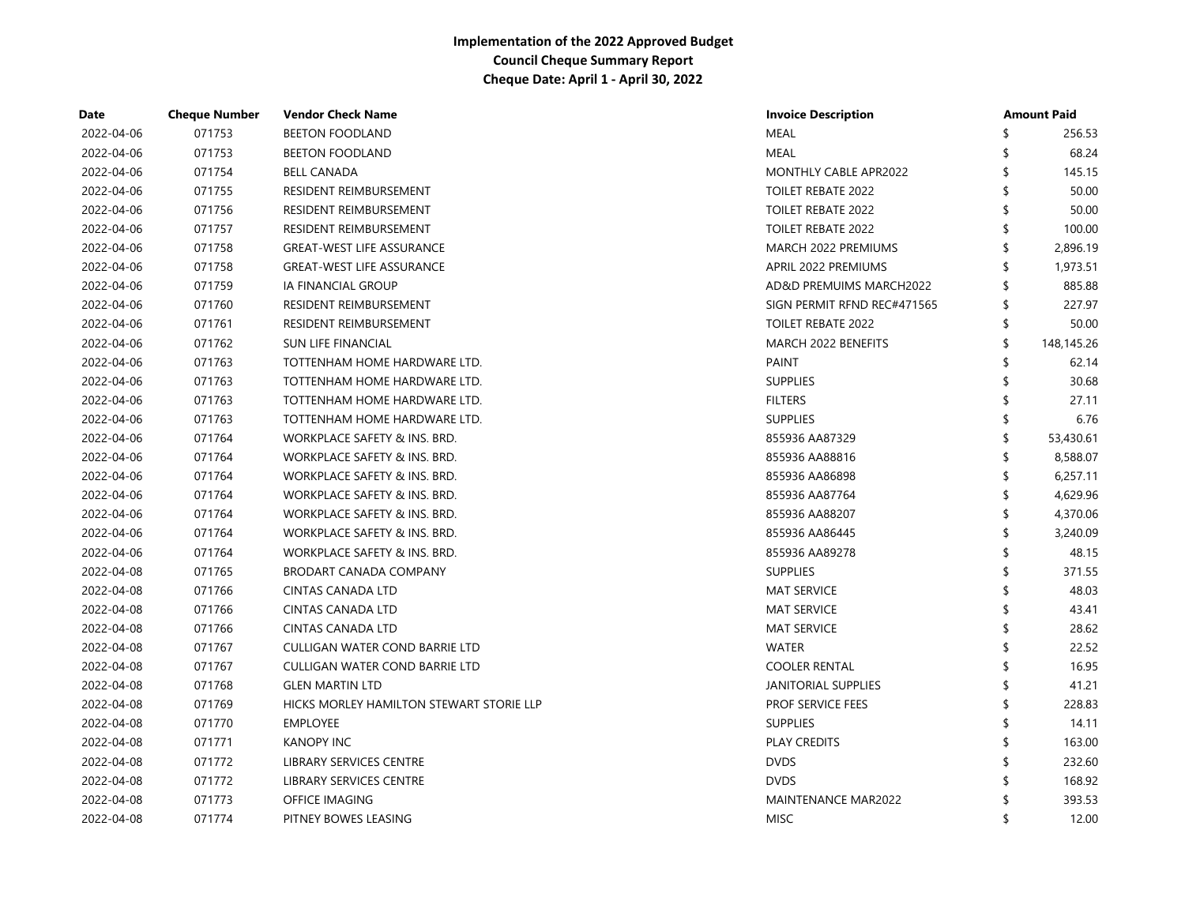**Implementation of the 2022 Approved Budget**
**Council Cheque Summary Report**
**Cheque Date: April 1 - April 30, 2022**

| Date | Cheque Number | Vendor Check Name | Invoice Description | Amount Paid |
|---|---|---|---|---|
| 2022-04-06 | 071753 | BEETON FOODLAND | MEAL | $ 256.53 |
| 2022-04-06 | 071753 | BEETON FOODLAND | MEAL | $ 68.24 |
| 2022-04-06 | 071754 | BELL CANADA | MONTHLY CABLE APR2022 | $ 145.15 |
| 2022-04-06 | 071755 | RESIDENT REIMBURSEMENT | TOILET REBATE 2022 | $ 50.00 |
| 2022-04-06 | 071756 | RESIDENT REIMBURSEMENT | TOILET REBATE 2022 | $ 50.00 |
| 2022-04-06 | 071757 | RESIDENT REIMBURSEMENT | TOILET REBATE 2022 | $ 100.00 |
| 2022-04-06 | 071758 | GREAT-WEST LIFE ASSURANCE | MARCH 2022 PREMIUMS | $ 2,896.19 |
| 2022-04-06 | 071758 | GREAT-WEST LIFE ASSURANCE | APRIL 2022 PREMIUMS | $ 1,973.51 |
| 2022-04-06 | 071759 | IA FINANCIAL GROUP | AD&D PREMUIMS MARCH2022 | $ 885.88 |
| 2022-04-06 | 071760 | RESIDENT REIMBURSEMENT | SIGN PERMIT RFND REC#471565 | $ 227.97 |
| 2022-04-06 | 071761 | RESIDENT REIMBURSEMENT | TOILET REBATE 2022 | $ 50.00 |
| 2022-04-06 | 071762 | SUN LIFE FINANCIAL | MARCH 2022 BENEFITS | $ 148,145.26 |
| 2022-04-06 | 071763 | TOTTENHAM HOME HARDWARE LTD. | PAINT | $ 62.14 |
| 2022-04-06 | 071763 | TOTTENHAM HOME HARDWARE LTD. | SUPPLIES | $ 30.68 |
| 2022-04-06 | 071763 | TOTTENHAM HOME HARDWARE LTD. | FILTERS | $ 27.11 |
| 2022-04-06 | 071763 | TOTTENHAM HOME HARDWARE LTD. | SUPPLIES | $ 6.76 |
| 2022-04-06 | 071764 | WORKPLACE SAFETY & INS. BRD. | 855936 AA87329 | $ 53,430.61 |
| 2022-04-06 | 071764 | WORKPLACE SAFETY & INS. BRD. | 855936 AA88816 | $ 8,588.07 |
| 2022-04-06 | 071764 | WORKPLACE SAFETY & INS. BRD. | 855936 AA86898 | $ 6,257.11 |
| 2022-04-06 | 071764 | WORKPLACE SAFETY & INS. BRD. | 855936 AA87764 | $ 4,629.96 |
| 2022-04-06 | 071764 | WORKPLACE SAFETY & INS. BRD. | 855936 AA88207 | $ 4,370.06 |
| 2022-04-06 | 071764 | WORKPLACE SAFETY & INS. BRD. | 855936 AA86445 | $ 3,240.09 |
| 2022-04-06 | 071764 | WORKPLACE SAFETY & INS. BRD. | 855936 AA89278 | $ 48.15 |
| 2022-04-08 | 071765 | BRODART CANADA COMPANY | SUPPLIES | $ 371.55 |
| 2022-04-08 | 071766 | CINTAS CANADA LTD | MAT SERVICE | $ 48.03 |
| 2022-04-08 | 071766 | CINTAS CANADA LTD | MAT SERVICE | $ 43.41 |
| 2022-04-08 | 071766 | CINTAS CANADA LTD | MAT SERVICE | $ 28.62 |
| 2022-04-08 | 071767 | CULLIGAN WATER COND BARRIE LTD | WATER | $ 22.52 |
| 2022-04-08 | 071767 | CULLIGAN WATER COND BARRIE LTD | COOLER RENTAL | $ 16.95 |
| 2022-04-08 | 071768 | GLEN MARTIN LTD | JANITORIAL SUPPLIES | $ 41.21 |
| 2022-04-08 | 071769 | HICKS MORLEY HAMILTON STEWART STORIE LLP | PROF SERVICE FEES | $ 228.83 |
| 2022-04-08 | 071770 | EMPLOYEE | SUPPLIES | $ 14.11 |
| 2022-04-08 | 071771 | KANOPY INC | PLAY CREDITS | $ 163.00 |
| 2022-04-08 | 071772 | LIBRARY SERVICES CENTRE | DVDS | $ 232.60 |
| 2022-04-08 | 071772 | LIBRARY SERVICES CENTRE | DVDS | $ 168.92 |
| 2022-04-08 | 071773 | OFFICE IMAGING | MAINTENANCE MAR2022 | $ 393.53 |
| 2022-04-08 | 071774 | PITNEY BOWES LEASING | MISC | $ 12.00 |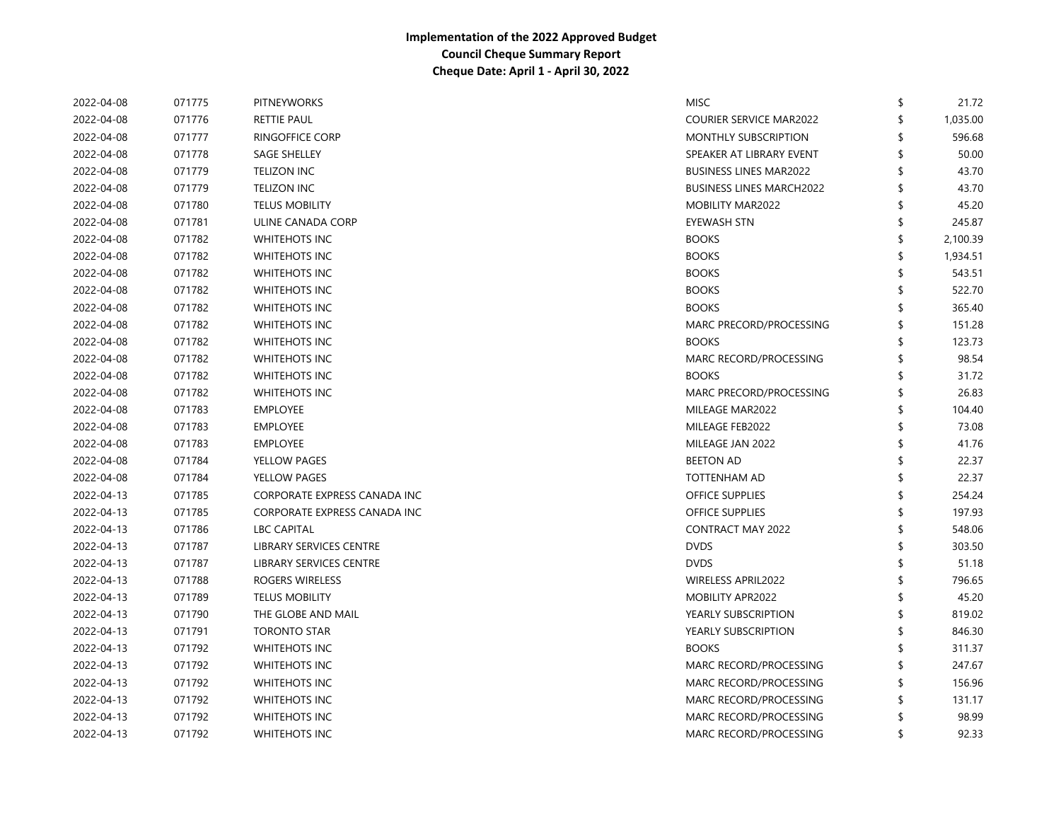**Implementation of the 2022 Approved Budget**
**Council Cheque Summary Report**
**Cheque Date: April 1 - April 30, 2022**

| | | | | | |
|---|---|---|---|---|---|
| 2022-04-08 | 071775 | PITNEYWORKS | MISC | $ | 21.72 |
| 2022-04-08 | 071776 | RETTIE PAUL | COURIER SERVICE MAR2022 | $ | 1,035.00 |
| 2022-04-08 | 071777 | RINGOFFICE CORP | MONTHLY SUBSCRIPTION | $ | 596.68 |
| 2022-04-08 | 071778 | SAGE SHELLEY | SPEAKER AT LIBRARY EVENT | $ | 50.00 |
| 2022-04-08 | 071779 | TELIZON INC | BUSINESS LINES MAR2022 | $ | 43.70 |
| 2022-04-08 | 071779 | TELIZON INC | BUSINESS LINES MARCH2022 | $ | 43.70 |
| 2022-04-08 | 071780 | TELUS MOBILITY | MOBILITY MAR2022 | $ | 45.20 |
| 2022-04-08 | 071781 | ULINE CANADA CORP | EYEWASH STN | $ | 245.87 |
| 2022-04-08 | 071782 | WHITEHOTS INC | BOOKS | $ | 2,100.39 |
| 2022-04-08 | 071782 | WHITEHOTS INC | BOOKS | $ | 1,934.51 |
| 2022-04-08 | 071782 | WHITEHOTS INC | BOOKS | $ | 543.51 |
| 2022-04-08 | 071782 | WHITEHOTS INC | BOOKS | $ | 522.70 |
| 2022-04-08 | 071782 | WHITEHOTS INC | BOOKS | $ | 365.40 |
| 2022-04-08 | 071782 | WHITEHOTS INC | MARC PRECORD/PROCESSING | $ | 151.28 |
| 2022-04-08 | 071782 | WHITEHOTS INC | BOOKS | $ | 123.73 |
| 2022-04-08 | 071782 | WHITEHOTS INC | MARC RECORD/PROCESSING | $ | 98.54 |
| 2022-04-08 | 071782 | WHITEHOTS INC | BOOKS | $ | 31.72 |
| 2022-04-08 | 071782 | WHITEHOTS INC | MARC PRECORD/PROCESSING | $ | 26.83 |
| 2022-04-08 | 071783 | EMPLOYEE | MILEAGE MAR2022 | $ | 104.40 |
| 2022-04-08 | 071783 | EMPLOYEE | MILEAGE FEB2022 | $ | 73.08 |
| 2022-04-08 | 071783 | EMPLOYEE | MILEAGE JAN 2022 | $ | 41.76 |
| 2022-04-08 | 071784 | YELLOW PAGES | BEETON AD | $ | 22.37 |
| 2022-04-08 | 071784 | YELLOW PAGES | TOTTENHAM AD | $ | 22.37 |
| 2022-04-13 | 071785 | CORPORATE EXPRESS CANADA INC | OFFICE SUPPLIES | $ | 254.24 |
| 2022-04-13 | 071785 | CORPORATE EXPRESS CANADA INC | OFFICE SUPPLIES | $ | 197.93 |
| 2022-04-13 | 071786 | LBC CAPITAL | CONTRACT MAY 2022 | $ | 548.06 |
| 2022-04-13 | 071787 | LIBRARY SERVICES CENTRE | DVDS | $ | 303.50 |
| 2022-04-13 | 071787 | LIBRARY SERVICES CENTRE | DVDS | $ | 51.18 |
| 2022-04-13 | 071788 | ROGERS WIRELESS | WIRELESS APRIL2022 | $ | 796.65 |
| 2022-04-13 | 071789 | TELUS MOBILITY | MOBILITY APR2022 | $ | 45.20 |
| 2022-04-13 | 071790 | THE GLOBE AND MAIL | YEARLY SUBSCRIPTION | $ | 819.02 |
| 2022-04-13 | 071791 | TORONTO STAR | YEARLY SUBSCRIPTION | $ | 846.30 |
| 2022-04-13 | 071792 | WHITEHOTS INC | BOOKS | $ | 311.37 |
| 2022-04-13 | 071792 | WHITEHOTS INC | MARC RECORD/PROCESSING | $ | 247.67 |
| 2022-04-13 | 071792 | WHITEHOTS INC | MARC RECORD/PROCESSING | $ | 156.96 |
| 2022-04-13 | 071792 | WHITEHOTS INC | MARC RECORD/PROCESSING | $ | 131.17 |
| 2022-04-13 | 071792 | WHITEHOTS INC | MARC RECORD/PROCESSING | $ | 98.99 |
| 2022-04-13 | 071792 | WHITEHOTS INC | MARC RECORD/PROCESSING | $ | 92.33 |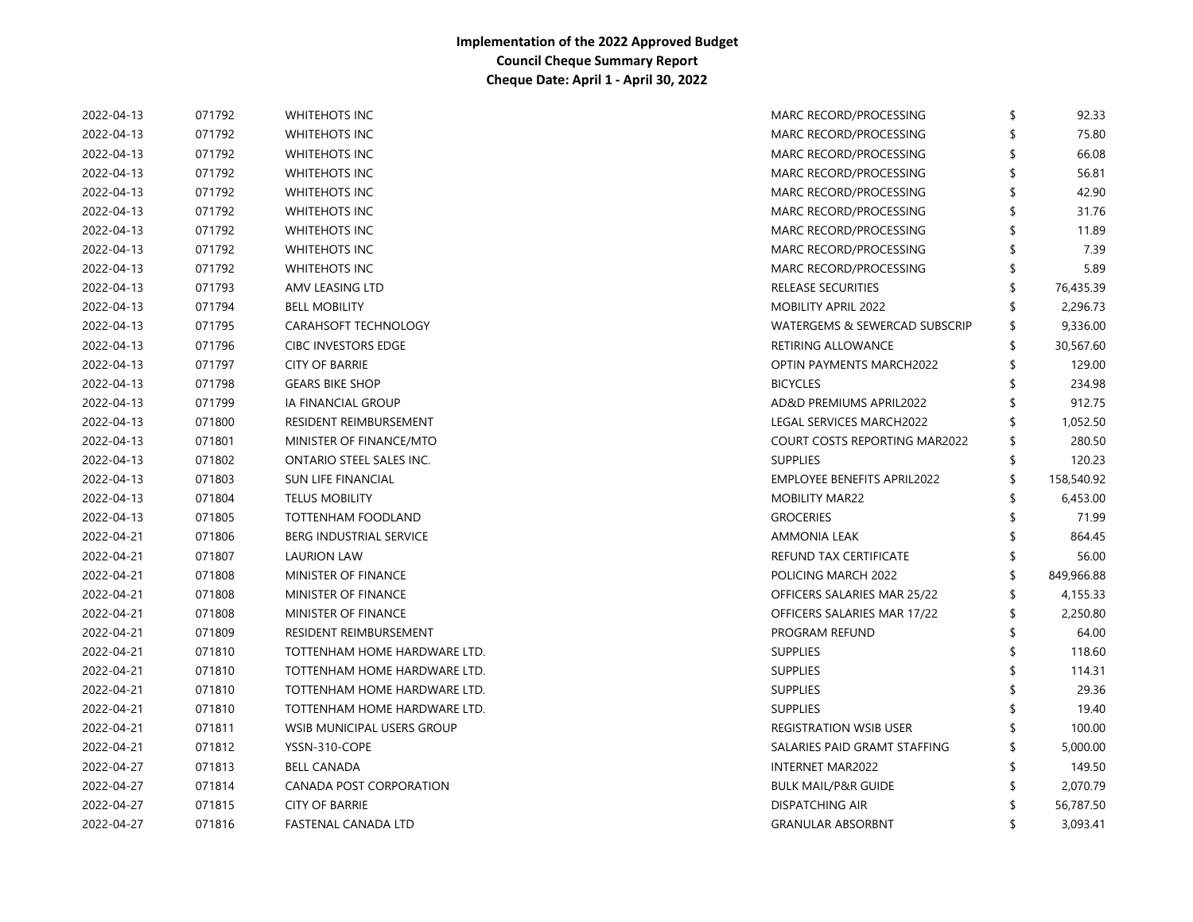**Implementation of the 2022 Approved Budget**
**Council Cheque Summary Report**
**Cheque Date: April 1 - April 30, 2022**

| | | | | | |
|---|---|---|---|---|---|
| 2022-04-13 | 071792 | WHITEHOTS INC | MARC RECORD/PROCESSING | $ | 92.33 |
| 2022-04-13 | 071792 | WHITEHOTS INC | MARC RECORD/PROCESSING | $ | 75.80 |
| 2022-04-13 | 071792 | WHITEHOTS INC | MARC RECORD/PROCESSING | $ | 66.08 |
| 2022-04-13 | 071792 | WHITEHOTS INC | MARC RECORD/PROCESSING | $ | 56.81 |
| 2022-04-13 | 071792 | WHITEHOTS INC | MARC RECORD/PROCESSING | $ | 42.90 |
| 2022-04-13 | 071792 | WHITEHOTS INC | MARC RECORD/PROCESSING | $ | 31.76 |
| 2022-04-13 | 071792 | WHITEHOTS INC | MARC RECORD/PROCESSING | $ | 11.89 |
| 2022-04-13 | 071792 | WHITEHOTS INC | MARC RECORD/PROCESSING | $ | 7.39 |
| 2022-04-13 | 071792 | WHITEHOTS INC | MARC RECORD/PROCESSING | $ | 5.89 |
| 2022-04-13 | 071793 | AMV LEASING LTD | RELEASE SECURITIES | $ | 76,435.39 |
| 2022-04-13 | 071794 | BELL MOBILITY | MOBILITY APRIL 2022 | $ | 2,296.73 |
| 2022-04-13 | 071795 | CARAHSOFT TECHNOLOGY | WATERGEMS & SEWERCAD SUBSCRIP | $ | 9,336.00 |
| 2022-04-13 | 071796 | CIBC INVESTORS EDGE | RETIRING ALLOWANCE | $ | 30,567.60 |
| 2022-04-13 | 071797 | CITY OF BARRIE | OPTIN PAYMENTS MARCH2022 | $ | 129.00 |
| 2022-04-13 | 071798 | GEARS BIKE SHOP | BICYCLES | $ | 234.98 |
| 2022-04-13 | 071799 | IA FINANCIAL GROUP | AD&D PREMIUMS APRIL2022 | $ | 912.75 |
| 2022-04-13 | 071800 | RESIDENT REIMBURSEMENT | LEGAL SERVICES MARCH2022 | $ | 1,052.50 |
| 2022-04-13 | 071801 | MINISTER OF FINANCE/MTO | COURT COSTS REPORTING MAR2022 | $ | 280.50 |
| 2022-04-13 | 071802 | ONTARIO STEEL SALES INC. | SUPPLIES | $ | 120.23 |
| 2022-04-13 | 071803 | SUN LIFE FINANCIAL | EMPLOYEE BENEFITS APRIL2022 | $ | 158,540.92 |
| 2022-04-13 | 071804 | TELUS MOBILITY | MOBILITY MAR22 | $ | 6,453.00 |
| 2022-04-13 | 071805 | TOTTENHAM FOODLAND | GROCERIES | $ | 71.99 |
| 2022-04-21 | 071806 | BERG INDUSTRIAL SERVICE | AMMONIA LEAK | $ | 864.45 |
| 2022-04-21 | 071807 | LAURION LAW | REFUND TAX CERTIFICATE | $ | 56.00 |
| 2022-04-21 | 071808 | MINISTER OF FINANCE | POLICING MARCH 2022 | $ | 849,966.88 |
| 2022-04-21 | 071808 | MINISTER OF FINANCE | OFFICERS SALARIES MAR 25/22 | $ | 4,155.33 |
| 2022-04-21 | 071808 | MINISTER OF FINANCE | OFFICERS SALARIES MAR 17/22 | $ | 2,250.80 |
| 2022-04-21 | 071809 | RESIDENT REIMBURSEMENT | PROGRAM REFUND | $ | 64.00 |
| 2022-04-21 | 071810 | TOTTENHAM HOME HARDWARE LTD. | SUPPLIES | $ | 118.60 |
| 2022-04-21 | 071810 | TOTTENHAM HOME HARDWARE LTD. | SUPPLIES | $ | 114.31 |
| 2022-04-21 | 071810 | TOTTENHAM HOME HARDWARE LTD. | SUPPLIES | $ | 29.36 |
| 2022-04-21 | 071810 | TOTTENHAM HOME HARDWARE LTD. | SUPPLIES | $ | 19.40 |
| 2022-04-21 | 071811 | WSIB MUNICIPAL USERS GROUP | REGISTRATION WSIB USER | $ | 100.00 |
| 2022-04-21 | 071812 | YSSN-310-COPE | SALARIES PAID GRAMT STAFFING | $ | 5,000.00 |
| 2022-04-27 | 071813 | BELL CANADA | INTERNET MAR2022 | $ | 149.50 |
| 2022-04-27 | 071814 | CANADA POST CORPORATION | BULK MAIL/P&R GUIDE | $ | 2,070.79 |
| 2022-04-27 | 071815 | CITY OF BARRIE | DISPATCHING AIR | $ | 56,787.50 |
| 2022-04-27 | 071816 | FASTENAL CANADA LTD | GRANULAR ABSORBNT | $ | 3,093.41 |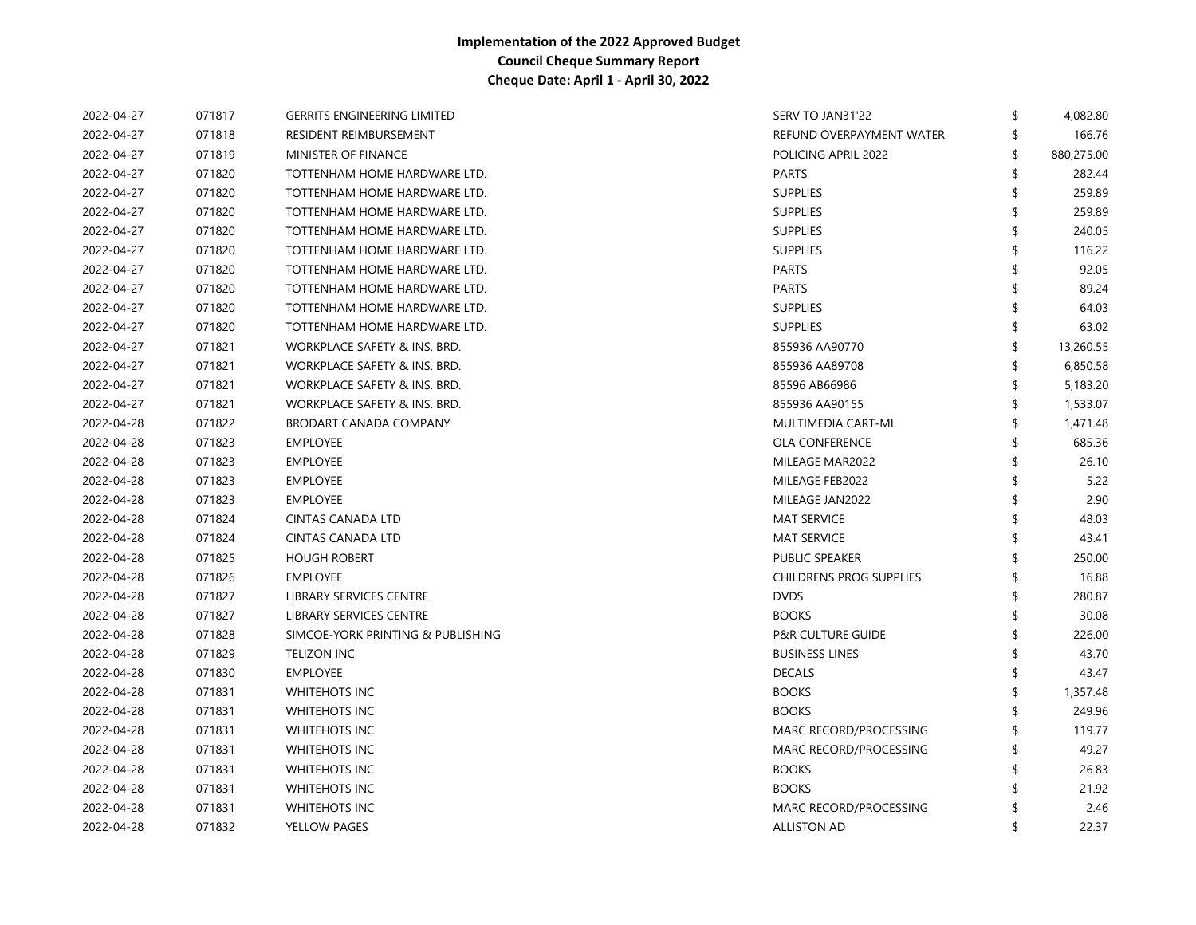**Implementation of the 2022 Approved Budget**
**Council Cheque Summary Report**
**Cheque Date: April 1 - April 30, 2022**

| | | | | |
|---|---|---|---|---|
| 2022-04-27 | 071817 | GERRITS ENGINEERING LIMITED | SERV TO JAN31'22 | $ 4,082.80 |
| 2022-04-27 | 071818 | RESIDENT REIMBURSEMENT | REFUND OVERPAYMENT WATER | $ 166.76 |
| 2022-04-27 | 071819 | MINISTER OF FINANCE | POLICING APRIL 2022 | $ 880,275.00 |
| 2022-04-27 | 071820 | TOTTENHAM HOME HARDWARE LTD. | PARTS | $ 282.44 |
| 2022-04-27 | 071820 | TOTTENHAM HOME HARDWARE LTD. | SUPPLIES | $ 259.89 |
| 2022-04-27 | 071820 | TOTTENHAM HOME HARDWARE LTD. | SUPPLIES | $ 259.89 |
| 2022-04-27 | 071820 | TOTTENHAM HOME HARDWARE LTD. | SUPPLIES | $ 240.05 |
| 2022-04-27 | 071820 | TOTTENHAM HOME HARDWARE LTD. | SUPPLIES | $ 116.22 |
| 2022-04-27 | 071820 | TOTTENHAM HOME HARDWARE LTD. | PARTS | $ 92.05 |
| 2022-04-27 | 071820 | TOTTENHAM HOME HARDWARE LTD. | PARTS | $ 89.24 |
| 2022-04-27 | 071820 | TOTTENHAM HOME HARDWARE LTD. | SUPPLIES | $ 64.03 |
| 2022-04-27 | 071820 | TOTTENHAM HOME HARDWARE LTD. | SUPPLIES | $ 63.02 |
| 2022-04-27 | 071821 | WORKPLACE SAFETY & INS. BRD. | 855936 AA90770 | $ 13,260.55 |
| 2022-04-27 | 071821 | WORKPLACE SAFETY & INS. BRD. | 855936 AA89708 | $ 6,850.58 |
| 2022-04-27 | 071821 | WORKPLACE SAFETY & INS. BRD. | 85596 AB66986 | $ 5,183.20 |
| 2022-04-27 | 071821 | WORKPLACE SAFETY & INS. BRD. | 855936 AA90155 | $ 1,533.07 |
| 2022-04-28 | 071822 | BRODART CANADA COMPANY | MULTIMEDIA CART-ML | $ 1,471.48 |
| 2022-04-28 | 071823 | EMPLOYEE | OLA CONFERENCE | $ 685.36 |
| 2022-04-28 | 071823 | EMPLOYEE | MILEAGE MAR2022 | $ 26.10 |
| 2022-04-28 | 071823 | EMPLOYEE | MILEAGE FEB2022 | $ 5.22 |
| 2022-04-28 | 071823 | EMPLOYEE | MILEAGE JAN2022 | $ 2.90 |
| 2022-04-28 | 071824 | CINTAS CANADA LTD | MAT SERVICE | $ 48.03 |
| 2022-04-28 | 071824 | CINTAS CANADA LTD | MAT SERVICE | $ 43.41 |
| 2022-04-28 | 071825 | HOUGH ROBERT | PUBLIC SPEAKER | $ 250.00 |
| 2022-04-28 | 071826 | EMPLOYEE | CHILDRENS PROG SUPPLIES | $ 16.88 |
| 2022-04-28 | 071827 | LIBRARY SERVICES CENTRE | DVDS | $ 280.87 |
| 2022-04-28 | 071827 | LIBRARY SERVICES CENTRE | BOOKS | $ 30.08 |
| 2022-04-28 | 071828 | SIMCOE-YORK PRINTING & PUBLISHING | P&R CULTURE GUIDE | $ 226.00 |
| 2022-04-28 | 071829 | TELIZON INC | BUSINESS LINES | $ 43.70 |
| 2022-04-28 | 071830 | EMPLOYEE | DECALS | $ 43.47 |
| 2022-04-28 | 071831 | WHITEHOTS INC | BOOKS | $ 1,357.48 |
| 2022-04-28 | 071831 | WHITEHOTS INC | BOOKS | $ 249.96 |
| 2022-04-28 | 071831 | WHITEHOTS INC | MARC RECORD/PROCESSING | $ 119.77 |
| 2022-04-28 | 071831 | WHITEHOTS INC | MARC RECORD/PROCESSING | $ 49.27 |
| 2022-04-28 | 071831 | WHITEHOTS INC | BOOKS | $ 26.83 |
| 2022-04-28 | 071831 | WHITEHOTS INC | BOOKS | $ 21.92 |
| 2022-04-28 | 071831 | WHITEHOTS INC | MARC RECORD/PROCESSING | $ 2.46 |
| 2022-04-28 | 071832 | YELLOW PAGES | ALLISTON AD | $ 22.37 |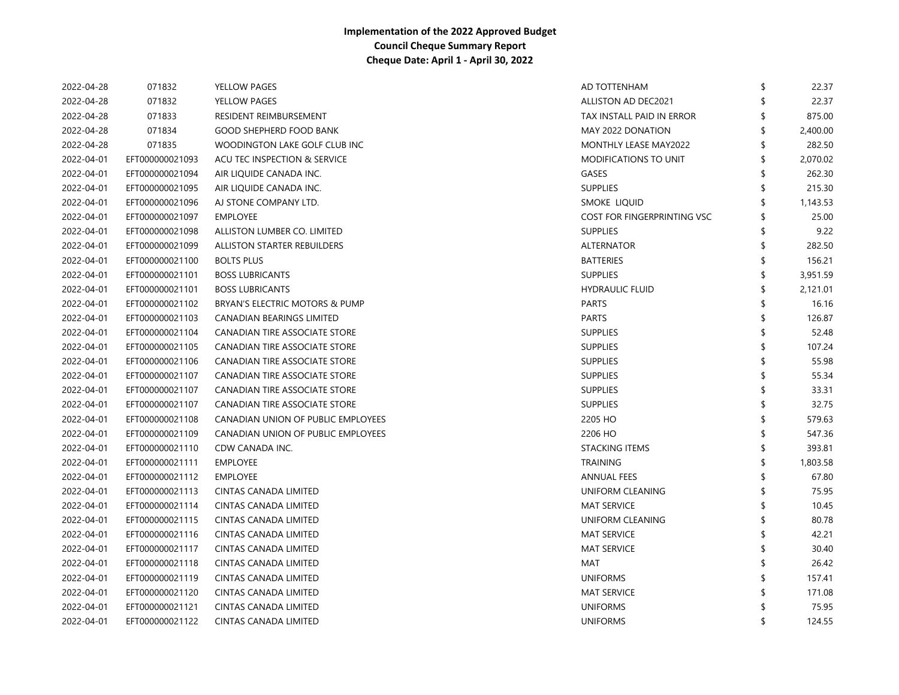**Implementation of the 2022 Approved Budget**
**Council Cheque Summary Report**
**Cheque Date: April 1 - April 30, 2022**

| | | | | |
|---|---|---|---|---|
| 2022-04-28 | 071832 | YELLOW PAGES | AD TOTTENHAM | $ 22.37 |
| 2022-04-28 | 071832 | YELLOW PAGES | ALLISTON AD DEC2021 | $ 22.37 |
| 2022-04-28 | 071833 | RESIDENT REIMBURSEMENT | TAX INSTALL PAID IN ERROR | $ 875.00 |
| 2022-04-28 | 071834 | GOOD SHEPHERD FOOD BANK | MAY 2022 DONATION | $ 2,400.00 |
| 2022-04-28 | 071835 | WOODINGTON LAKE GOLF CLUB INC | MONTHLY LEASE MAY2022 | $ 282.50 |
| 2022-04-01 | EFT000000021093 | ACU TEC INSPECTION & SERVICE | MODIFICATIONS TO UNIT | $ 2,070.02 |
| 2022-04-01 | EFT000000021094 | AIR LIQUIDE CANADA INC. | GASES | $ 262.30 |
| 2022-04-01 | EFT000000021095 | AIR LIQUIDE CANADA INC. | SUPPLIES | $ 215.30 |
| 2022-04-01 | EFT000000021096 | AJ STONE COMPANY LTD. | SMOKE LIQUID | $ 1,143.53 |
| 2022-04-01 | EFT000000021097 | EMPLOYEE | COST FOR FINGERPRINTING VSC | $ 25.00 |
| 2022-04-01 | EFT000000021098 | ALLISTON LUMBER CO. LIMITED | SUPPLIES | $ 9.22 |
| 2022-04-01 | EFT000000021099 | ALLISTON STARTER REBUILDERS | ALTERNATOR | $ 282.50 |
| 2022-04-01 | EFT000000021100 | BOLTS PLUS | BATTERIES | $ 156.21 |
| 2022-04-01 | EFT000000021101 | BOSS LUBRICANTS | SUPPLIES | $ 3,951.59 |
| 2022-04-01 | EFT000000021101 | BOSS LUBRICANTS | HYDRAULIC FLUID | $ 2,121.01 |
| 2022-04-01 | EFT000000021102 | BRYAN'S ELECTRIC MOTORS & PUMP | PARTS | $ 16.16 |
| 2022-04-01 | EFT000000021103 | CANADIAN BEARINGS LIMITED | PARTS | $ 126.87 |
| 2022-04-01 | EFT000000021104 | CANADIAN TIRE ASSOCIATE STORE | SUPPLIES | $ 52.48 |
| 2022-04-01 | EFT000000021105 | CANADIAN TIRE ASSOCIATE STORE | SUPPLIES | $ 107.24 |
| 2022-04-01 | EFT000000021106 | CANADIAN TIRE ASSOCIATE STORE | SUPPLIES | $ 55.98 |
| 2022-04-01 | EFT000000021107 | CANADIAN TIRE ASSOCIATE STORE | SUPPLIES | $ 55.34 |
| 2022-04-01 | EFT000000021107 | CANADIAN TIRE ASSOCIATE STORE | SUPPLIES | $ 33.31 |
| 2022-04-01 | EFT000000021107 | CANADIAN TIRE ASSOCIATE STORE | SUPPLIES | $ 32.75 |
| 2022-04-01 | EFT000000021108 | CANADIAN UNION OF PUBLIC EMPLOYEES | 2205 HO | $ 579.63 |
| 2022-04-01 | EFT000000021109 | CANADIAN UNION OF PUBLIC EMPLOYEES | 2206 HO | $ 547.36 |
| 2022-04-01 | EFT000000021110 | CDW CANADA INC. | STACKING ITEMS | $ 393.81 |
| 2022-04-01 | EFT000000021111 | EMPLOYEE | TRAINING | $ 1,803.58 |
| 2022-04-01 | EFT000000021112 | EMPLOYEE | ANNUAL FEES | $ 67.80 |
| 2022-04-01 | EFT000000021113 | CINTAS CANADA LIMITED | UNIFORM CLEANING | $ 75.95 |
| 2022-04-01 | EFT000000021114 | CINTAS CANADA LIMITED | MAT SERVICE | $ 10.45 |
| 2022-04-01 | EFT000000021115 | CINTAS CANADA LIMITED | UNIFORM CLEANING | $ 80.78 |
| 2022-04-01 | EFT000000021116 | CINTAS CANADA LIMITED | MAT SERVICE | $ 42.21 |
| 2022-04-01 | EFT000000021117 | CINTAS CANADA LIMITED | MAT SERVICE | $ 30.40 |
| 2022-04-01 | EFT000000021118 | CINTAS CANADA LIMITED | MAT | $ 26.42 |
| 2022-04-01 | EFT000000021119 | CINTAS CANADA LIMITED | UNIFORMS | $ 157.41 |
| 2022-04-01 | EFT000000021120 | CINTAS CANADA LIMITED | MAT SERVICE | $ 171.08 |
| 2022-04-01 | EFT000000021121 | CINTAS CANADA LIMITED | UNIFORMS | $ 75.95 |
| 2022-04-01 | EFT000000021122 | CINTAS CANADA LIMITED | UNIFORMS | $ 124.55 |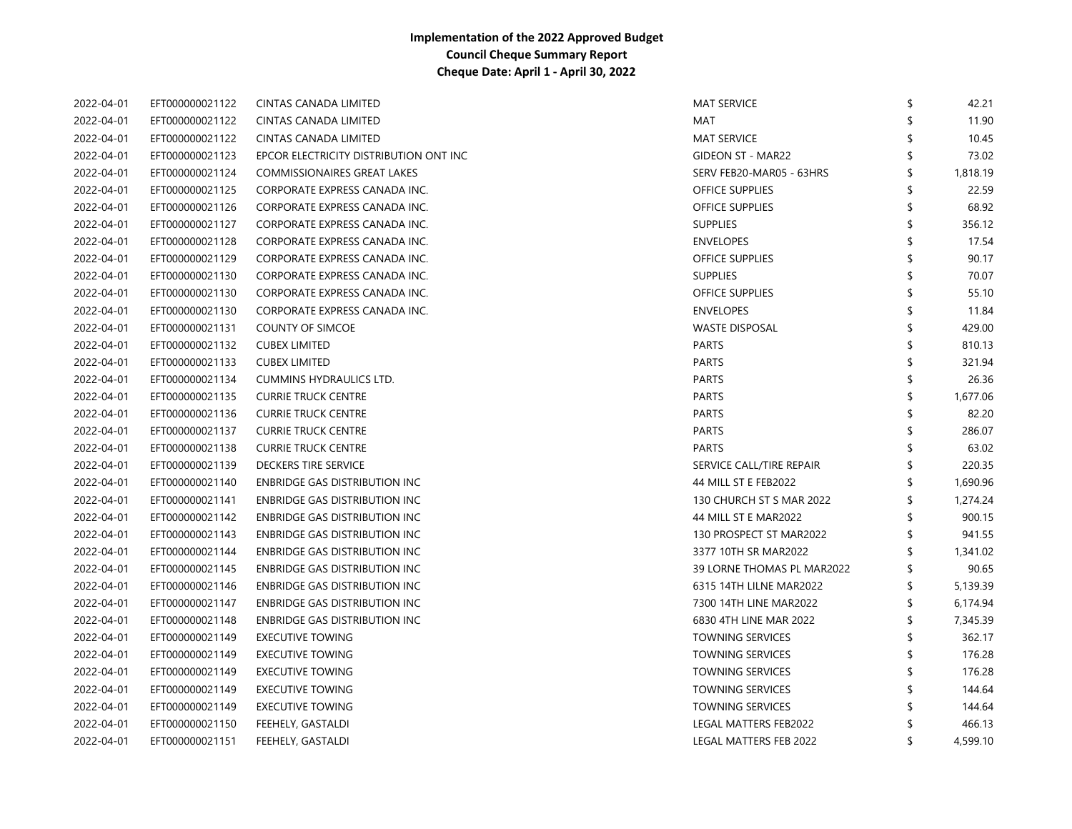**Implementation of the 2022 Approved Budget**
**Council Cheque Summary Report**
**Cheque Date: April 1 - April 30, 2022**

| | | | | | |
|---|---|---|---|---|---|
| 2022-04-01 | EFT000000021122 | CINTAS CANADA LIMITED | MAT SERVICE | $ | 42.21 |
| 2022-04-01 | EFT000000021122 | CINTAS CANADA LIMITED | MAT | $ | 11.90 |
| 2022-04-01 | EFT000000021122 | CINTAS CANADA LIMITED | MAT SERVICE | $ | 10.45 |
| 2022-04-01 | EFT000000021123 | EPCOR ELECTRICITY DISTRIBUTION ONT INC | GIDEON ST - MAR22 | $ | 73.02 |
| 2022-04-01 | EFT000000021124 | COMMISSIONAIRES GREAT LAKES | SERV FEB20-MAR05 - 63HRS | $ | 1,818.19 |
| 2022-04-01 | EFT000000021125 | CORPORATE EXPRESS CANADA INC. | OFFICE SUPPLIES | $ | 22.59 |
| 2022-04-01 | EFT000000021126 | CORPORATE EXPRESS CANADA INC. | OFFICE SUPPLIES | $ | 68.92 |
| 2022-04-01 | EFT000000021127 | CORPORATE EXPRESS CANADA INC. | SUPPLIES | $ | 356.12 |
| 2022-04-01 | EFT000000021128 | CORPORATE EXPRESS CANADA INC. | ENVELOPES | $ | 17.54 |
| 2022-04-01 | EFT000000021129 | CORPORATE EXPRESS CANADA INC. | OFFICE SUPPLIES | $ | 90.17 |
| 2022-04-01 | EFT000000021130 | CORPORATE EXPRESS CANADA INC. | SUPPLIES | $ | 70.07 |
| 2022-04-01 | EFT000000021130 | CORPORATE EXPRESS CANADA INC. | OFFICE SUPPLIES | $ | 55.10 |
| 2022-04-01 | EFT000000021130 | CORPORATE EXPRESS CANADA INC. | ENVELOPES | $ | 11.84 |
| 2022-04-01 | EFT000000021131 | COUNTY OF SIMCOE | WASTE DISPOSAL | $ | 429.00 |
| 2022-04-01 | EFT000000021132 | CUBEX LIMITED | PARTS | $ | 810.13 |
| 2022-04-01 | EFT000000021133 | CUBEX LIMITED | PARTS | $ | 321.94 |
| 2022-04-01 | EFT000000021134 | CUMMINS HYDRAULICS LTD. | PARTS | $ | 26.36 |
| 2022-04-01 | EFT000000021135 | CURRIE TRUCK CENTRE | PARTS | $ | 1,677.06 |
| 2022-04-01 | EFT000000021136 | CURRIE TRUCK CENTRE | PARTS | $ | 82.20 |
| 2022-04-01 | EFT000000021137 | CURRIE TRUCK CENTRE | PARTS | $ | 286.07 |
| 2022-04-01 | EFT000000021138 | CURRIE TRUCK CENTRE | PARTS | $ | 63.02 |
| 2022-04-01 | EFT000000021139 | DECKERS TIRE SERVICE | SERVICE CALL/TIRE REPAIR | $ | 220.35 |
| 2022-04-01 | EFT000000021140 | ENBRIDGE GAS DISTRIBUTION INC | 44 MILL ST E FEB2022 | $ | 1,690.96 |
| 2022-04-01 | EFT000000021141 | ENBRIDGE GAS DISTRIBUTION INC | 130 CHURCH ST S MAR 2022 | $ | 1,274.24 |
| 2022-04-01 | EFT000000021142 | ENBRIDGE GAS DISTRIBUTION INC | 44 MILL ST E MAR2022 | $ | 900.15 |
| 2022-04-01 | EFT000000021143 | ENBRIDGE GAS DISTRIBUTION INC | 130 PROSPECT ST MAR2022 | $ | 941.55 |
| 2022-04-01 | EFT000000021144 | ENBRIDGE GAS DISTRIBUTION INC | 3377 10TH SR MAR2022 | $ | 1,341.02 |
| 2022-04-01 | EFT000000021145 | ENBRIDGE GAS DISTRIBUTION INC | 39 LORNE THOMAS PL MAR2022 | $ | 90.65 |
| 2022-04-01 | EFT000000021146 | ENBRIDGE GAS DISTRIBUTION INC | 6315 14TH LILNE MAR2022 | $ | 5,139.39 |
| 2022-04-01 | EFT000000021147 | ENBRIDGE GAS DISTRIBUTION INC | 7300 14TH LINE MAR2022 | $ | 6,174.94 |
| 2022-04-01 | EFT000000021148 | ENBRIDGE GAS DISTRIBUTION INC | 6830 4TH LINE MAR 2022 | $ | 7,345.39 |
| 2022-04-01 | EFT000000021149 | EXECUTIVE TOWING | TOWNING SERVICES | $ | 362.17 |
| 2022-04-01 | EFT000000021149 | EXECUTIVE TOWING | TOWNING SERVICES | $ | 176.28 |
| 2022-04-01 | EFT000000021149 | EXECUTIVE TOWING | TOWNING SERVICES | $ | 176.28 |
| 2022-04-01 | EFT000000021149 | EXECUTIVE TOWING | TOWNING SERVICES | $ | 144.64 |
| 2022-04-01 | EFT000000021149 | EXECUTIVE TOWING | TOWNING SERVICES | $ | 144.64 |
| 2022-04-01 | EFT000000021150 | FEEHELY, GASTALDI | LEGAL MATTERS FEB2022 | $ | 466.13 |
| 2022-04-01 | EFT000000021151 | FEEHELY, GASTALDI | LEGAL MATTERS FEB 2022 | $ | 4,599.10 |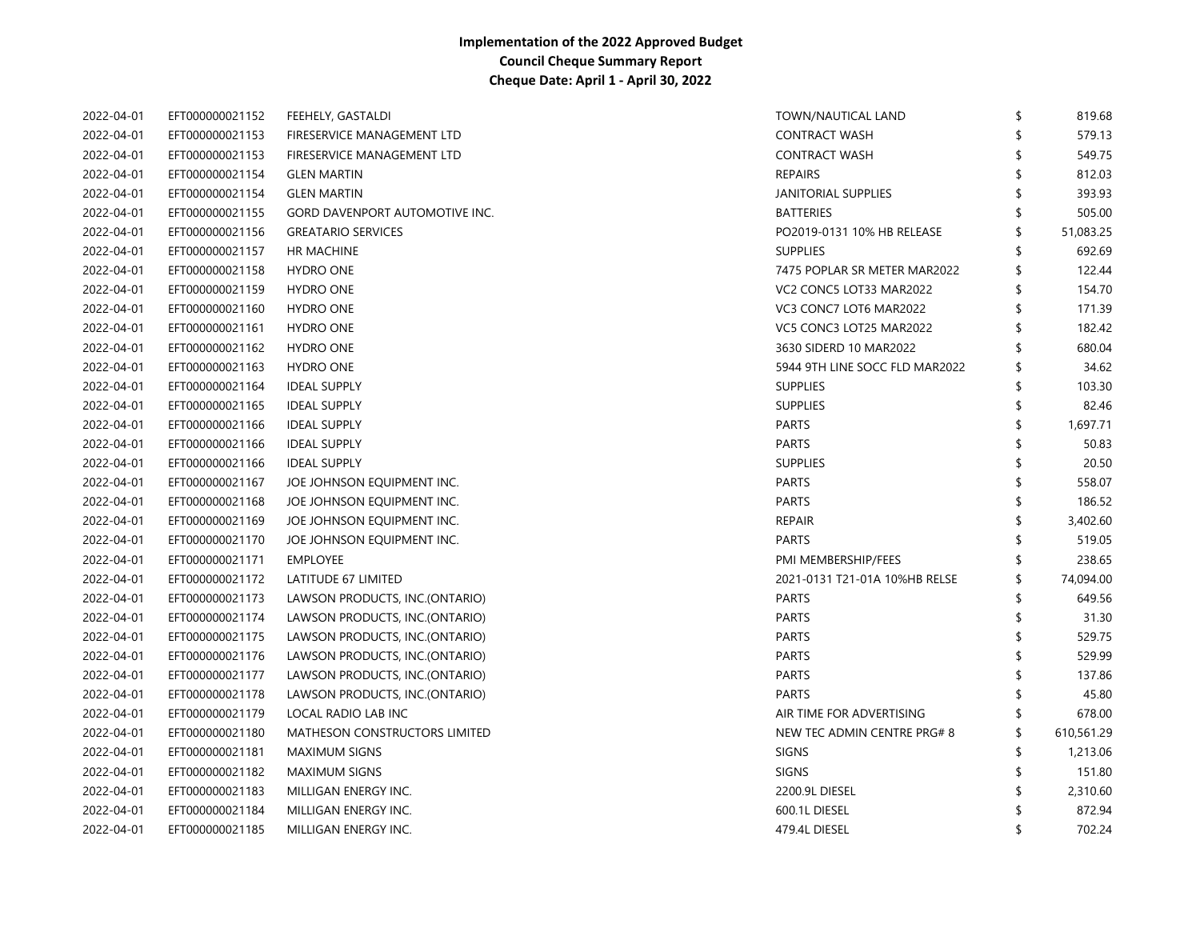**Implementation of the 2022 Approved Budget**
**Council Cheque Summary Report**
**Cheque Date: April 1 - April 30, 2022**

| | | | | | |
|---|---|---|---|---|---|
| 2022-04-01 | EFT000000021152 | FEEHELY, GASTALDI | TOWN/NAUTICAL LAND | $ | 819.68 |
| 2022-04-01 | EFT000000021153 | FIRESERVICE MANAGEMENT LTD | CONTRACT WASH | $ | 579.13 |
| 2022-04-01 | EFT000000021153 | FIRESERVICE MANAGEMENT LTD | CONTRACT WASH | $ | 549.75 |
| 2022-04-01 | EFT000000021154 | GLEN MARTIN | REPAIRS | $ | 812.03 |
| 2022-04-01 | EFT000000021154 | GLEN MARTIN | JANITORIAL SUPPLIES | $ | 393.93 |
| 2022-04-01 | EFT000000021155 | GORD DAVENPORT AUTOMOTIVE INC. | BATTERIES | $ | 505.00 |
| 2022-04-01 | EFT000000021156 | GREATARIO SERVICES | PO2019-0131 10% HB RELEASE | $ | 51,083.25 |
| 2022-04-01 | EFT000000021157 | HR MACHINE | SUPPLIES | $ | 692.69 |
| 2022-04-01 | EFT000000021158 | HYDRO ONE | 7475 POPLAR SR METER MAR2022 | $ | 122.44 |
| 2022-04-01 | EFT000000021159 | HYDRO ONE | VC2 CONC5 LOT33 MAR2022 | $ | 154.70 |
| 2022-04-01 | EFT000000021160 | HYDRO ONE | VC3 CONC7 LOT6 MAR2022 | $ | 171.39 |
| 2022-04-01 | EFT000000021161 | HYDRO ONE | VC5 CONC3 LOT25 MAR2022 | $ | 182.42 |
| 2022-04-01 | EFT000000021162 | HYDRO ONE | 3630 SIDERD 10 MAR2022 | $ | 680.04 |
| 2022-04-01 | EFT000000021163 | HYDRO ONE | 5944 9TH LINE SOCC FLD MAR2022 | $ | 34.62 |
| 2022-04-01 | EFT000000021164 | IDEAL SUPPLY | SUPPLIES | $ | 103.30 |
| 2022-04-01 | EFT000000021165 | IDEAL SUPPLY | SUPPLIES | $ | 82.46 |
| 2022-04-01 | EFT000000021166 | IDEAL SUPPLY | PARTS | $ | 1,697.71 |
| 2022-04-01 | EFT000000021166 | IDEAL SUPPLY | PARTS | $ | 50.83 |
| 2022-04-01 | EFT000000021166 | IDEAL SUPPLY | SUPPLIES | $ | 20.50 |
| 2022-04-01 | EFT000000021167 | JOE JOHNSON EQUIPMENT INC. | PARTS | $ | 558.07 |
| 2022-04-01 | EFT000000021168 | JOE JOHNSON EQUIPMENT INC. | PARTS | $ | 186.52 |
| 2022-04-01 | EFT000000021169 | JOE JOHNSON EQUIPMENT INC. | REPAIR | $ | 3,402.60 |
| 2022-04-01 | EFT000000021170 | JOE JOHNSON EQUIPMENT INC. | PARTS | $ | 519.05 |
| 2022-04-01 | EFT000000021171 | EMPLOYEE | PMI MEMBERSHIP/FEES | $ | 238.65 |
| 2022-04-01 | EFT000000021172 | LATITUDE 67 LIMITED | 2021-0131 T21-01A 10%HB RELSE | $ | 74,094.00 |
| 2022-04-01 | EFT000000021173 | LAWSON PRODUCTS, INC.(ONTARIO) | PARTS | $ | 649.56 |
| 2022-04-01 | EFT000000021174 | LAWSON PRODUCTS, INC.(ONTARIO) | PARTS | $ | 31.30 |
| 2022-04-01 | EFT000000021175 | LAWSON PRODUCTS, INC.(ONTARIO) | PARTS | $ | 529.75 |
| 2022-04-01 | EFT000000021176 | LAWSON PRODUCTS, INC.(ONTARIO) | PARTS | $ | 529.99 |
| 2022-04-01 | EFT000000021177 | LAWSON PRODUCTS, INC.(ONTARIO) | PARTS | $ | 137.86 |
| 2022-04-01 | EFT000000021178 | LAWSON PRODUCTS, INC.(ONTARIO) | PARTS | $ | 45.80 |
| 2022-04-01 | EFT000000021179 | LOCAL RADIO LAB INC | AIR TIME FOR ADVERTISING | $ | 678.00 |
| 2022-04-01 | EFT000000021180 | MATHESON CONSTRUCTORS LIMITED | NEW TEC ADMIN CENTRE PRG# 8 | $ | 610,561.29 |
| 2022-04-01 | EFT000000021181 | MAXIMUM SIGNS | SIGNS | $ | 1,213.06 |
| 2022-04-01 | EFT000000021182 | MAXIMUM SIGNS | SIGNS | $ | 151.80 |
| 2022-04-01 | EFT000000021183 | MILLIGAN ENERGY INC. | 2200.9L DIESEL | $ | 2,310.60 |
| 2022-04-01 | EFT000000021184 | MILLIGAN ENERGY INC. | 600.1L DIESEL | $ | 872.94 |
| 2022-04-01 | EFT000000021185 | MILLIGAN ENERGY INC. | 479.4L DIESEL | $ | 702.24 |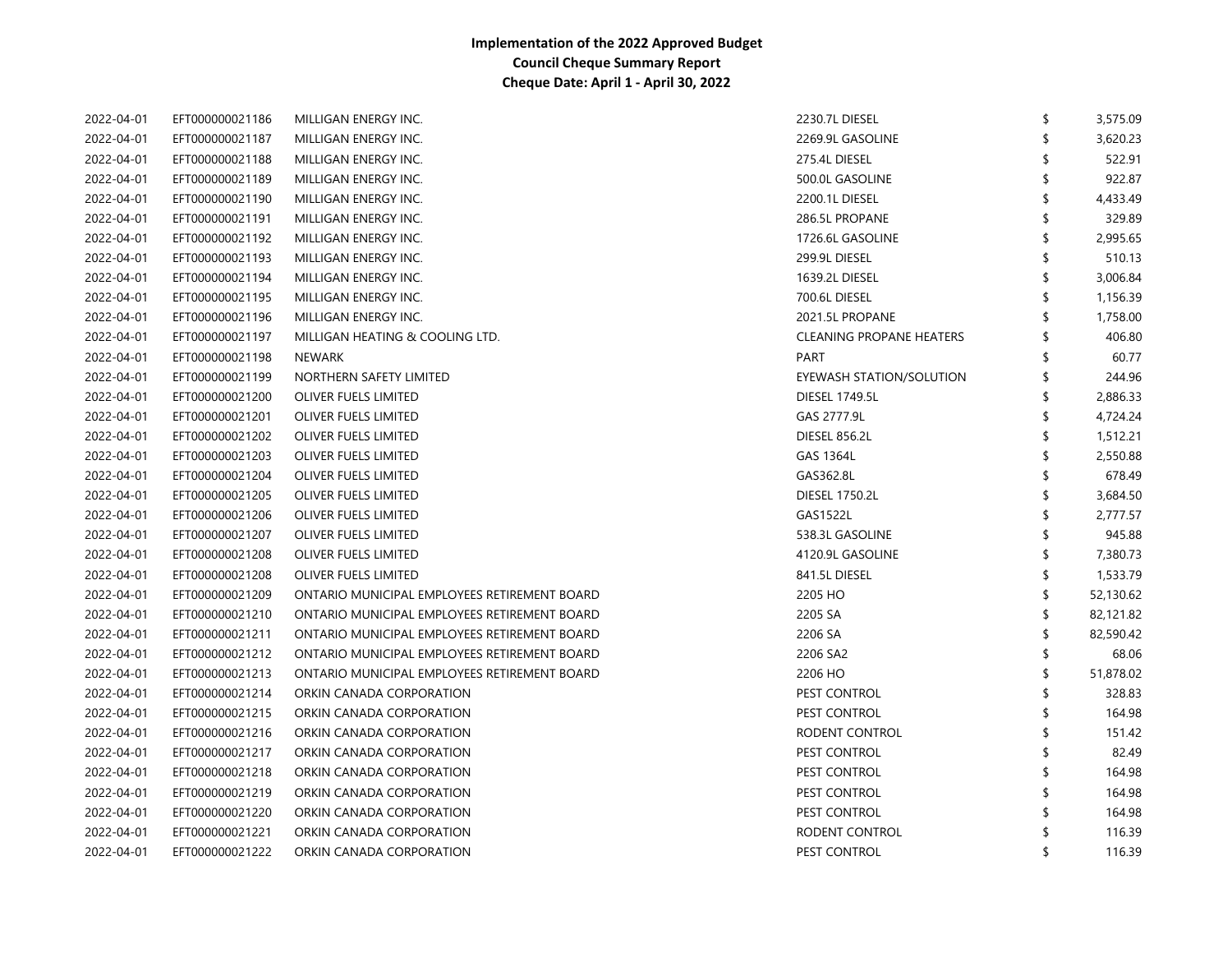**Implementation of the 2022 Approved Budget**
**Council Cheque Summary Report**
**Cheque Date: April 1 - April 30, 2022**

| | | | | |
|---|---|---|---|---|
| 2022-04-01 | EFT000000021186 | MILLIGAN ENERGY INC. | 2230.7L DIESEL | $ 3,575.09 |
| 2022-04-01 | EFT000000021187 | MILLIGAN ENERGY INC. | 2269.9L GASOLINE | $ 3,620.23 |
| 2022-04-01 | EFT000000021188 | MILLIGAN ENERGY INC. | 275.4L DIESEL | $ 522.91 |
| 2022-04-01 | EFT000000021189 | MILLIGAN ENERGY INC. | 500.0L GASOLINE | $ 922.87 |
| 2022-04-01 | EFT000000021190 | MILLIGAN ENERGY INC. | 2200.1L DIESEL | $ 4,433.49 |
| 2022-04-01 | EFT000000021191 | MILLIGAN ENERGY INC. | 286.5L PROPANE | $ 329.89 |
| 2022-04-01 | EFT000000021192 | MILLIGAN ENERGY INC. | 1726.6L GASOLINE | $ 2,995.65 |
| 2022-04-01 | EFT000000021193 | MILLIGAN ENERGY INC. | 299.9L DIESEL | $ 510.13 |
| 2022-04-01 | EFT000000021194 | MILLIGAN ENERGY INC. | 1639.2L DIESEL | $ 3,006.84 |
| 2022-04-01 | EFT000000021195 | MILLIGAN ENERGY INC. | 700.6L DIESEL | $ 1,156.39 |
| 2022-04-01 | EFT000000021196 | MILLIGAN ENERGY INC. | 2021.5L PROPANE | $ 1,758.00 |
| 2022-04-01 | EFT000000021197 | MILLIGAN HEATING & COOLING LTD. | CLEANING PROPANE HEATERS | $ 406.80 |
| 2022-04-01 | EFT000000021198 | NEWARK | PART | $ 60.77 |
| 2022-04-01 | EFT000000021199 | NORTHERN SAFETY LIMITED | EYEWASH STATION/SOLUTION | $ 244.96 |
| 2022-04-01 | EFT000000021200 | OLIVER FUELS LIMITED | DIESEL 1749.5L | $ 2,886.33 |
| 2022-04-01 | EFT000000021201 | OLIVER FUELS LIMITED | GAS 2777.9L | $ 4,724.24 |
| 2022-04-01 | EFT000000021202 | OLIVER FUELS LIMITED | DIESEL 856.2L | $ 1,512.21 |
| 2022-04-01 | EFT000000021203 | OLIVER FUELS LIMITED | GAS 1364L | $ 2,550.88 |
| 2022-04-01 | EFT000000021204 | OLIVER FUELS LIMITED | GAS362.8L | $ 678.49 |
| 2022-04-01 | EFT000000021205 | OLIVER FUELS LIMITED | DIESEL 1750.2L | $ 3,684.50 |
| 2022-04-01 | EFT000000021206 | OLIVER FUELS LIMITED | GAS1522L | $ 2,777.57 |
| 2022-04-01 | EFT000000021207 | OLIVER FUELS LIMITED | 538.3L GASOLINE | $ 945.88 |
| 2022-04-01 | EFT000000021208 | OLIVER FUELS LIMITED | 4120.9L GASOLINE | $ 7,380.73 |
| 2022-04-01 | EFT000000021208 | OLIVER FUELS LIMITED | 841.5L DIESEL | $ 1,533.79 |
| 2022-04-01 | EFT000000021209 | ONTARIO MUNICIPAL EMPLOYEES RETIREMENT BOARD | 2205 HO | $ 52,130.62 |
| 2022-04-01 | EFT000000021210 | ONTARIO MUNICIPAL EMPLOYEES RETIREMENT BOARD | 2205 SA | $ 82,121.82 |
| 2022-04-01 | EFT000000021211 | ONTARIO MUNICIPAL EMPLOYEES RETIREMENT BOARD | 2206 SA | $ 82,590.42 |
| 2022-04-01 | EFT000000021212 | ONTARIO MUNICIPAL EMPLOYEES RETIREMENT BOARD | 2206 SA2 | $ 68.06 |
| 2022-04-01 | EFT000000021213 | ONTARIO MUNICIPAL EMPLOYEES RETIREMENT BOARD | 2206 HO | $ 51,878.02 |
| 2022-04-01 | EFT000000021214 | ORKIN CANADA CORPORATION | PEST CONTROL | $ 328.83 |
| 2022-04-01 | EFT000000021215 | ORKIN CANADA CORPORATION | PEST CONTROL | $ 164.98 |
| 2022-04-01 | EFT000000021216 | ORKIN CANADA CORPORATION | RODENT CONTROL | $ 151.42 |
| 2022-04-01 | EFT000000021217 | ORKIN CANADA CORPORATION | PEST CONTROL | $ 82.49 |
| 2022-04-01 | EFT000000021218 | ORKIN CANADA CORPORATION | PEST CONTROL | $ 164.98 |
| 2022-04-01 | EFT000000021219 | ORKIN CANADA CORPORATION | PEST CONTROL | $ 164.98 |
| 2022-04-01 | EFT000000021220 | ORKIN CANADA CORPORATION | PEST CONTROL | $ 164.98 |
| 2022-04-01 | EFT000000021221 | ORKIN CANADA CORPORATION | RODENT CONTROL | $ 116.39 |
| 2022-04-01 | EFT000000021222 | ORKIN CANADA CORPORATION | PEST CONTROL | $ 116.39 |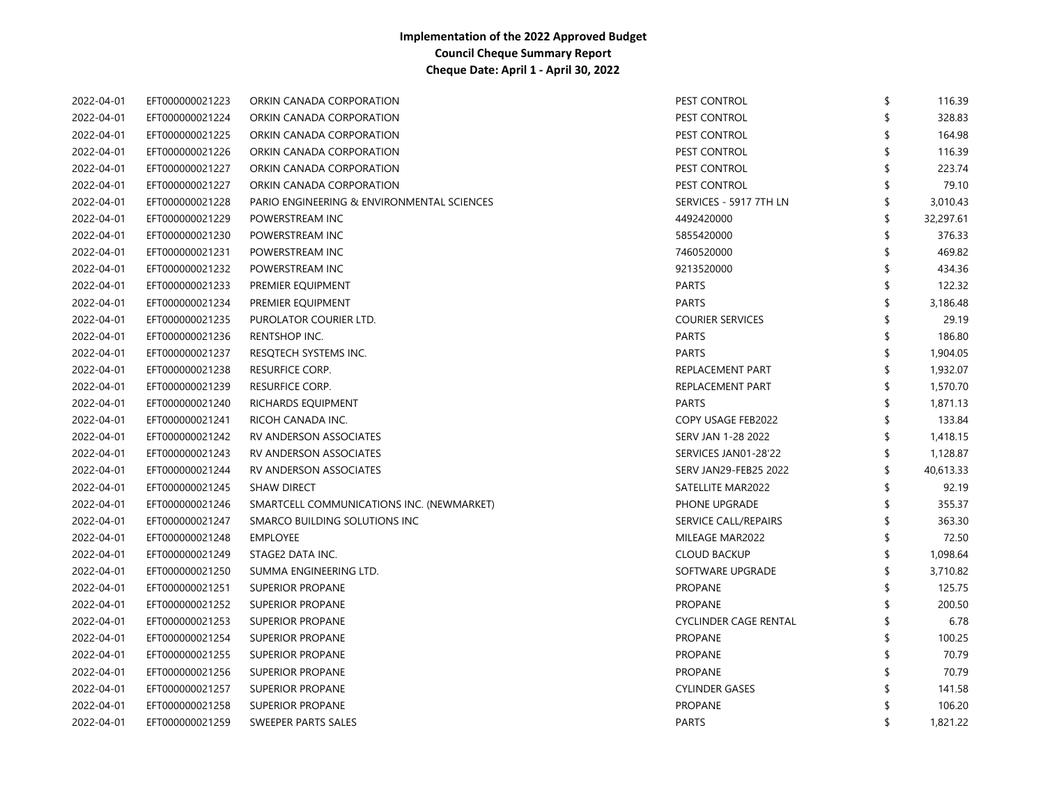**Implementation of the 2022 Approved Budget**
**Council Cheque Summary Report**
**Cheque Date: April 1 - April 30, 2022**

| | | | | |
|---|---|---|---|---|
| 2022-04-01 | EFT000000021223 | ORKIN CANADA CORPORATION | PEST CONTROL | $ 116.39 |
| 2022-04-01 | EFT000000021224 | ORKIN CANADA CORPORATION | PEST CONTROL | $ 328.83 |
| 2022-04-01 | EFT000000021225 | ORKIN CANADA CORPORATION | PEST CONTROL | $ 164.98 |
| 2022-04-01 | EFT000000021226 | ORKIN CANADA CORPORATION | PEST CONTROL | $ 116.39 |
| 2022-04-01 | EFT000000021227 | ORKIN CANADA CORPORATION | PEST CONTROL | $ 223.74 |
| 2022-04-01 | EFT000000021227 | ORKIN CANADA CORPORATION | PEST CONTROL | $ 79.10 |
| 2022-04-01 | EFT000000021228 | PARIO ENGINEERING & ENVIRONMENTAL SCIENCES | SERVICES - 5917 7TH LN | $ 3,010.43 |
| 2022-04-01 | EFT000000021229 | POWERSTREAM INC | 4492420000 | $ 32,297.61 |
| 2022-04-01 | EFT000000021230 | POWERSTREAM INC | 5855420000 | $ 376.33 |
| 2022-04-01 | EFT000000021231 | POWERSTREAM INC | 7460520000 | $ 469.82 |
| 2022-04-01 | EFT000000021232 | POWERSTREAM INC | 9213520000 | $ 434.36 |
| 2022-04-01 | EFT000000021233 | PREMIER EQUIPMENT | PARTS | $ 122.32 |
| 2022-04-01 | EFT000000021234 | PREMIER EQUIPMENT | PARTS | $ 3,186.48 |
| 2022-04-01 | EFT000000021235 | PUROLATOR COURIER LTD. | COURIER SERVICES | $ 29.19 |
| 2022-04-01 | EFT000000021236 | RENTSHOP INC. | PARTS | $ 186.80 |
| 2022-04-01 | EFT000000021237 | RESQTECH SYSTEMS INC. | PARTS | $ 1,904.05 |
| 2022-04-01 | EFT000000021238 | RESURFICE CORP. | REPLACEMENT PART | $ 1,932.07 |
| 2022-04-01 | EFT000000021239 | RESURFICE CORP. | REPLACEMENT PART | $ 1,570.70 |
| 2022-04-01 | EFT000000021240 | RICHARDS EQUIPMENT | PARTS | $ 1,871.13 |
| 2022-04-01 | EFT000000021241 | RICOH CANADA INC. | COPY USAGE FEB2022 | $ 133.84 |
| 2022-04-01 | EFT000000021242 | RV ANDERSON ASSOCIATES | SERV JAN 1-28 2022 | $ 1,418.15 |
| 2022-04-01 | EFT000000021243 | RV ANDERSON ASSOCIATES | SERVICES JAN01-28'22 | $ 1,128.87 |
| 2022-04-01 | EFT000000021244 | RV ANDERSON ASSOCIATES | SERV JAN29-FEB25 2022 | $ 40,613.33 |
| 2022-04-01 | EFT000000021245 | SHAW DIRECT | SATELLITE MAR2022 | $ 92.19 |
| 2022-04-01 | EFT000000021246 | SMARTCELL COMMUNICATIONS INC. (NEWMARKET) | PHONE UPGRADE | $ 355.37 |
| 2022-04-01 | EFT000000021247 | SMARCO BUILDING SOLUTIONS INC | SERVICE CALL/REPAIRS | $ 363.30 |
| 2022-04-01 | EFT000000021248 | EMPLOYEE | MILEAGE MAR2022 | $ 72.50 |
| 2022-04-01 | EFT000000021249 | STAGE2 DATA INC. | CLOUD BACKUP | $ 1,098.64 |
| 2022-04-01 | EFT000000021250 | SUMMA ENGINEERING LTD. | SOFTWARE UPGRADE | $ 3,710.82 |
| 2022-04-01 | EFT000000021251 | SUPERIOR PROPANE | PROPANE | $ 125.75 |
| 2022-04-01 | EFT000000021252 | SUPERIOR PROPANE | PROPANE | $ 200.50 |
| 2022-04-01 | EFT000000021253 | SUPERIOR PROPANE | CYCLINDER CAGE RENTAL | $ 6.78 |
| 2022-04-01 | EFT000000021254 | SUPERIOR PROPANE | PROPANE | $ 100.25 |
| 2022-04-01 | EFT000000021255 | SUPERIOR PROPANE | PROPANE | $ 70.79 |
| 2022-04-01 | EFT000000021256 | SUPERIOR PROPANE | PROPANE | $ 70.79 |
| 2022-04-01 | EFT000000021257 | SUPERIOR PROPANE | CYLINDER GASES | $ 141.58 |
| 2022-04-01 | EFT000000021258 | SUPERIOR PROPANE | PROPANE | $ 106.20 |
| 2022-04-01 | EFT000000021259 | SWEEPER PARTS SALES | PARTS | $ 1,821.22 |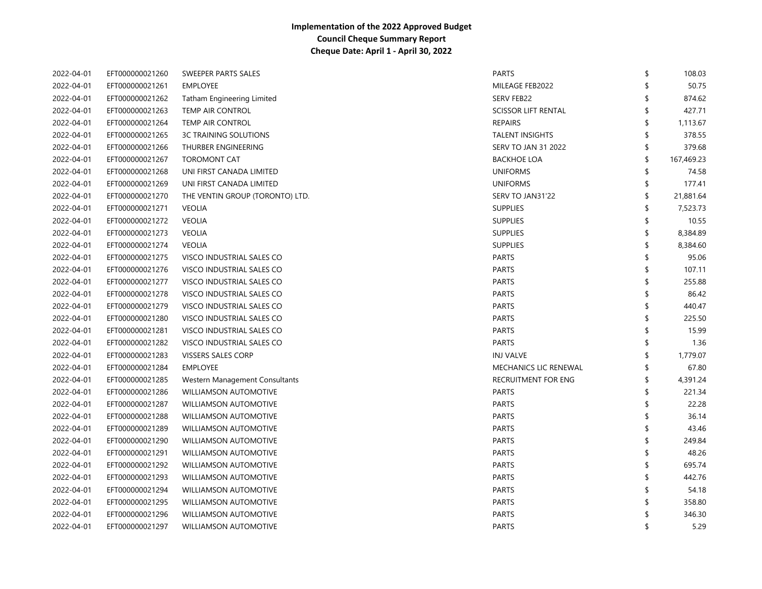**Implementation of the 2022 Approved Budget**
**Council Cheque Summary Report**
**Cheque Date: April 1 - April 30, 2022**

| | | | | |
|---|---|---|---|---|
| 2022-04-01 | EFT000000021260 | SWEEPER PARTS SALES | PARTS | $ 108.03 |
| 2022-04-01 | EFT000000021261 | EMPLOYEE | MILEAGE FEB2022 | $ 50.75 |
| 2022-04-01 | EFT000000021262 | Tatham Engineering Limited | SERV FEB22 | $ 874.62 |
| 2022-04-01 | EFT000000021263 | TEMP AIR CONTROL | SCISSOR LIFT RENTAL | $ 427.71 |
| 2022-04-01 | EFT000000021264 | TEMP AIR CONTROL | REPAIRS | $ 1,113.67 |
| 2022-04-01 | EFT000000021265 | 3C TRAINING SOLUTIONS | TALENT INSIGHTS | $ 378.55 |
| 2022-04-01 | EFT000000021266 | THURBER ENGINEERING | SERV TO JAN 31 2022 | $ 379.68 |
| 2022-04-01 | EFT000000021267 | TOROMONT CAT | BACKHOE LOA | $ 167,469.23 |
| 2022-04-01 | EFT000000021268 | UNI FIRST CANADA LIMITED | UNIFORMS | $ 74.58 |
| 2022-04-01 | EFT000000021269 | UNI FIRST CANADA LIMITED | UNIFORMS | $ 177.41 |
| 2022-04-01 | EFT000000021270 | THE VENTIN GROUP (TORONTO) LTD. | SERV TO JAN31'22 | $ 21,881.64 |
| 2022-04-01 | EFT000000021271 | VEOLIA | SUPPLIES | $ 7,523.73 |
| 2022-04-01 | EFT000000021272 | VEOLIA | SUPPLIES | $ 10.55 |
| 2022-04-01 | EFT000000021273 | VEOLIA | SUPPLIES | $ 8,384.89 |
| 2022-04-01 | EFT000000021274 | VEOLIA | SUPPLIES | $ 8,384.60 |
| 2022-04-01 | EFT000000021275 | VISCO INDUSTRIAL SALES CO | PARTS | $ 95.06 |
| 2022-04-01 | EFT000000021276 | VISCO INDUSTRIAL SALES CO | PARTS | $ 107.11 |
| 2022-04-01 | EFT000000021277 | VISCO INDUSTRIAL SALES CO | PARTS | $ 255.88 |
| 2022-04-01 | EFT000000021278 | VISCO INDUSTRIAL SALES CO | PARTS | $ 86.42 |
| 2022-04-01 | EFT000000021279 | VISCO INDUSTRIAL SALES CO | PARTS | $ 440.47 |
| 2022-04-01 | EFT000000021280 | VISCO INDUSTRIAL SALES CO | PARTS | $ 225.50 |
| 2022-04-01 | EFT000000021281 | VISCO INDUSTRIAL SALES CO | PARTS | $ 15.99 |
| 2022-04-01 | EFT000000021282 | VISCO INDUSTRIAL SALES CO | PARTS | $ 1.36 |
| 2022-04-01 | EFT000000021283 | VISSERS SALES CORP | INJ VALVE | $ 1,779.07 |
| 2022-04-01 | EFT000000021284 | EMPLOYEE | MECHANICS LIC RENEWAL | $ 67.80 |
| 2022-04-01 | EFT000000021285 | Western Management Consultants | RECRUITMENT FOR ENG | $ 4,391.24 |
| 2022-04-01 | EFT000000021286 | WILLIAMSON AUTOMOTIVE | PARTS | $ 221.34 |
| 2022-04-01 | EFT000000021287 | WILLIAMSON AUTOMOTIVE | PARTS | $ 22.28 |
| 2022-04-01 | EFT000000021288 | WILLIAMSON AUTOMOTIVE | PARTS | $ 36.14 |
| 2022-04-01 | EFT000000021289 | WILLIAMSON AUTOMOTIVE | PARTS | $ 43.46 |
| 2022-04-01 | EFT000000021290 | WILLIAMSON AUTOMOTIVE | PARTS | $ 249.84 |
| 2022-04-01 | EFT000000021291 | WILLIAMSON AUTOMOTIVE | PARTS | $ 48.26 |
| 2022-04-01 | EFT000000021292 | WILLIAMSON AUTOMOTIVE | PARTS | $ 695.74 |
| 2022-04-01 | EFT000000021293 | WILLIAMSON AUTOMOTIVE | PARTS | $ 442.76 |
| 2022-04-01 | EFT000000021294 | WILLIAMSON AUTOMOTIVE | PARTS | $ 54.18 |
| 2022-04-01 | EFT000000021295 | WILLIAMSON AUTOMOTIVE | PARTS | $ 358.80 |
| 2022-04-01 | EFT000000021296 | WILLIAMSON AUTOMOTIVE | PARTS | $ 346.30 |
| 2022-04-01 | EFT000000021297 | WILLIAMSON AUTOMOTIVE | PARTS | $ 5.29 |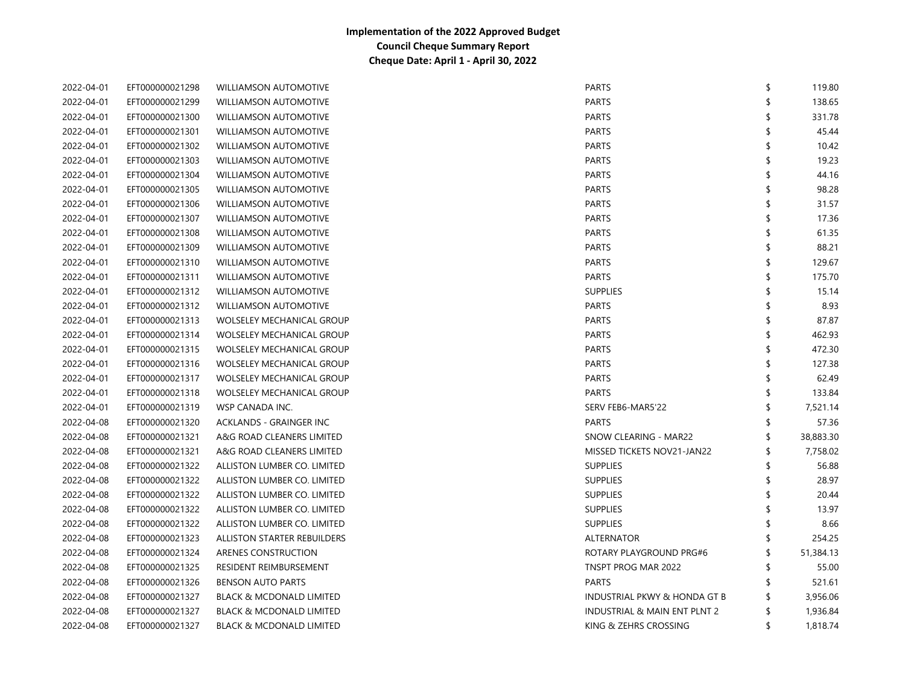**Implementation of the 2022 Approved Budget**
**Council Cheque Summary Report**
**Cheque Date: April 1 - April 30, 2022**

| | | | | | |
|---|---|---|---|---|---|
| 2022-04-01 | EFT000000021298 | WILLIAMSON AUTOMOTIVE | PARTS | $ | 119.80 |
| 2022-04-01 | EFT000000021299 | WILLIAMSON AUTOMOTIVE | PARTS | $ | 138.65 |
| 2022-04-01 | EFT000000021300 | WILLIAMSON AUTOMOTIVE | PARTS | $ | 331.78 |
| 2022-04-01 | EFT000000021301 | WILLIAMSON AUTOMOTIVE | PARTS | $ | 45.44 |
| 2022-04-01 | EFT000000021302 | WILLIAMSON AUTOMOTIVE | PARTS | $ | 10.42 |
| 2022-04-01 | EFT000000021303 | WILLIAMSON AUTOMOTIVE | PARTS | $ | 19.23 |
| 2022-04-01 | EFT000000021304 | WILLIAMSON AUTOMOTIVE | PARTS | $ | 44.16 |
| 2022-04-01 | EFT000000021305 | WILLIAMSON AUTOMOTIVE | PARTS | $ | 98.28 |
| 2022-04-01 | EFT000000021306 | WILLIAMSON AUTOMOTIVE | PARTS | $ | 31.57 |
| 2022-04-01 | EFT000000021307 | WILLIAMSON AUTOMOTIVE | PARTS | $ | 17.36 |
| 2022-04-01 | EFT000000021308 | WILLIAMSON AUTOMOTIVE | PARTS | $ | 61.35 |
| 2022-04-01 | EFT000000021309 | WILLIAMSON AUTOMOTIVE | PARTS | $ | 88.21 |
| 2022-04-01 | EFT000000021310 | WILLIAMSON AUTOMOTIVE | PARTS | $ | 129.67 |
| 2022-04-01 | EFT000000021311 | WILLIAMSON AUTOMOTIVE | PARTS | $ | 175.70 |
| 2022-04-01 | EFT000000021312 | WILLIAMSON AUTOMOTIVE | SUPPLIES | $ | 15.14 |
| 2022-04-01 | EFT000000021312 | WILLIAMSON AUTOMOTIVE | PARTS | $ | 8.93 |
| 2022-04-01 | EFT000000021313 | WOLSELEY MECHANICAL GROUP | PARTS | $ | 87.87 |
| 2022-04-01 | EFT000000021314 | WOLSELEY MECHANICAL GROUP | PARTS | $ | 462.93 |
| 2022-04-01 | EFT000000021315 | WOLSELEY MECHANICAL GROUP | PARTS | $ | 472.30 |
| 2022-04-01 | EFT000000021316 | WOLSELEY MECHANICAL GROUP | PARTS | $ | 127.38 |
| 2022-04-01 | EFT000000021317 | WOLSELEY MECHANICAL GROUP | PARTS | $ | 62.49 |
| 2022-04-01 | EFT000000021318 | WOLSELEY MECHANICAL GROUP | PARTS | $ | 133.84 |
| 2022-04-01 | EFT000000021319 | WSP CANADA INC. | SERV FEB6-MAR5'22 | $ | 7,521.14 |
| 2022-04-08 | EFT000000021320 | ACKLANDS - GRAINGER INC | PARTS | $ | 57.36 |
| 2022-04-08 | EFT000000021321 | A&G ROAD CLEANERS LIMITED | SNOW CLEARING - MAR22 | $ | 38,883.30 |
| 2022-04-08 | EFT000000021321 | A&G ROAD CLEANERS LIMITED | MISSED TICKETS NOV21-JAN22 | $ | 7,758.02 |
| 2022-04-08 | EFT000000021322 | ALLISTON LUMBER CO. LIMITED | SUPPLIES | $ | 56.88 |
| 2022-04-08 | EFT000000021322 | ALLISTON LUMBER CO. LIMITED | SUPPLIES | $ | 28.97 |
| 2022-04-08 | EFT000000021322 | ALLISTON LUMBER CO. LIMITED | SUPPLIES | $ | 20.44 |
| 2022-04-08 | EFT000000021322 | ALLISTON LUMBER CO. LIMITED | SUPPLIES | $ | 13.97 |
| 2022-04-08 | EFT000000021322 | ALLISTON LUMBER CO. LIMITED | SUPPLIES | $ | 8.66 |
| 2022-04-08 | EFT000000021323 | ALLISTON STARTER REBUILDERS | ALTERNATOR | $ | 254.25 |
| 2022-04-08 | EFT000000021324 | ARENES CONSTRUCTION | ROTARY PLAYGROUND PRG#6 | $ | 51,384.13 |
| 2022-04-08 | EFT000000021325 | RESIDENT REIMBURSEMENT | TNSPT PROG MAR 2022 | $ | 55.00 |
| 2022-04-08 | EFT000000021326 | BENSON AUTO PARTS | PARTS | $ | 521.61 |
| 2022-04-08 | EFT000000021327 | BLACK & MCDONALD LIMITED | INDUSTRIAL PKWY & HONDA GT B | $ | 3,956.06 |
| 2022-04-08 | EFT000000021327 | BLACK & MCDONALD LIMITED | INDUSTRIAL & MAIN ENT PLNT 2 | $ | 1,936.84 |
| 2022-04-08 | EFT000000021327 | BLACK & MCDONALD LIMITED | KING & ZEHRS CROSSING | $ | 1,818.74 |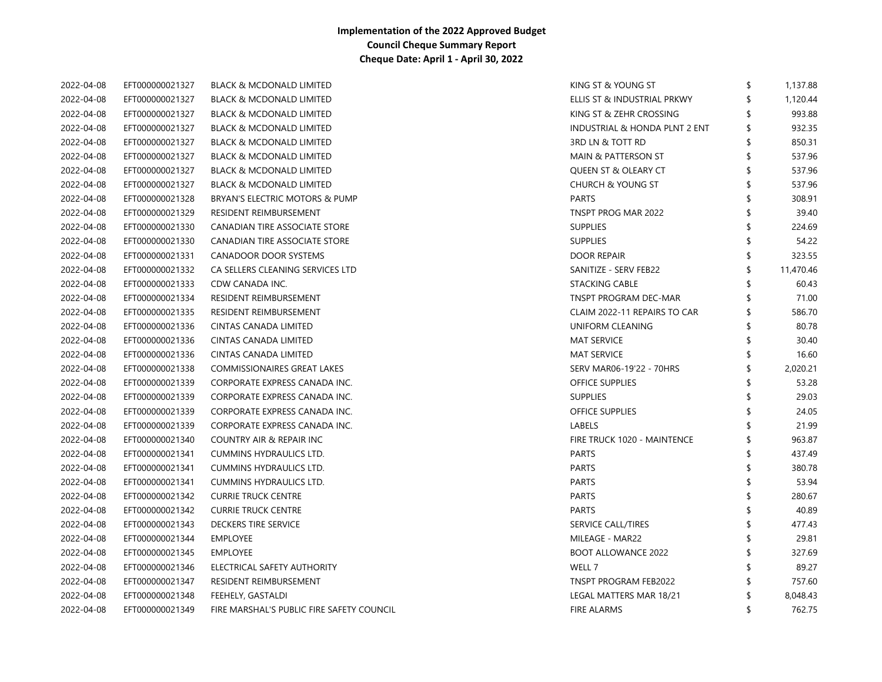**Implementation of the 2022 Approved Budget**
**Council Cheque Summary Report**
**Cheque Date: April 1 - April 30, 2022**

| | | | | |
|---|---|---|---|---|
| 2022-04-08 | EFT000000021327 | BLACK & MCDONALD LIMITED | KING ST & YOUNG ST | $ 1,137.88 |
| 2022-04-08 | EFT000000021327 | BLACK & MCDONALD LIMITED | ELLIS ST & INDUSTRIAL PRKWY | $ 1,120.44 |
| 2022-04-08 | EFT000000021327 | BLACK & MCDONALD LIMITED | KING ST & ZEHR CROSSING | $ 993.88 |
| 2022-04-08 | EFT000000021327 | BLACK & MCDONALD LIMITED | INDUSTRIAL & HONDA PLNT 2 ENT | $ 932.35 |
| 2022-04-08 | EFT000000021327 | BLACK & MCDONALD LIMITED | 3RD LN & TOTT RD | $ 850.31 |
| 2022-04-08 | EFT000000021327 | BLACK & MCDONALD LIMITED | MAIN & PATTERSON ST | $ 537.96 |
| 2022-04-08 | EFT000000021327 | BLACK & MCDONALD LIMITED | QUEEN ST & OLEARY CT | $ 537.96 |
| 2022-04-08 | EFT000000021327 | BLACK & MCDONALD LIMITED | CHURCH & YOUNG ST | $ 537.96 |
| 2022-04-08 | EFT000000021328 | BRYAN'S ELECTRIC MOTORS & PUMP | PARTS | $ 308.91 |
| 2022-04-08 | EFT000000021329 | RESIDENT REIMBURSEMENT | TNSPT PROG MAR 2022 | $ 39.40 |
| 2022-04-08 | EFT000000021330 | CANADIAN TIRE ASSOCIATE STORE | SUPPLIES | $ 224.69 |
| 2022-04-08 | EFT000000021330 | CANADIAN TIRE ASSOCIATE STORE | SUPPLIES | $ 54.22 |
| 2022-04-08 | EFT000000021331 | CANADOOR DOOR SYSTEMS | DOOR REPAIR | $ 323.55 |
| 2022-04-08 | EFT000000021332 | CA SELLERS CLEANING SERVICES LTD | SANITIZE - SERV FEB22 | $ 11,470.46 |
| 2022-04-08 | EFT000000021333 | CDW CANADA INC. | STACKING CABLE | $ 60.43 |
| 2022-04-08 | EFT000000021334 | RESIDENT REIMBURSEMENT | TNSPT PROGRAM DEC-MAR | $ 71.00 |
| 2022-04-08 | EFT000000021335 | RESIDENT REIMBURSEMENT | CLAIM 2022-11 REPAIRS TO CAR | $ 586.70 |
| 2022-04-08 | EFT000000021336 | CINTAS CANADA LIMITED | UNIFORM CLEANING | $ 80.78 |
| 2022-04-08 | EFT000000021336 | CINTAS CANADA LIMITED | MAT SERVICE | $ 30.40 |
| 2022-04-08 | EFT000000021336 | CINTAS CANADA LIMITED | MAT SERVICE | $ 16.60 |
| 2022-04-08 | EFT000000021338 | COMMISSIONAIRES GREAT LAKES | SERV MAR06-19'22 - 70HRS | $ 2,020.21 |
| 2022-04-08 | EFT000000021339 | CORPORATE EXPRESS CANADA INC. | OFFICE SUPPLIES | $ 53.28 |
| 2022-04-08 | EFT000000021339 | CORPORATE EXPRESS CANADA INC. | SUPPLIES | $ 29.03 |
| 2022-04-08 | EFT000000021339 | CORPORATE EXPRESS CANADA INC. | OFFICE SUPPLIES | $ 24.05 |
| 2022-04-08 | EFT000000021339 | CORPORATE EXPRESS CANADA INC. | LABELS | $ 21.99 |
| 2022-04-08 | EFT000000021340 | COUNTRY AIR & REPAIR INC | FIRE TRUCK 1020 - MAINTENCE | $ 963.87 |
| 2022-04-08 | EFT000000021341 | CUMMINS HYDRAULICS LTD. | PARTS | $ 437.49 |
| 2022-04-08 | EFT000000021341 | CUMMINS HYDRAULICS LTD. | PARTS | $ 380.78 |
| 2022-04-08 | EFT000000021341 | CUMMINS HYDRAULICS LTD. | PARTS | $ 53.94 |
| 2022-04-08 | EFT000000021342 | CURRIE TRUCK CENTRE | PARTS | $ 280.67 |
| 2022-04-08 | EFT000000021342 | CURRIE TRUCK CENTRE | PARTS | $ 40.89 |
| 2022-04-08 | EFT000000021343 | DECKERS TIRE SERVICE | SERVICE CALL/TIRES | $ 477.43 |
| 2022-04-08 | EFT000000021344 | EMPLOYEE | MILEAGE - MAR22 | $ 29.81 |
| 2022-04-08 | EFT000000021345 | EMPLOYEE | BOOT ALLOWANCE 2022 | $ 327.69 |
| 2022-04-08 | EFT000000021346 | ELECTRICAL SAFETY AUTHORITY | WELL 7 | $ 89.27 |
| 2022-04-08 | EFT000000021347 | RESIDENT REIMBURSEMENT | TNSPT PROGRAM FEB2022 | $ 757.60 |
| 2022-04-08 | EFT000000021348 | FEEHELY, GASTALDI | LEGAL MATTERS MAR 18/21 | $ 8,048.43 |
| 2022-04-08 | EFT000000021349 | FIRE MARSHAL'S PUBLIC FIRE SAFETY COUNCIL | FIRE ALARMS | $ 762.75 |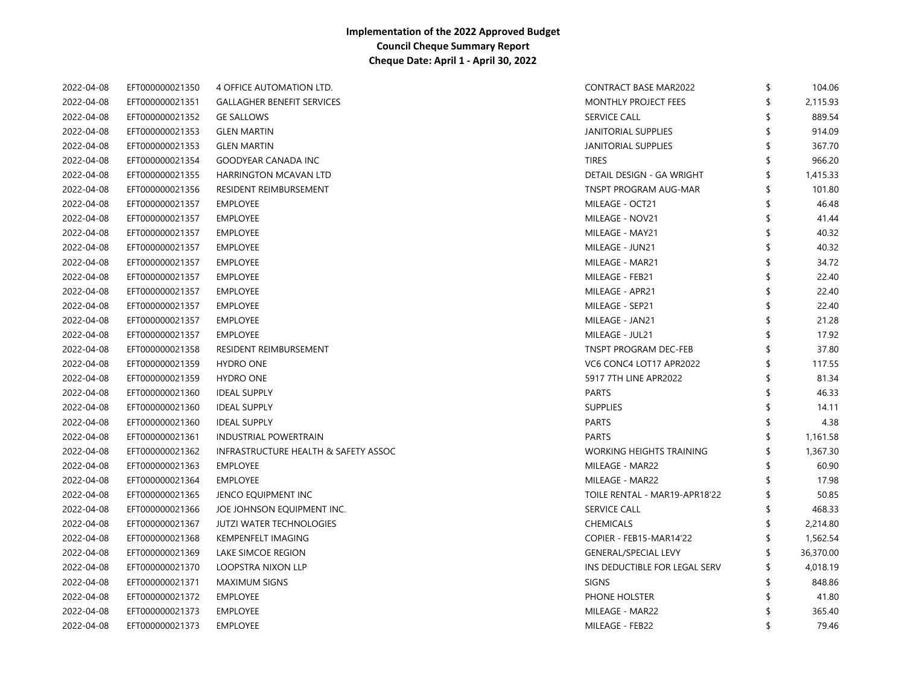**Implementation of the 2022 Approved Budget**
**Council Cheque Summary Report**
**Cheque Date: April 1 - April 30, 2022**

| | | | | | |
|---|---|---|---|---|---|
| 2022-04-08 | EFT000000021350 | 4 OFFICE AUTOMATION LTD. | CONTRACT BASE MAR2022 | $ | 104.06 |
| 2022-04-08 | EFT000000021351 | GALLAGHER BENEFIT SERVICES | MONTHLY PROJECT FEES | $ | 2,115.93 |
| 2022-04-08 | EFT000000021352 | GE SALLOWS | SERVICE CALL | $ | 889.54 |
| 2022-04-08 | EFT000000021353 | GLEN MARTIN | JANITORIAL SUPPLIES | $ | 914.09 |
| 2022-04-08 | EFT000000021353 | GLEN MARTIN | JANITORIAL SUPPLIES | $ | 367.70 |
| 2022-04-08 | EFT000000021354 | GOODYEAR CANADA INC | TIRES | $ | 966.20 |
| 2022-04-08 | EFT000000021355 | HARRINGTON MCAVAN LTD | DETAIL DESIGN - GA WRIGHT | $ | 1,415.33 |
| 2022-04-08 | EFT000000021356 | RESIDENT REIMBURSEMENT | TNSPT PROGRAM AUG-MAR | $ | 101.80 |
| 2022-04-08 | EFT000000021357 | EMPLOYEE | MILEAGE - OCT21 | $ | 46.48 |
| 2022-04-08 | EFT000000021357 | EMPLOYEE | MILEAGE - NOV21 | $ | 41.44 |
| 2022-04-08 | EFT000000021357 | EMPLOYEE | MILEAGE - MAY21 | $ | 40.32 |
| 2022-04-08 | EFT000000021357 | EMPLOYEE | MILEAGE - JUN21 | $ | 40.32 |
| 2022-04-08 | EFT000000021357 | EMPLOYEE | MILEAGE - MAR21 | $ | 34.72 |
| 2022-04-08 | EFT000000021357 | EMPLOYEE | MILEAGE - FEB21 | $ | 22.40 |
| 2022-04-08 | EFT000000021357 | EMPLOYEE | MILEAGE - APR21 | $ | 22.40 |
| 2022-04-08 | EFT000000021357 | EMPLOYEE | MILEAGE - SEP21 | $ | 22.40 |
| 2022-04-08 | EFT000000021357 | EMPLOYEE | MILEAGE - JAN21 | $ | 21.28 |
| 2022-04-08 | EFT000000021357 | EMPLOYEE | MILEAGE - JUL21 | $ | 17.92 |
| 2022-04-08 | EFT000000021358 | RESIDENT REIMBURSEMENT | TNSPT PROGRAM DEC-FEB | $ | 37.80 |
| 2022-04-08 | EFT000000021359 | HYDRO ONE | VC6 CONC4 LOT17 APR2022 | $ | 117.55 |
| 2022-04-08 | EFT000000021359 | HYDRO ONE | 5917 7TH LINE APR2022 | $ | 81.34 |
| 2022-04-08 | EFT000000021360 | IDEAL SUPPLY | PARTS | $ | 46.33 |
| 2022-04-08 | EFT000000021360 | IDEAL SUPPLY | SUPPLIES | $ | 14.11 |
| 2022-04-08 | EFT000000021360 | IDEAL SUPPLY | PARTS | $ | 4.38 |
| 2022-04-08 | EFT000000021361 | INDUSTRIAL POWERTRAIN | PARTS | $ | 1,161.58 |
| 2022-04-08 | EFT000000021362 | INFRASTRUCTURE HEALTH & SAFETY ASSOC | WORKING HEIGHTS TRAINING | $ | 1,367.30 |
| 2022-04-08 | EFT000000021363 | EMPLOYEE | MILEAGE - MAR22 | $ | 60.90 |
| 2022-04-08 | EFT000000021364 | EMPLOYEE | MILEAGE - MAR22 | $ | 17.98 |
| 2022-04-08 | EFT000000021365 | JENCO EQUIPMENT INC | TOILE RENTAL - MAR19-APR18'22 | $ | 50.85 |
| 2022-04-08 | EFT000000021366 | JOE JOHNSON EQUIPMENT INC. | SERVICE CALL | $ | 468.33 |
| 2022-04-08 | EFT000000021367 | JUTZI WATER TECHNOLOGIES | CHEMICALS | $ | 2,214.80 |
| 2022-04-08 | EFT000000021368 | KEMPENFELT IMAGING | COPIER - FEB15-MAR14'22 | $ | 1,562.54 |
| 2022-04-08 | EFT000000021369 | LAKE SIMCOE REGION | GENERAL/SPECIAL LEVY | $ | 36,370.00 |
| 2022-04-08 | EFT000000021370 | LOOPSTRA NIXON LLP | INS DEDUCTIBLE FOR LEGAL SERV | $ | 4,018.19 |
| 2022-04-08 | EFT000000021371 | MAXIMUM SIGNS | SIGNS | $ | 848.86 |
| 2022-04-08 | EFT000000021372 | EMPLOYEE | PHONE HOLSTER | $ | 41.80 |
| 2022-04-08 | EFT000000021373 | EMPLOYEE | MILEAGE - MAR22 | $ | 365.40 |
| 2022-04-08 | EFT000000021373 | EMPLOYEE | MILEAGE - FEB22 | $ | 79.46 |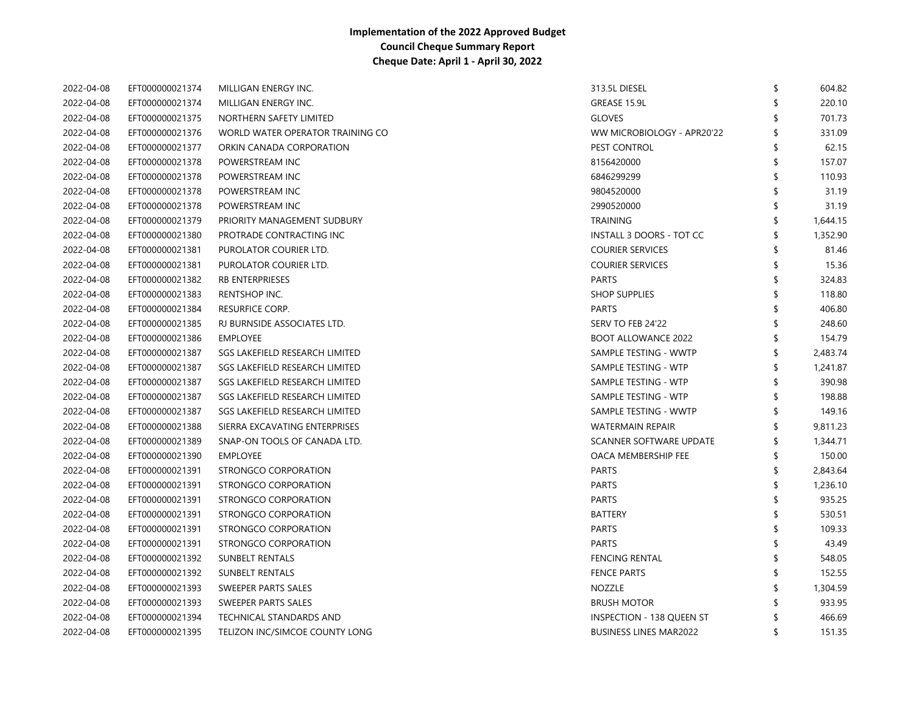**Implementation of the 2022 Approved Budget**
**Council Cheque Summary Report**
**Cheque Date: April 1 - April 30, 2022**

| | | | | |
|---|---|---|---|---|
| 2022-04-08 | EFT000000021374 | MILLIGAN ENERGY INC. | 313.5L DIESEL | $ 604.82 |
| 2022-04-08 | EFT000000021374 | MILLIGAN ENERGY INC. | GREASE 15.9L | $ 220.10 |
| 2022-04-08 | EFT000000021375 | NORTHERN SAFETY LIMITED | GLOVES | $ 701.73 |
| 2022-04-08 | EFT000000021376 | WORLD WATER OPERATOR TRAINING CO | WW MICROBIOLOGY - APR20'22 | $ 331.09 |
| 2022-04-08 | EFT000000021377 | ORKIN CANADA CORPORATION | PEST CONTROL | $ 62.15 |
| 2022-04-08 | EFT000000021378 | POWERSTREAM INC | 8156420000 | $ 157.07 |
| 2022-04-08 | EFT000000021378 | POWERSTREAM INC | 6846299299 | $ 110.93 |
| 2022-04-08 | EFT000000021378 | POWERSTREAM INC | 9804520000 | $ 31.19 |
| 2022-04-08 | EFT000000021378 | POWERSTREAM INC | 2990520000 | $ 31.19 |
| 2022-04-08 | EFT000000021379 | PRIORITY MANAGEMENT SUDBURY | TRAINING | $ 1,644.15 |
| 2022-04-08 | EFT000000021380 | PROTRADE CONTRACTING INC | INSTALL 3 DOORS - TOT CC | $ 1,352.90 |
| 2022-04-08 | EFT000000021381 | PUROLATOR COURIER LTD. | COURIER SERVICES | $ 81.46 |
| 2022-04-08 | EFT000000021381 | PUROLATOR COURIER LTD. | COURIER SERVICES | $ 15.36 |
| 2022-04-08 | EFT000000021382 | RB ENTERPRIESES | PARTS | $ 324.83 |
| 2022-04-08 | EFT000000021383 | RENTSHOP INC. | SHOP SUPPLIES | $ 118.80 |
| 2022-04-08 | EFT000000021384 | RESURFICE CORP. | PARTS | $ 406.80 |
| 2022-04-08 | EFT000000021385 | RJ BURNSIDE ASSOCIATES LTD. | SERV TO FEB 24'22 | $ 248.60 |
| 2022-04-08 | EFT000000021386 | EMPLOYEE | BOOT ALLOWANCE 2022 | $ 154.79 |
| 2022-04-08 | EFT000000021387 | SGS LAKEFIELD RESEARCH LIMITED | SAMPLE TESTING - WWTP | $ 2,483.74 |
| 2022-04-08 | EFT000000021387 | SGS LAKEFIELD RESEARCH LIMITED | SAMPLE TESTING - WTP | $ 1,241.87 |
| 2022-04-08 | EFT000000021387 | SGS LAKEFIELD RESEARCH LIMITED | SAMPLE TESTING - WTP | $ 390.98 |
| 2022-04-08 | EFT000000021387 | SGS LAKEFIELD RESEARCH LIMITED | SAMPLE TESTING - WTP | $ 198.88 |
| 2022-04-08 | EFT000000021387 | SGS LAKEFIELD RESEARCH LIMITED | SAMPLE TESTING - WWTP | $ 149.16 |
| 2022-04-08 | EFT000000021388 | SIERRA EXCAVATING ENTERPRISES | WATERMAIN REPAIR | $ 9,811.23 |
| 2022-04-08 | EFT000000021389 | SNAP-ON TOOLS OF CANADA LTD. | SCANNER SOFTWARE UPDATE | $ 1,344.71 |
| 2022-04-08 | EFT000000021390 | EMPLOYEE | OACA MEMBERSHIP FEE | $ 150.00 |
| 2022-04-08 | EFT000000021391 | STRONGCO CORPORATION | PARTS | $ 2,843.64 |
| 2022-04-08 | EFT000000021391 | STRONGCO CORPORATION | PARTS | $ 1,236.10 |
| 2022-04-08 | EFT000000021391 | STRONGCO CORPORATION | PARTS | $ 935.25 |
| 2022-04-08 | EFT000000021391 | STRONGCO CORPORATION | BATTERY | $ 530.51 |
| 2022-04-08 | EFT000000021391 | STRONGCO CORPORATION | PARTS | $ 109.33 |
| 2022-04-08 | EFT000000021391 | STRONGCO CORPORATION | PARTS | $ 43.49 |
| 2022-04-08 | EFT000000021392 | SUNBELT RENTALS | FENCING RENTAL | $ 548.05 |
| 2022-04-08 | EFT000000021392 | SUNBELT RENTALS | FENCE PARTS | $ 152.55 |
| 2022-04-08 | EFT000000021393 | SWEEPER PARTS SALES | NOZZLE | $ 1,304.59 |
| 2022-04-08 | EFT000000021393 | SWEEPER PARTS SALES | BRUSH MOTOR | $ 933.95 |
| 2022-04-08 | EFT000000021394 | TECHNICAL STANDARDS AND | INSPECTION - 138 QUEEN ST | $ 466.69 |
| 2022-04-08 | EFT000000021395 | TELIZON INC/SIMCOE COUNTY LONG | BUSINESS LINES MAR2022 | $ 151.35 |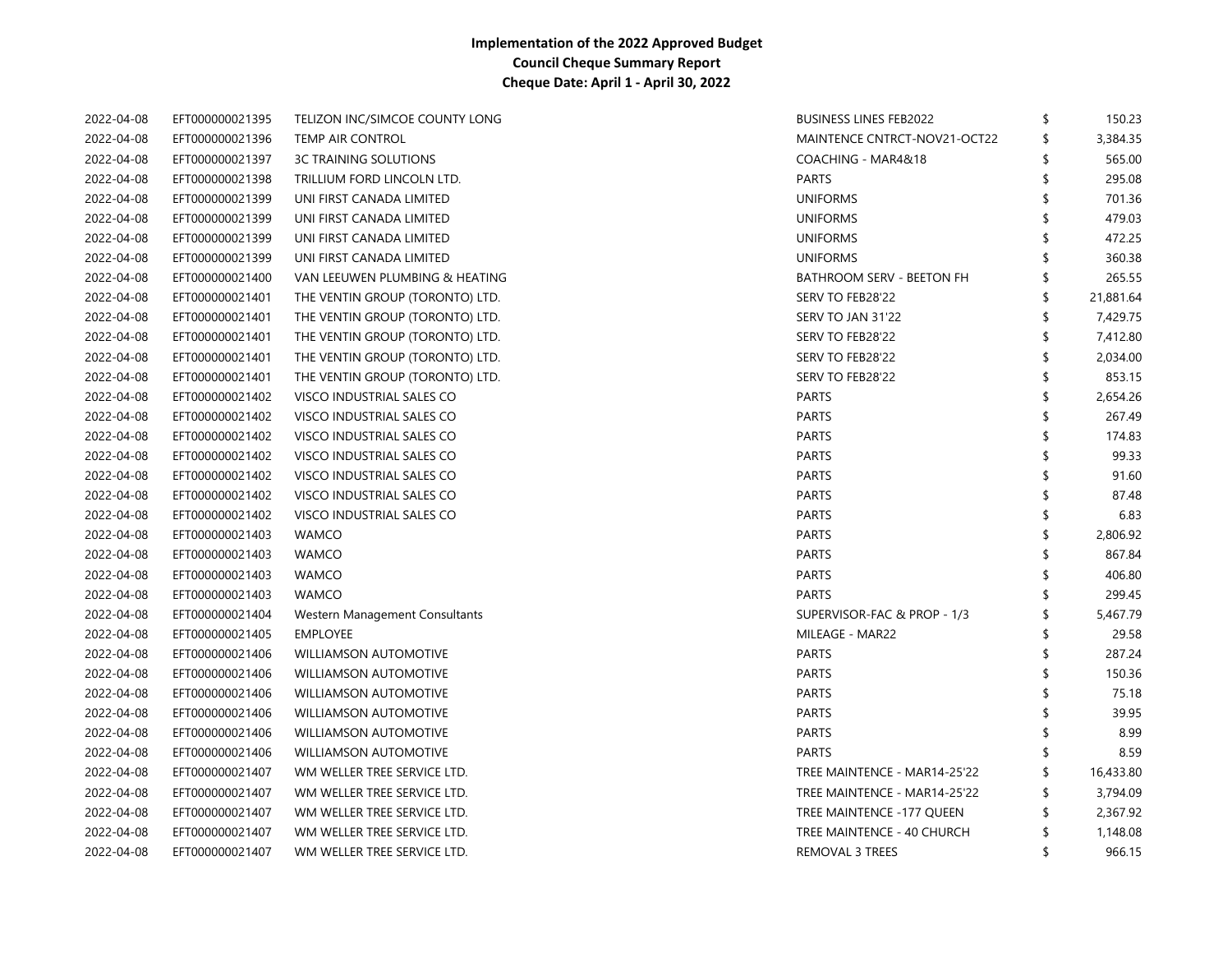**Implementation of the 2022 Approved Budget**
**Council Cheque Summary Report**
**Cheque Date: April 1 - April 30, 2022**

| | | | | | |
|---|---|---|---|---|---|
| 2022-04-08 | EFT000000021395 | TELIZON INC/SIMCOE COUNTY LONG | BUSINESS LINES FEB2022 | $ | 150.23 |
| 2022-04-08 | EFT000000021396 | TEMP AIR CONTROL | MAINTENCE CNTRCT-NOV21-OCT22 | $ | 3,384.35 |
| 2022-04-08 | EFT000000021397 | 3C TRAINING SOLUTIONS | COACHING - MAR4&18 | $ | 565.00 |
| 2022-04-08 | EFT000000021398 | TRILLIUM FORD LINCOLN LTD. | PARTS | $ | 295.08 |
| 2022-04-08 | EFT000000021399 | UNI FIRST CANADA LIMITED | UNIFORMS | $ | 701.36 |
| 2022-04-08 | EFT000000021399 | UNI FIRST CANADA LIMITED | UNIFORMS | $ | 479.03 |
| 2022-04-08 | EFT000000021399 | UNI FIRST CANADA LIMITED | UNIFORMS | $ | 472.25 |
| 2022-04-08 | EFT000000021399 | UNI FIRST CANADA LIMITED | UNIFORMS | $ | 360.38 |
| 2022-04-08 | EFT000000021400 | VAN LEEUWEN PLUMBING & HEATING | BATHROOM SERV - BEETON FH | $ | 265.55 |
| 2022-04-08 | EFT000000021401 | THE VENTIN GROUP (TORONTO) LTD. | SERV TO FEB28'22 | $ | 21,881.64 |
| 2022-04-08 | EFT000000021401 | THE VENTIN GROUP (TORONTO) LTD. | SERV TO JAN 31'22 | $ | 7,429.75 |
| 2022-04-08 | EFT000000021401 | THE VENTIN GROUP (TORONTO) LTD. | SERV TO FEB28'22 | $ | 7,412.80 |
| 2022-04-08 | EFT000000021401 | THE VENTIN GROUP (TORONTO) LTD. | SERV TO FEB28'22 | $ | 2,034.00 |
| 2022-04-08 | EFT000000021401 | THE VENTIN GROUP (TORONTO) LTD. | SERV TO FEB28'22 | $ | 853.15 |
| 2022-04-08 | EFT000000021402 | VISCO INDUSTRIAL SALES CO | PARTS | $ | 2,654.26 |
| 2022-04-08 | EFT000000021402 | VISCO INDUSTRIAL SALES CO | PARTS | $ | 267.49 |
| 2022-04-08 | EFT000000021402 | VISCO INDUSTRIAL SALES CO | PARTS | $ | 174.83 |
| 2022-04-08 | EFT000000021402 | VISCO INDUSTRIAL SALES CO | PARTS | $ | 99.33 |
| 2022-04-08 | EFT000000021402 | VISCO INDUSTRIAL SALES CO | PARTS | $ | 91.60 |
| 2022-04-08 | EFT000000021402 | VISCO INDUSTRIAL SALES CO | PARTS | $ | 87.48 |
| 2022-04-08 | EFT000000021402 | VISCO INDUSTRIAL SALES CO | PARTS | $ | 6.83 |
| 2022-04-08 | EFT000000021403 | WAMCO | PARTS | $ | 2,806.92 |
| 2022-04-08 | EFT000000021403 | WAMCO | PARTS | $ | 867.84 |
| 2022-04-08 | EFT000000021403 | WAMCO | PARTS | $ | 406.80 |
| 2022-04-08 | EFT000000021403 | WAMCO | PARTS | $ | 299.45 |
| 2022-04-08 | EFT000000021404 | Western Management Consultants | SUPERVISOR-FAC & PROP - 1/3 | $ | 5,467.79 |
| 2022-04-08 | EFT000000021405 | EMPLOYEE | MILEAGE - MAR22 | $ | 29.58 |
| 2022-04-08 | EFT000000021406 | WILLIAMSON AUTOMOTIVE | PARTS | $ | 287.24 |
| 2022-04-08 | EFT000000021406 | WILLIAMSON AUTOMOTIVE | PARTS | $ | 150.36 |
| 2022-04-08 | EFT000000021406 | WILLIAMSON AUTOMOTIVE | PARTS | $ | 75.18 |
| 2022-04-08 | EFT000000021406 | WILLIAMSON AUTOMOTIVE | PARTS | $ | 39.95 |
| 2022-04-08 | EFT000000021406 | WILLIAMSON AUTOMOTIVE | PARTS | $ | 8.99 |
| 2022-04-08 | EFT000000021406 | WILLIAMSON AUTOMOTIVE | PARTS | $ | 8.59 |
| 2022-04-08 | EFT000000021407 | WM WELLER TREE SERVICE LTD. | TREE MAINTENCE - MAR14-25'22 | $ | 16,433.80 |
| 2022-04-08 | EFT000000021407 | WM WELLER TREE SERVICE LTD. | TREE MAINTENCE - MAR14-25'22 | $ | 3,794.09 |
| 2022-04-08 | EFT000000021407 | WM WELLER TREE SERVICE LTD. | TREE MAINTENCE -177 QUEEN | $ | 2,367.92 |
| 2022-04-08 | EFT000000021407 | WM WELLER TREE SERVICE LTD. | TREE MAINTENCE - 40 CHURCH | $ | 1,148.08 |
| 2022-04-08 | EFT000000021407 | WM WELLER TREE SERVICE LTD. | REMOVAL 3 TREES | $ | 966.15 |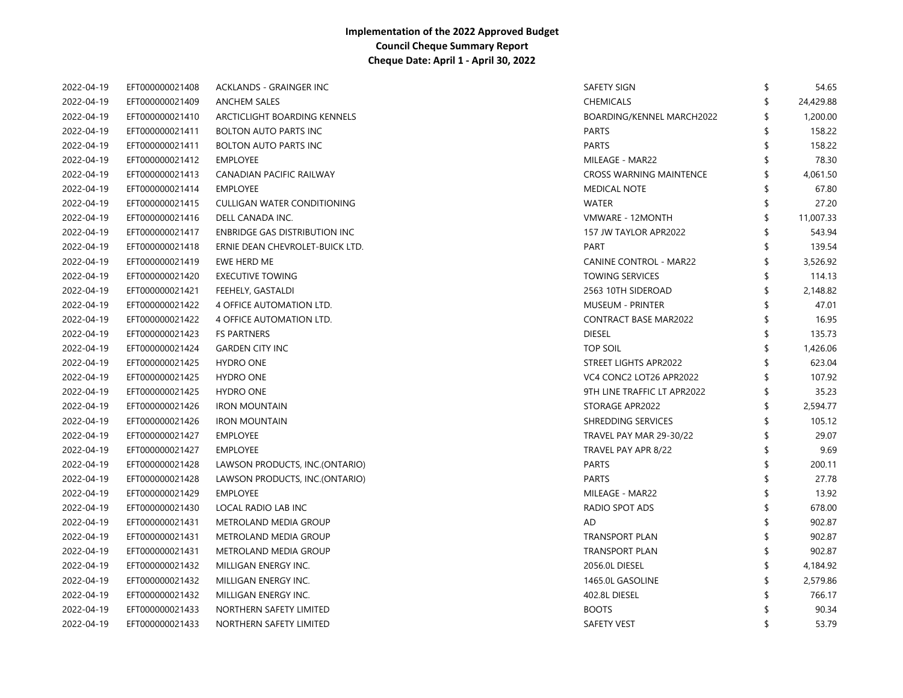**Implementation of the 2022 Approved Budget**
**Council Cheque Summary Report**
**Cheque Date: April 1 - April 30, 2022**

| | | | | |
|---|---|---|---|---|
| 2022-04-19 | EFT000000021408 | ACKLANDS - GRAINGER INC | SAFETY SIGN | $ 54.65 |
| 2022-04-19 | EFT000000021409 | ANCHEM SALES | CHEMICALS | $ 24,429.88 |
| 2022-04-19 | EFT000000021410 | ARCTICLIGHT BOARDING KENNELS | BOARDING/KENNEL MARCH2022 | $ 1,200.00 |
| 2022-04-19 | EFT000000021411 | BOLTON AUTO PARTS INC | PARTS | $ 158.22 |
| 2022-04-19 | EFT000000021411 | BOLTON AUTO PARTS INC | PARTS | $ 158.22 |
| 2022-04-19 | EFT000000021412 | EMPLOYEE | MILEAGE - MAR22 | $ 78.30 |
| 2022-04-19 | EFT000000021413 | CANADIAN PACIFIC RAILWAY | CROSS WARNING MAINTENCE | $ 4,061.50 |
| 2022-04-19 | EFT000000021414 | EMPLOYEE | MEDICAL NOTE | $ 67.80 |
| 2022-04-19 | EFT000000021415 | CULLIGAN WATER CONDITIONING | WATER | $ 27.20 |
| 2022-04-19 | EFT000000021416 | DELL CANADA INC. | VMWARE - 12MONTH | $ 11,007.33 |
| 2022-04-19 | EFT000000021417 | ENBRIDGE GAS DISTRIBUTION INC | 157 JW TAYLOR APR2022 | $ 543.94 |
| 2022-04-19 | EFT000000021418 | ERNIE DEAN CHEVROLET-BUICK LTD. | PART | $ 139.54 |
| 2022-04-19 | EFT000000021419 | EWE HERD ME | CANINE CONTROL - MAR22 | $ 3,526.92 |
| 2022-04-19 | EFT000000021420 | EXECUTIVE TOWING | TOWING SERVICES | $ 114.13 |
| 2022-04-19 | EFT000000021421 | FEEHELY, GASTALDI | 2563 10TH SIDEROAD | $ 2,148.82 |
| 2022-04-19 | EFT000000021422 | 4 OFFICE AUTOMATION LTD. | MUSEUM - PRINTER | $ 47.01 |
| 2022-04-19 | EFT000000021422 | 4 OFFICE AUTOMATION LTD. | CONTRACT BASE MAR2022 | $ 16.95 |
| 2022-04-19 | EFT000000021423 | FS PARTNERS | DIESEL | $ 135.73 |
| 2022-04-19 | EFT000000021424 | GARDEN CITY INC | TOP SOIL | $ 1,426.06 |
| 2022-04-19 | EFT000000021425 | HYDRO ONE | STREET LIGHTS APR2022 | $ 623.04 |
| 2022-04-19 | EFT000000021425 | HYDRO ONE | VC4 CONC2 LOT26 APR2022 | $ 107.92 |
| 2022-04-19 | EFT000000021425 | HYDRO ONE | 9TH LINE TRAFFIC LT APR2022 | $ 35.23 |
| 2022-04-19 | EFT000000021426 | IRON MOUNTAIN | STORAGE APR2022 | $ 2,594.77 |
| 2022-04-19 | EFT000000021426 | IRON MOUNTAIN | SHREDDING SERVICES | $ 105.12 |
| 2022-04-19 | EFT000000021427 | EMPLOYEE | TRAVEL PAY MAR 29-30/22 | $ 29.07 |
| 2022-04-19 | EFT000000021427 | EMPLOYEE | TRAVEL PAY APR 8/22 | $ 9.69 |
| 2022-04-19 | EFT000000021428 | LAWSON PRODUCTS, INC.(ONTARIO) | PARTS | $ 200.11 |
| 2022-04-19 | EFT000000021428 | LAWSON PRODUCTS, INC.(ONTARIO) | PARTS | $ 27.78 |
| 2022-04-19 | EFT000000021429 | EMPLOYEE | MILEAGE - MAR22 | $ 13.92 |
| 2022-04-19 | EFT000000021430 | LOCAL RADIO LAB INC | RADIO SPOT ADS | $ 678.00 |
| 2022-04-19 | EFT000000021431 | METROLAND MEDIA GROUP | AD | $ 902.87 |
| 2022-04-19 | EFT000000021431 | METROLAND MEDIA GROUP | TRANSPORT PLAN | $ 902.87 |
| 2022-04-19 | EFT000000021431 | METROLAND MEDIA GROUP | TRANSPORT PLAN | $ 902.87 |
| 2022-04-19 | EFT000000021432 | MILLIGAN ENERGY INC. | 2056.0L DIESEL | $ 4,184.92 |
| 2022-04-19 | EFT000000021432 | MILLIGAN ENERGY INC. | 1465.0L GASOLINE | $ 2,579.86 |
| 2022-04-19 | EFT000000021432 | MILLIGAN ENERGY INC. | 402.8L DIESEL | $ 766.17 |
| 2022-04-19 | EFT000000021433 | NORTHERN SAFETY LIMITED | BOOTS | $ 90.34 |
| 2022-04-19 | EFT000000021433 | NORTHERN SAFETY LIMITED | SAFETY VEST | $ 53.79 |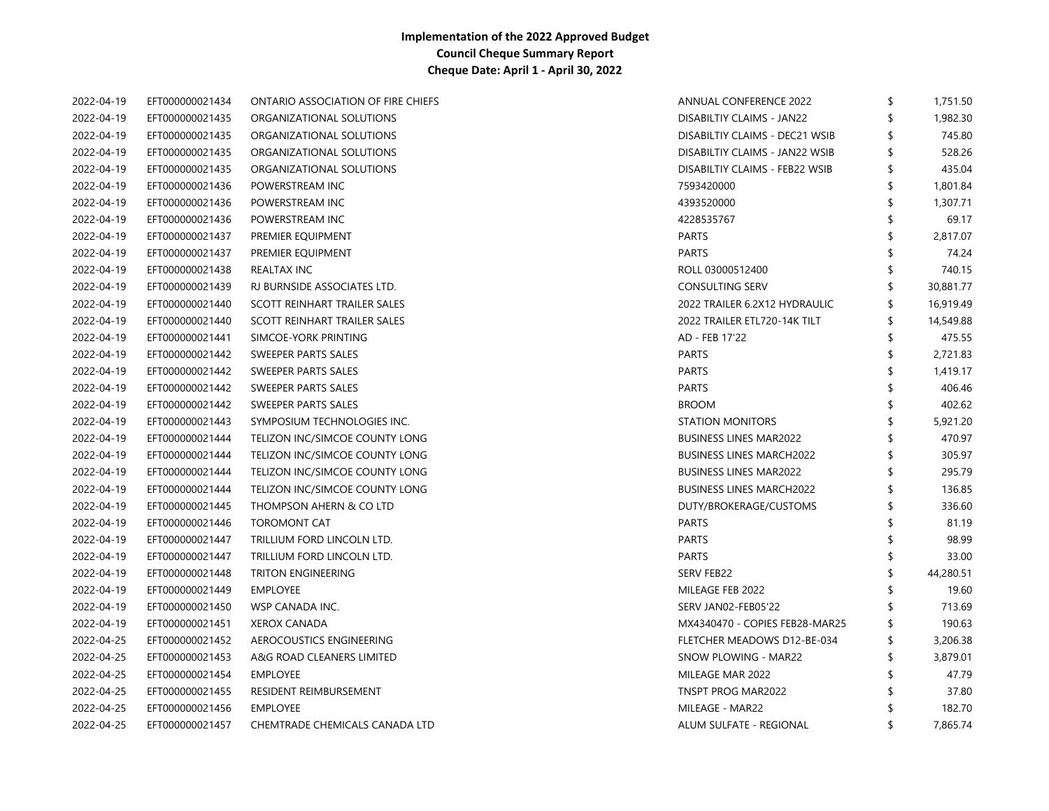**Implementation of the 2022 Approved Budget**
**Council Cheque Summary Report**
**Cheque Date: April 1 - April 30, 2022**

| | | | | |
|---|---|---|---|---|
| 2022-04-19 | EFT000000021434 | ONTARIO ASSOCIATION OF FIRE CHIEFS | ANNUAL CONFERENCE 2022 | $ 1,751.50 |
| 2022-04-19 | EFT000000021435 | ORGANIZATIONAL SOLUTIONS | DISABILTIY CLAIMS - JAN22 | $ 1,982.30 |
| 2022-04-19 | EFT000000021435 | ORGANIZATIONAL SOLUTIONS | DISABILTIY CLAIMS - DEC21 WSIB | $ 745.80 |
| 2022-04-19 | EFT000000021435 | ORGANIZATIONAL SOLUTIONS | DISABILTIY CLAIMS - JAN22 WSIB | $ 528.26 |
| 2022-04-19 | EFT000000021435 | ORGANIZATIONAL SOLUTIONS | DISABILTIY CLAIMS - FEB22 WSIB | $ 435.04 |
| 2022-04-19 | EFT000000021436 | POWERSTREAM INC | 7593420000 | $ 1,801.84 |
| 2022-04-19 | EFT000000021436 | POWERSTREAM INC | 4393520000 | $ 1,307.71 |
| 2022-04-19 | EFT000000021436 | POWERSTREAM INC | 4228535767 | $ 69.17 |
| 2022-04-19 | EFT000000021437 | PREMIER EQUIPMENT | PARTS | $ 2,817.07 |
| 2022-04-19 | EFT000000021437 | PREMIER EQUIPMENT | PARTS | $ 74.24 |
| 2022-04-19 | EFT000000021438 | REALTAX INC | ROLL 03000512400 | $ 740.15 |
| 2022-04-19 | EFT000000021439 | RJ BURNSIDE ASSOCIATES LTD. | CONSULTING SERV | $ 30,881.77 |
| 2022-04-19 | EFT000000021440 | SCOTT REINHART TRAILER SALES | 2022 TRAILER 6.2X12 HYDRAULIC | $ 16,919.49 |
| 2022-04-19 | EFT000000021440 | SCOTT REINHART TRAILER SALES | 2022 TRAILER ETL720-14K TILT | $ 14,549.88 |
| 2022-04-19 | EFT000000021441 | SIMCOE-YORK PRINTING | AD - FEB 17'22 | $ 475.55 |
| 2022-04-19 | EFT000000021442 | SWEEPER PARTS SALES | PARTS | $ 2,721.83 |
| 2022-04-19 | EFT000000021442 | SWEEPER PARTS SALES | PARTS | $ 1,419.17 |
| 2022-04-19 | EFT000000021442 | SWEEPER PARTS SALES | PARTS | $ 406.46 |
| 2022-04-19 | EFT000000021442 | SWEEPER PARTS SALES | BROOM | $ 402.62 |
| 2022-04-19 | EFT000000021443 | SYMPOSIUM TECHNOLOGIES INC. | STATION MONITORS | $ 5,921.20 |
| 2022-04-19 | EFT000000021444 | TELIZON INC/SIMCOE COUNTY LONG | BUSINESS LINES MAR2022 | $ 470.97 |
| 2022-04-19 | EFT000000021444 | TELIZON INC/SIMCOE COUNTY LONG | BUSINESS LINES MARCH2022 | $ 305.97 |
| 2022-04-19 | EFT000000021444 | TELIZON INC/SIMCOE COUNTY LONG | BUSINESS LINES MAR2022 | $ 295.79 |
| 2022-04-19 | EFT000000021444 | TELIZON INC/SIMCOE COUNTY LONG | BUSINESS LINES MARCH2022 | $ 136.85 |
| 2022-04-19 | EFT000000021445 | THOMPSON AHERN & CO LTD | DUTY/BROKERAGE/CUSTOMS | $ 336.60 |
| 2022-04-19 | EFT000000021446 | TOROMONT CAT | PARTS | $ 81.19 |
| 2022-04-19 | EFT000000021447 | TRILLIUM FORD LINCOLN LTD. | PARTS | $ 98.99 |
| 2022-04-19 | EFT000000021447 | TRILLIUM FORD LINCOLN LTD. | PARTS | $ 33.00 |
| 2022-04-19 | EFT000000021448 | TRITON ENGINEERING | SERV FEB22 | $ 44,280.51 |
| 2022-04-19 | EFT000000021449 | EMPLOYEE | MILEAGE FEB 2022 | $ 19.60 |
| 2022-04-19 | EFT000000021450 | WSP CANADA INC. | SERV JAN02-FEB05'22 | $ 713.69 |
| 2022-04-19 | EFT000000021451 | XEROX CANADA | MX4340470 - COPIES FEB28-MAR25 | $ 190.63 |
| 2022-04-25 | EFT000000021452 | AEROCOUSTICS ENGINEERING | FLETCHER MEADOWS D12-BE-034 | $ 3,206.38 |
| 2022-04-25 | EFT000000021453 | A&G ROAD CLEANERS LIMITED | SNOW PLOWING - MAR22 | $ 3,879.01 |
| 2022-04-25 | EFT000000021454 | EMPLOYEE | MILEAGE MAR 2022 | $ 47.79 |
| 2022-04-25 | EFT000000021455 | RESIDENT REIMBURSEMENT | TNSPT PROG MAR2022 | $ 37.80 |
| 2022-04-25 | EFT000000021456 | EMPLOYEE | MILEAGE - MAR22 | $ 182.70 |
| 2022-04-25 | EFT000000021457 | CHEMTRADE CHEMICALS CANADA LTD | ALUM SULFATE - REGIONAL | $ 7,865.74 |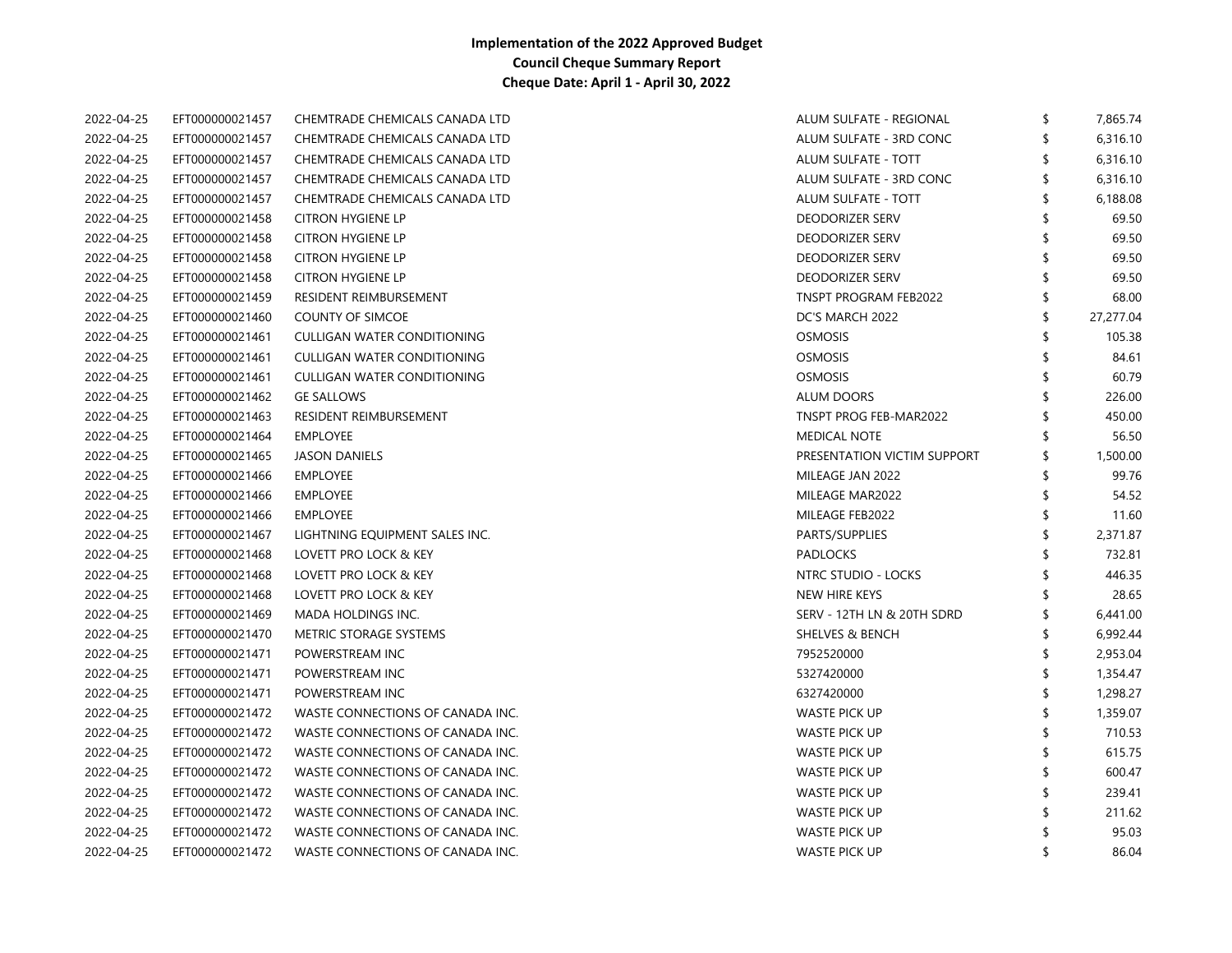**Implementation of the 2022 Approved Budget**
**Council Cheque Summary Report**
**Cheque Date: April 1 - April 30, 2022**

| | | | | |
|---|---|---|---|---|
| 2022-04-25 | EFT000000021457 | CHEMTRADE CHEMICALS CANADA LTD | ALUM SULFATE - REGIONAL | $ 7,865.74 |
| 2022-04-25 | EFT000000021457 | CHEMTRADE CHEMICALS CANADA LTD | ALUM SULFATE - 3RD CONC | $ 6,316.10 |
| 2022-04-25 | EFT000000021457 | CHEMTRADE CHEMICALS CANADA LTD | ALUM SULFATE - TOTT | $ 6,316.10 |
| 2022-04-25 | EFT000000021457 | CHEMTRADE CHEMICALS CANADA LTD | ALUM SULFATE - 3RD CONC | $ 6,316.10 |
| 2022-04-25 | EFT000000021457 | CHEMTRADE CHEMICALS CANADA LTD | ALUM SULFATE - TOTT | $ 6,188.08 |
| 2022-04-25 | EFT000000021458 | CITRON HYGIENE LP | DEODORIZER SERV | $ 69.50 |
| 2022-04-25 | EFT000000021458 | CITRON HYGIENE LP | DEODORIZER SERV | $ 69.50 |
| 2022-04-25 | EFT000000021458 | CITRON HYGIENE LP | DEODORIZER SERV | $ 69.50 |
| 2022-04-25 | EFT000000021458 | CITRON HYGIENE LP | DEODORIZER SERV | $ 69.50 |
| 2022-04-25 | EFT000000021459 | RESIDENT REIMBURSEMENT | TNSPT PROGRAM FEB2022 | $ 68.00 |
| 2022-04-25 | EFT000000021460 | COUNTY OF SIMCOE | DC'S MARCH 2022 | $ 27,277.04 |
| 2022-04-25 | EFT000000021461 | CULLIGAN WATER CONDITIONING | OSMOSIS | $ 105.38 |
| 2022-04-25 | EFT000000021461 | CULLIGAN WATER CONDITIONING | OSMOSIS | $ 84.61 |
| 2022-04-25 | EFT000000021461 | CULLIGAN WATER CONDITIONING | OSMOSIS | $ 60.79 |
| 2022-04-25 | EFT000000021462 | GE SALLOWS | ALUM DOORS | $ 226.00 |
| 2022-04-25 | EFT000000021463 | RESIDENT REIMBURSEMENT | TNSPT PROG FEB-MAR2022 | $ 450.00 |
| 2022-04-25 | EFT000000021464 | EMPLOYEE | MEDICAL NOTE | $ 56.50 |
| 2022-04-25 | EFT000000021465 | JASON DANIELS | PRESENTATION VICTIM SUPPORT | $ 1,500.00 |
| 2022-04-25 | EFT000000021466 | EMPLOYEE | MILEAGE JAN 2022 | $ 99.76 |
| 2022-04-25 | EFT000000021466 | EMPLOYEE | MILEAGE MAR2022 | $ 54.52 |
| 2022-04-25 | EFT000000021466 | EMPLOYEE | MILEAGE FEB2022 | $ 11.60 |
| 2022-04-25 | EFT000000021467 | LIGHTNING EQUIPMENT SALES INC. | PARTS/SUPPLIES | $ 2,371.87 |
| 2022-04-25 | EFT000000021468 | LOVETT PRO LOCK & KEY | PADLOCKS | $ 732.81 |
| 2022-04-25 | EFT000000021468 | LOVETT PRO LOCK & KEY | NTRC STUDIO - LOCKS | $ 446.35 |
| 2022-04-25 | EFT000000021468 | LOVETT PRO LOCK & KEY | NEW HIRE KEYS | $ 28.65 |
| 2022-04-25 | EFT000000021469 | MADA HOLDINGS INC. | SERV - 12TH LN & 20TH SDRD | $ 6,441.00 |
| 2022-04-25 | EFT000000021470 | METRIC STORAGE SYSTEMS | SHELVES & BENCH | $ 6,992.44 |
| 2022-04-25 | EFT000000021471 | POWERSTREAM INC | 7952520000 | $ 2,953.04 |
| 2022-04-25 | EFT000000021471 | POWERSTREAM INC | 5327420000 | $ 1,354.47 |
| 2022-04-25 | EFT000000021471 | POWERSTREAM INC | 6327420000 | $ 1,298.27 |
| 2022-04-25 | EFT000000021472 | WASTE CONNECTIONS OF CANADA INC. | WASTE PICK UP | $ 1,359.07 |
| 2022-04-25 | EFT000000021472 | WASTE CONNECTIONS OF CANADA INC. | WASTE PICK UP | $ 710.53 |
| 2022-04-25 | EFT000000021472 | WASTE CONNECTIONS OF CANADA INC. | WASTE PICK UP | $ 615.75 |
| 2022-04-25 | EFT000000021472 | WASTE CONNECTIONS OF CANADA INC. | WASTE PICK UP | $ 600.47 |
| 2022-04-25 | EFT000000021472 | WASTE CONNECTIONS OF CANADA INC. | WASTE PICK UP | $ 239.41 |
| 2022-04-25 | EFT000000021472 | WASTE CONNECTIONS OF CANADA INC. | WASTE PICK UP | $ 211.62 |
| 2022-04-25 | EFT000000021472 | WASTE CONNECTIONS OF CANADA INC. | WASTE PICK UP | $ 95.03 |
| 2022-04-25 | EFT000000021472 | WASTE CONNECTIONS OF CANADA INC. | WASTE PICK UP | $ 86.04 |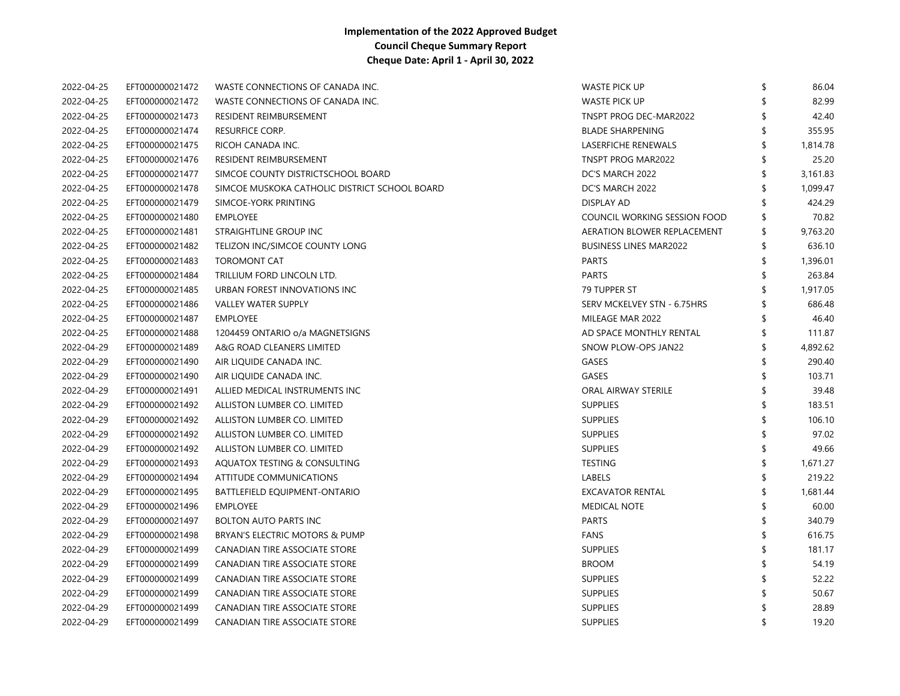**Implementation of the 2022 Approved Budget**
**Council Cheque Summary Report**
**Cheque Date: April 1 - April 30, 2022**

| | | | | | |
|---|---|---|---|---|---|
| 2022-04-25 | EFT000000021472 | WASTE CONNECTIONS OF CANADA INC. | WASTE PICK UP | $ | 86.04 |
| 2022-04-25 | EFT000000021472 | WASTE CONNECTIONS OF CANADA INC. | WASTE PICK UP | $ | 82.99 |
| 2022-04-25 | EFT000000021473 | RESIDENT REIMBURSEMENT | TNSPT PROG DEC-MAR2022 | $ | 42.40 |
| 2022-04-25 | EFT000000021474 | RESURFICE CORP. | BLADE SHARPENING | $ | 355.95 |
| 2022-04-25 | EFT000000021475 | RICOH CANADA INC. | LASERFICHE RENEWALS | $ | 1,814.78 |
| 2022-04-25 | EFT000000021476 | RESIDENT REIMBURSEMENT | TNSPT PROG MAR2022 | $ | 25.20 |
| 2022-04-25 | EFT000000021477 | SIMCOE COUNTY DISTRICTSCHOOL BOARD | DC'S MARCH 2022 | $ | 3,161.83 |
| 2022-04-25 | EFT000000021478 | SIMCOE MUSKOKA CATHOLIC DISTRICT SCHOOL BOARD | DC'S MARCH 2022 | $ | 1,099.47 |
| 2022-04-25 | EFT000000021479 | SIMCOE-YORK PRINTING | DISPLAY AD | $ | 424.29 |
| 2022-04-25 | EFT000000021480 | EMPLOYEE | COUNCIL WORKING SESSION FOOD | $ | 70.82 |
| 2022-04-25 | EFT000000021481 | STRAIGHTLINE GROUP INC | AERATION BLOWER REPLACEMENT | $ | 9,763.20 |
| 2022-04-25 | EFT000000021482 | TELIZON INC/SIMCOE COUNTY LONG | BUSINESS LINES MAR2022 | $ | 636.10 |
| 2022-04-25 | EFT000000021483 | TOROMONT CAT | PARTS | $ | 1,396.01 |
| 2022-04-25 | EFT000000021484 | TRILLIUM FORD LINCOLN LTD. | PARTS | $ | 263.84 |
| 2022-04-25 | EFT000000021485 | URBAN FOREST INNOVATIONS INC | 79 TUPPER ST | $ | 1,917.05 |
| 2022-04-25 | EFT000000021486 | VALLEY WATER SUPPLY | SERV MCKELVEY STN - 6.75HRS | $ | 686.48 |
| 2022-04-25 | EFT000000021487 | EMPLOYEE | MILEAGE MAR 2022 | $ | 46.40 |
| 2022-04-25 | EFT000000021488 | 1204459 ONTARIO o/a MAGNETSIGNS | AD SPACE MONTHLY RENTAL | $ | 111.87 |
| 2022-04-29 | EFT000000021489 | A&G ROAD CLEANERS LIMITED | SNOW PLOW-OPS JAN22 | $ | 4,892.62 |
| 2022-04-29 | EFT000000021490 | AIR LIQUIDE CANADA INC. | GASES | $ | 290.40 |
| 2022-04-29 | EFT000000021490 | AIR LIQUIDE CANADA INC. | GASES | $ | 103.71 |
| 2022-04-29 | EFT000000021491 | ALLIED MEDICAL INSTRUMENTS INC | ORAL AIRWAY STERILE | $ | 39.48 |
| 2022-04-29 | EFT000000021492 | ALLISTON LUMBER CO. LIMITED | SUPPLIES | $ | 183.51 |
| 2022-04-29 | EFT000000021492 | ALLISTON LUMBER CO. LIMITED | SUPPLIES | $ | 106.10 |
| 2022-04-29 | EFT000000021492 | ALLISTON LUMBER CO. LIMITED | SUPPLIES | $ | 97.02 |
| 2022-04-29 | EFT000000021492 | ALLISTON LUMBER CO. LIMITED | SUPPLIES | $ | 49.66 |
| 2022-04-29 | EFT000000021493 | AQUATOX TESTING & CONSULTING | TESTING | $ | 1,671.27 |
| 2022-04-29 | EFT000000021494 | ATTITUDE COMMUNICATIONS | LABELS | $ | 219.22 |
| 2022-04-29 | EFT000000021495 | BATTLEFIELD EQUIPMENT-ONTARIO | EXCAVATOR RENTAL | $ | 1,681.44 |
| 2022-04-29 | EFT000000021496 | EMPLOYEE | MEDICAL NOTE | $ | 60.00 |
| 2022-04-29 | EFT000000021497 | BOLTON AUTO PARTS INC | PARTS | $ | 340.79 |
| 2022-04-29 | EFT000000021498 | BRYAN'S ELECTRIC MOTORS & PUMP | FANS | $ | 616.75 |
| 2022-04-29 | EFT000000021499 | CANADIAN TIRE ASSOCIATE STORE | SUPPLIES | $ | 181.17 |
| 2022-04-29 | EFT000000021499 | CANADIAN TIRE ASSOCIATE STORE | BROOM | $ | 54.19 |
| 2022-04-29 | EFT000000021499 | CANADIAN TIRE ASSOCIATE STORE | SUPPLIES | $ | 52.22 |
| 2022-04-29 | EFT000000021499 | CANADIAN TIRE ASSOCIATE STORE | SUPPLIES | $ | 50.67 |
| 2022-04-29 | EFT000000021499 | CANADIAN TIRE ASSOCIATE STORE | SUPPLIES | $ | 28.89 |
| 2022-04-29 | EFT000000021499 | CANADIAN TIRE ASSOCIATE STORE | SUPPLIES | $ | 19.20 |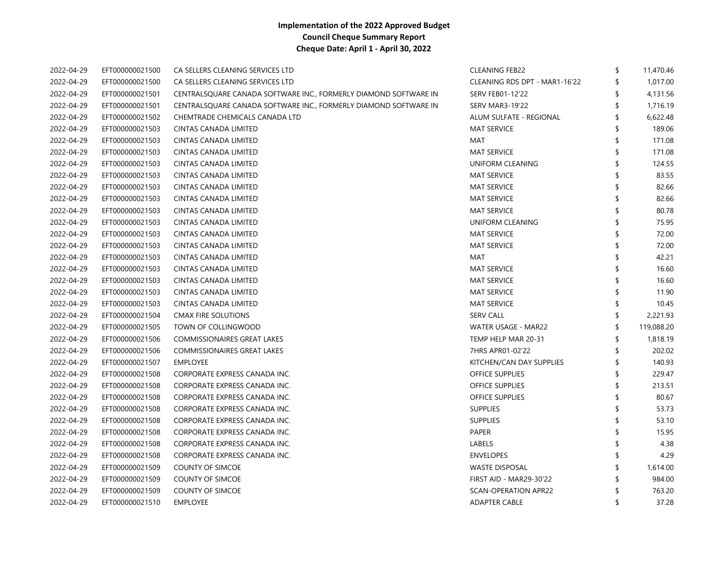**Implementation of the 2022 Approved Budget**
**Council Cheque Summary Report**
**Cheque Date: April 1 - April 30, 2022**

| | | | | | |
|---|---|---|---|---|---|
| 2022-04-29 | EFT000000021500 | CA SELLERS CLEANING SERVICES LTD | CLEANING FEB22 | $ | 11,470.46 |
| 2022-04-29 | EFT000000021500 | CA SELLERS CLEANING SERVICES LTD | CLEANING RDS DPT - MAR1-16'22 | $ | 1,017.00 |
| 2022-04-29 | EFT000000021501 | CENTRALSQUARE CANADA SOFTWARE INC., FORMERLY DIAMOND SOFTWARE IN | SERV FEB01-12'22 | $ | 4,131.56 |
| 2022-04-29 | EFT000000021501 | CENTRALSQUARE CANADA SOFTWARE INC., FORMERLY DIAMOND SOFTWARE IN | SERV MAR3-19'22 | $ | 1,716.19 |
| 2022-04-29 | EFT000000021502 | CHEMTRADE CHEMICALS CANADA LTD | ALUM SULFATE - REGIONAL | $ | 6,622.48 |
| 2022-04-29 | EFT000000021503 | CINTAS CANADA LIMITED | MAT SERVICE | $ | 189.06 |
| 2022-04-29 | EFT000000021503 | CINTAS CANADA LIMITED | MAT | $ | 171.08 |
| 2022-04-29 | EFT000000021503 | CINTAS CANADA LIMITED | MAT SERVICE | $ | 171.08 |
| 2022-04-29 | EFT000000021503 | CINTAS CANADA LIMITED | UNIFORM CLEANING | $ | 124.55 |
| 2022-04-29 | EFT000000021503 | CINTAS CANADA LIMITED | MAT SERVICE | $ | 83.55 |
| 2022-04-29 | EFT000000021503 | CINTAS CANADA LIMITED | MAT SERVICE | $ | 82.66 |
| 2022-04-29 | EFT000000021503 | CINTAS CANADA LIMITED | MAT SERVICE | $ | 82.66 |
| 2022-04-29 | EFT000000021503 | CINTAS CANADA LIMITED | MAT SERVICE | $ | 80.78 |
| 2022-04-29 | EFT000000021503 | CINTAS CANADA LIMITED | UNIFORM CLEANING | $ | 75.95 |
| 2022-04-29 | EFT000000021503 | CINTAS CANADA LIMITED | MAT SERVICE | $ | 72.00 |
| 2022-04-29 | EFT000000021503 | CINTAS CANADA LIMITED | MAT SERVICE | $ | 72.00 |
| 2022-04-29 | EFT000000021503 | CINTAS CANADA LIMITED | MAT | $ | 42.21 |
| 2022-04-29 | EFT000000021503 | CINTAS CANADA LIMITED | MAT SERVICE | $ | 16.60 |
| 2022-04-29 | EFT000000021503 | CINTAS CANADA LIMITED | MAT SERVICE | $ | 16.60 |
| 2022-04-29 | EFT000000021503 | CINTAS CANADA LIMITED | MAT SERVICE | $ | 11.90 |
| 2022-04-29 | EFT000000021503 | CINTAS CANADA LIMITED | MAT SERVICE | $ | 10.45 |
| 2022-04-29 | EFT000000021504 | CMAX FIRE SOLUTIONS | SERV CALL | $ | 2,221.93 |
| 2022-04-29 | EFT000000021505 | TOWN OF COLLINGWOOD | WATER USAGE - MAR22 | $ | 119,088.20 |
| 2022-04-29 | EFT000000021506 | COMMISSIONAIRES GREAT LAKES | TEMP HELP MAR 20-31 | $ | 1,818.19 |
| 2022-04-29 | EFT000000021506 | COMMISSIONAIRES GREAT LAKES | 7HRS APR01-02'22 | $ | 202.02 |
| 2022-04-29 | EFT000000021507 | EMPLOYEE | KITCHEN/CAN DAY SUPPLIES | $ | 140.93 |
| 2022-04-29 | EFT000000021508 | CORPORATE EXPRESS CANADA INC. | OFFICE SUPPLIES | $ | 229.47 |
| 2022-04-29 | EFT000000021508 | CORPORATE EXPRESS CANADA INC. | OFFICE SUPPLIES | $ | 213.51 |
| 2022-04-29 | EFT000000021508 | CORPORATE EXPRESS CANADA INC. | OFFICE SUPPLIES | $ | 80.67 |
| 2022-04-29 | EFT000000021508 | CORPORATE EXPRESS CANADA INC. | SUPPLIES | $ | 53.73 |
| 2022-04-29 | EFT000000021508 | CORPORATE EXPRESS CANADA INC. | SUPPLIES | $ | 53.10 |
| 2022-04-29 | EFT000000021508 | CORPORATE EXPRESS CANADA INC. | PAPER | $ | 15.95 |
| 2022-04-29 | EFT000000021508 | CORPORATE EXPRESS CANADA INC. | LABELS | $ | 4.38 |
| 2022-04-29 | EFT000000021508 | CORPORATE EXPRESS CANADA INC. | ENVELOPES | $ | 4.29 |
| 2022-04-29 | EFT000000021509 | COUNTY OF SIMCOE | WASTE DISPOSAL | $ | 1,614.00 |
| 2022-04-29 | EFT000000021509 | COUNTY OF SIMCOE | FIRST AID - MAR29-30'22 | $ | 984.00 |
| 2022-04-29 | EFT000000021509 | COUNTY OF SIMCOE | SCAN-OPERATION APR22 | $ | 763.20 |
| 2022-04-29 | EFT000000021510 | EMPLOYEE | ADAPTER CABLE | $ | 37.28 |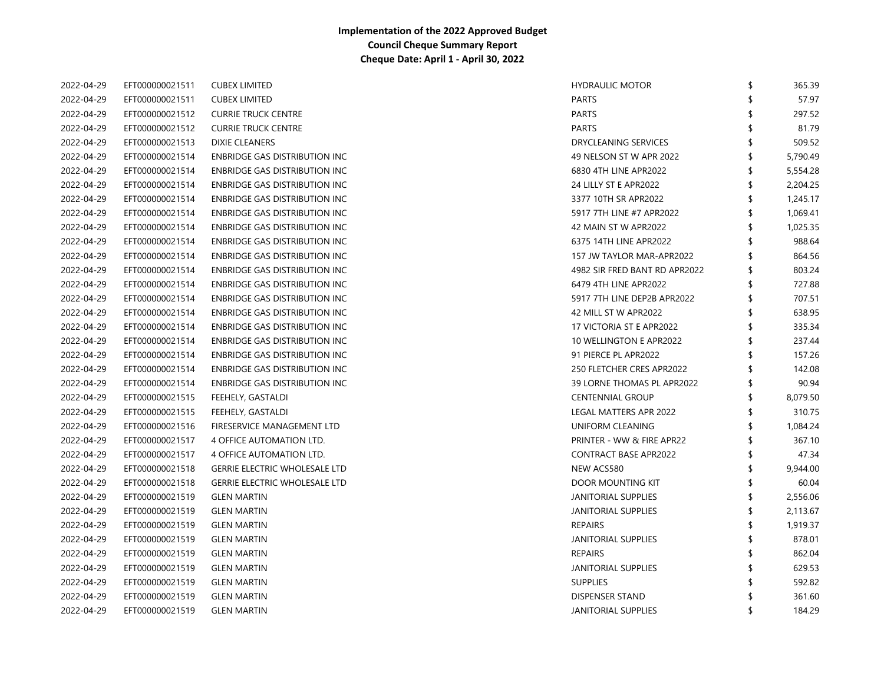**Implementation of the 2022 Approved Budget**
**Council Cheque Summary Report**
**Cheque Date: April 1 - April 30, 2022**

| | | | | | |
|---|---|---|---|---|---|
| 2022-04-29 | EFT000000021511 | CUBEX LIMITED | HYDRAULIC MOTOR | $ | 365.39 |
| 2022-04-29 | EFT000000021511 | CUBEX LIMITED | PARTS | $ | 57.97 |
| 2022-04-29 | EFT000000021512 | CURRIE TRUCK CENTRE | PARTS | $ | 297.52 |
| 2022-04-29 | EFT000000021512 | CURRIE TRUCK CENTRE | PARTS | $ | 81.79 |
| 2022-04-29 | EFT000000021513 | DIXIE CLEANERS | DRYCLEANING SERVICES | $ | 509.52 |
| 2022-04-29 | EFT000000021514 | ENBRIDGE GAS DISTRIBUTION INC | 49 NELSON ST W APR 2022 | $ | 5,790.49 |
| 2022-04-29 | EFT000000021514 | ENBRIDGE GAS DISTRIBUTION INC | 6830 4TH LINE APR2022 | $ | 5,554.28 |
| 2022-04-29 | EFT000000021514 | ENBRIDGE GAS DISTRIBUTION INC | 24 LILLY ST E APR2022 | $ | 2,204.25 |
| 2022-04-29 | EFT000000021514 | ENBRIDGE GAS DISTRIBUTION INC | 3377 10TH SR APR2022 | $ | 1,245.17 |
| 2022-04-29 | EFT000000021514 | ENBRIDGE GAS DISTRIBUTION INC | 5917 7TH LINE #7 APR2022 | $ | 1,069.41 |
| 2022-04-29 | EFT000000021514 | ENBRIDGE GAS DISTRIBUTION INC | 42 MAIN ST W APR2022 | $ | 1,025.35 |
| 2022-04-29 | EFT000000021514 | ENBRIDGE GAS DISTRIBUTION INC | 6375 14TH LINE APR2022 | $ | 988.64 |
| 2022-04-29 | EFT000000021514 | ENBRIDGE GAS DISTRIBUTION INC | 157 JW TAYLOR MAR-APR2022 | $ | 864.56 |
| 2022-04-29 | EFT000000021514 | ENBRIDGE GAS DISTRIBUTION INC | 4982 SIR FRED BANT RD APR2022 | $ | 803.24 |
| 2022-04-29 | EFT000000021514 | ENBRIDGE GAS DISTRIBUTION INC | 6479 4TH LINE APR2022 | $ | 727.88 |
| 2022-04-29 | EFT000000021514 | ENBRIDGE GAS DISTRIBUTION INC | 5917 7TH LINE DEP2B APR2022 | $ | 707.51 |
| 2022-04-29 | EFT000000021514 | ENBRIDGE GAS DISTRIBUTION INC | 42 MILL ST W APR2022 | $ | 638.95 |
| 2022-04-29 | EFT000000021514 | ENBRIDGE GAS DISTRIBUTION INC | 17 VICTORIA ST E APR2022 | $ | 335.34 |
| 2022-04-29 | EFT000000021514 | ENBRIDGE GAS DISTRIBUTION INC | 10 WELLINGTON E APR2022 | $ | 237.44 |
| 2022-04-29 | EFT000000021514 | ENBRIDGE GAS DISTRIBUTION INC | 91 PIERCE PL APR2022 | $ | 157.26 |
| 2022-04-29 | EFT000000021514 | ENBRIDGE GAS DISTRIBUTION INC | 250 FLETCHER CRES APR2022 | $ | 142.08 |
| 2022-04-29 | EFT000000021514 | ENBRIDGE GAS DISTRIBUTION INC | 39 LORNE THOMAS PL APR2022 | $ | 90.94 |
| 2022-04-29 | EFT000000021515 | FEEHELY, GASTALDI | CENTENNIAL GROUP | $ | 8,079.50 |
| 2022-04-29 | EFT000000021515 | FEEHELY, GASTALDI | LEGAL MATTERS APR 2022 | $ | 310.75 |
| 2022-04-29 | EFT000000021516 | FIRESERVICE MANAGEMENT LTD | UNIFORM CLEANING | $ | 1,084.24 |
| 2022-04-29 | EFT000000021517 | 4 OFFICE AUTOMATION LTD. | PRINTER - WW & FIRE APR22 | $ | 367.10 |
| 2022-04-29 | EFT000000021517 | 4 OFFICE AUTOMATION LTD. | CONTRACT BASE APR2022 | $ | 47.34 |
| 2022-04-29 | EFT000000021518 | GERRIE ELECTRIC WHOLESALE LTD | NEW ACS580 | $ | 9,944.00 |
| 2022-04-29 | EFT000000021518 | GERRIE ELECTRIC WHOLESALE LTD | DOOR MOUNTING KIT | $ | 60.04 |
| 2022-04-29 | EFT000000021519 | GLEN MARTIN | JANITORIAL SUPPLIES | $ | 2,556.06 |
| 2022-04-29 | EFT000000021519 | GLEN MARTIN | JANITORIAL SUPPLIES | $ | 2,113.67 |
| 2022-04-29 | EFT000000021519 | GLEN MARTIN | REPAIRS | $ | 1,919.37 |
| 2022-04-29 | EFT000000021519 | GLEN MARTIN | JANITORIAL SUPPLIES | $ | 878.01 |
| 2022-04-29 | EFT000000021519 | GLEN MARTIN | REPAIRS | $ | 862.04 |
| 2022-04-29 | EFT000000021519 | GLEN MARTIN | JANITORIAL SUPPLIES | $ | 629.53 |
| 2022-04-29 | EFT000000021519 | GLEN MARTIN | SUPPLIES | $ | 592.82 |
| 2022-04-29 | EFT000000021519 | GLEN MARTIN | DISPENSER STAND | $ | 361.60 |
| 2022-04-29 | EFT000000021519 | GLEN MARTIN | JANITORIAL SUPPLIES | $ | 184.29 |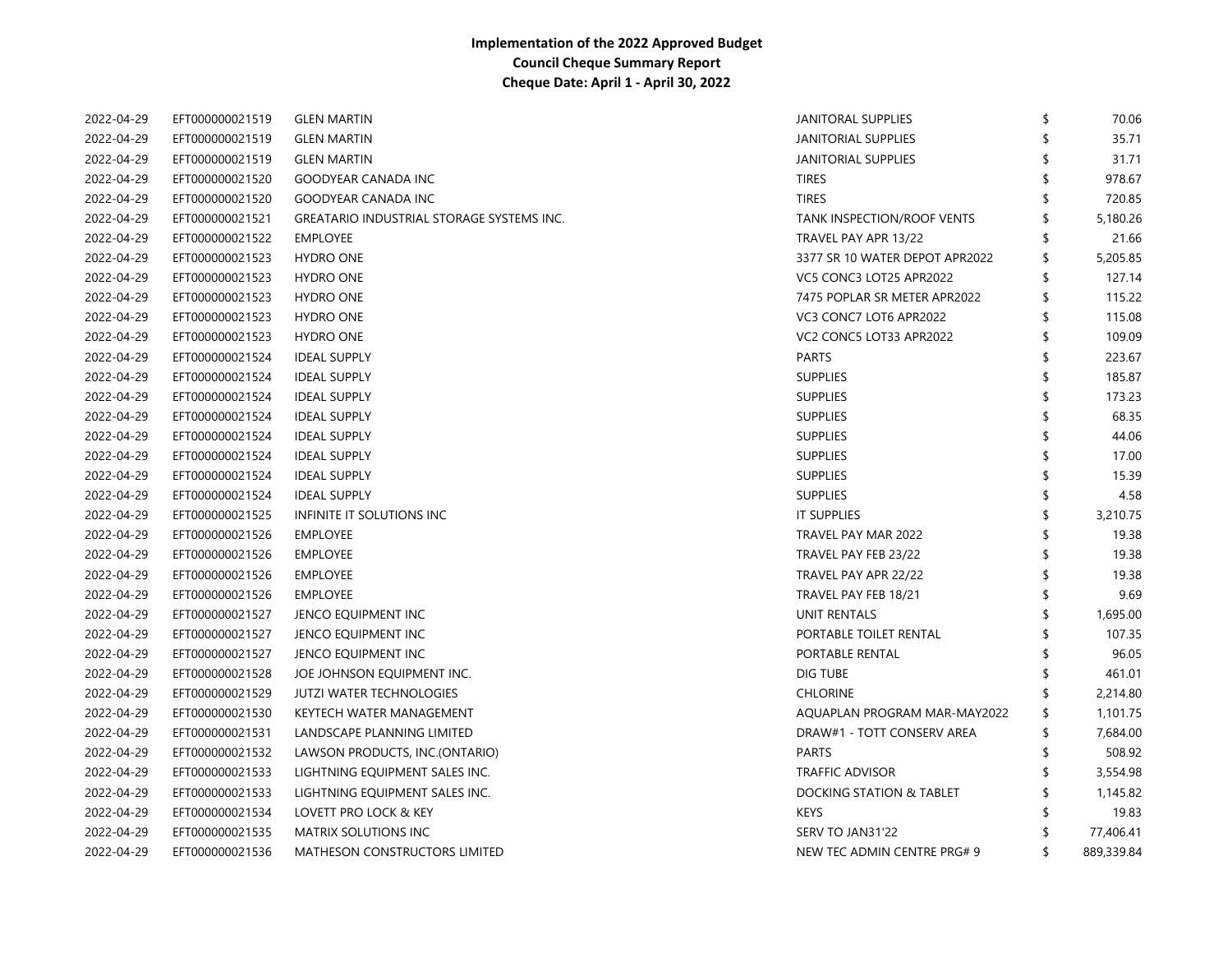**Implementation of the 2022 Approved Budget**
**Council Cheque Summary Report**
**Cheque Date: April 1 - April 30, 2022**

| | | | | | |
|---|---|---|---|---|---|
| 2022-04-29 | EFT000000021519 | GLEN MARTIN | JANITORAL SUPPLIES | $ | 70.06 |
| 2022-04-29 | EFT000000021519 | GLEN MARTIN | JANITORIAL SUPPLIES | $ | 35.71 |
| 2022-04-29 | EFT000000021519 | GLEN MARTIN | JANITORIAL SUPPLIES | $ | 31.71 |
| 2022-04-29 | EFT000000021520 | GOODYEAR CANADA INC | TIRES | $ | 978.67 |
| 2022-04-29 | EFT000000021520 | GOODYEAR CANADA INC | TIRES | $ | 720.85 |
| 2022-04-29 | EFT000000021521 | GREATARIO INDUSTRIAL STORAGE SYSTEMS INC. | TANK INSPECTION/ROOF VENTS | $ | 5,180.26 |
| 2022-04-29 | EFT000000021522 | EMPLOYEE | TRAVEL PAY APR 13/22 | $ | 21.66 |
| 2022-04-29 | EFT000000021523 | HYDRO ONE | 3377 SR 10 WATER DEPOT APR2022 | $ | 5,205.85 |
| 2022-04-29 | EFT000000021523 | HYDRO ONE | VC5 CONC3 LOT25 APR2022 | $ | 127.14 |
| 2022-04-29 | EFT000000021523 | HYDRO ONE | 7475 POPLAR SR METER APR2022 | $ | 115.22 |
| 2022-04-29 | EFT000000021523 | HYDRO ONE | VC3 CONC7 LOT6 APR2022 | $ | 115.08 |
| 2022-04-29 | EFT000000021523 | HYDRO ONE | VC2 CONC5 LOT33 APR2022 | $ | 109.09 |
| 2022-04-29 | EFT000000021524 | IDEAL SUPPLY | PARTS | $ | 223.67 |
| 2022-04-29 | EFT000000021524 | IDEAL SUPPLY | SUPPLIES | $ | 185.87 |
| 2022-04-29 | EFT000000021524 | IDEAL SUPPLY | SUPPLIES | $ | 173.23 |
| 2022-04-29 | EFT000000021524 | IDEAL SUPPLY | SUPPLIES | $ | 68.35 |
| 2022-04-29 | EFT000000021524 | IDEAL SUPPLY | SUPPLIES | $ | 44.06 |
| 2022-04-29 | EFT000000021524 | IDEAL SUPPLY | SUPPLIES | $ | 17.00 |
| 2022-04-29 | EFT000000021524 | IDEAL SUPPLY | SUPPLIES | $ | 15.39 |
| 2022-04-29 | EFT000000021524 | IDEAL SUPPLY | SUPPLIES | $ | 4.58 |
| 2022-04-29 | EFT000000021525 | INFINITE IT SOLUTIONS INC | IT SUPPLIES | $ | 3,210.75 |
| 2022-04-29 | EFT000000021526 | EMPLOYEE | TRAVEL PAY MAR 2022 | $ | 19.38 |
| 2022-04-29 | EFT000000021526 | EMPLOYEE | TRAVEL PAY FEB 23/22 | $ | 19.38 |
| 2022-04-29 | EFT000000021526 | EMPLOYEE | TRAVEL PAY APR 22/22 | $ | 19.38 |
| 2022-04-29 | EFT000000021526 | EMPLOYEE | TRAVEL PAY FEB 18/21 | $ | 9.69 |
| 2022-04-29 | EFT000000021527 | JENCO EQUIPMENT INC | UNIT RENTALS | $ | 1,695.00 |
| 2022-04-29 | EFT000000021527 | JENCO EQUIPMENT INC | PORTABLE TOILET RENTAL | $ | 107.35 |
| 2022-04-29 | EFT000000021527 | JENCO EQUIPMENT INC | PORTABLE RENTAL | $ | 96.05 |
| 2022-04-29 | EFT000000021528 | JOE JOHNSON EQUIPMENT INC. | DIG TUBE | $ | 461.01 |
| 2022-04-29 | EFT000000021529 | JUTZI WATER TECHNOLOGIES | CHLORINE | $ | 2,214.80 |
| 2022-04-29 | EFT000000021530 | KEYTECH WATER MANAGEMENT | AQUAPLAN PROGRAM MAR-MAY2022 | $ | 1,101.75 |
| 2022-04-29 | EFT000000021531 | LANDSCAPE PLANNING LIMITED | DRAW#1 - TOTT CONSERV AREA | $ | 7,684.00 |
| 2022-04-29 | EFT000000021532 | LAWSON PRODUCTS, INC.(ONTARIO) | PARTS | $ | 508.92 |
| 2022-04-29 | EFT000000021533 | LIGHTNING EQUIPMENT SALES INC. | TRAFFIC ADVISOR | $ | 3,554.98 |
| 2022-04-29 | EFT000000021533 | LIGHTNING EQUIPMENT SALES INC. | DOCKING STATION & TABLET | $ | 1,145.82 |
| 2022-04-29 | EFT000000021534 | LOVETT PRO LOCK & KEY | KEYS | $ | 19.83 |
| 2022-04-29 | EFT000000021535 | MATRIX SOLUTIONS INC | SERV TO JAN31'22 | $ | 77,406.41 |
| 2022-04-29 | EFT000000021536 | MATHESON CONSTRUCTORS LIMITED | NEW TEC ADMIN CENTRE PRG# 9 | $ | 889,339.84 |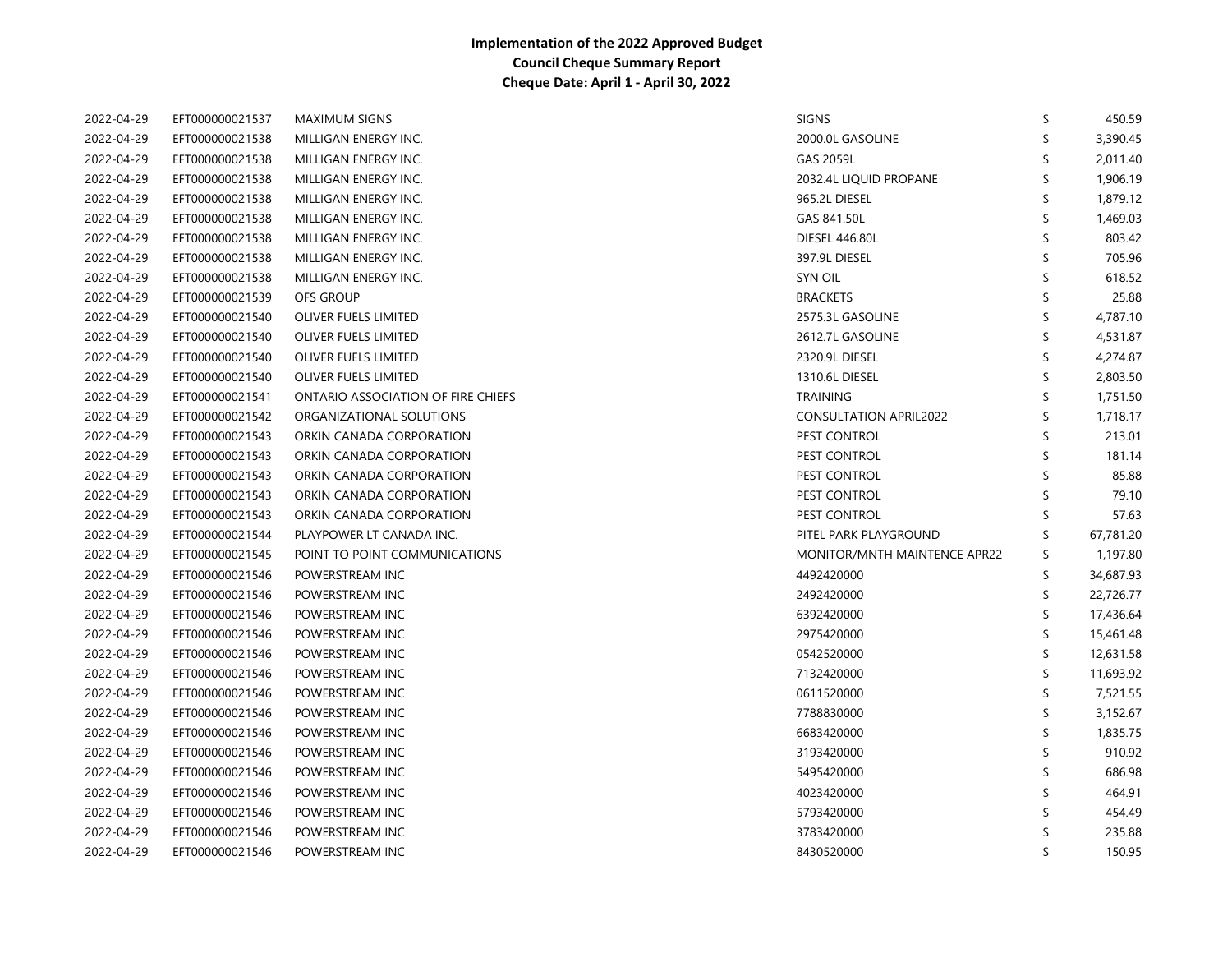**Implementation of the 2022 Approved Budget**
**Council Cheque Summary Report**
**Cheque Date: April 1 - April 30, 2022**

| | | | | | |
|---|---|---|---|---|---|
| 2022-04-29 | EFT000000021537 | MAXIMUM SIGNS | SIGNS | $ | 450.59 |
| 2022-04-29 | EFT000000021538 | MILLIGAN ENERGY INC. | 2000.0L GASOLINE | $ | 3,390.45 |
| 2022-04-29 | EFT000000021538 | MILLIGAN ENERGY INC. | GAS 2059L | $ | 2,011.40 |
| 2022-04-29 | EFT000000021538 | MILLIGAN ENERGY INC. | 2032.4L LIQUID PROPANE | $ | 1,906.19 |
| 2022-04-29 | EFT000000021538 | MILLIGAN ENERGY INC. | 965.2L DIESEL | $ | 1,879.12 |
| 2022-04-29 | EFT000000021538 | MILLIGAN ENERGY INC. | GAS 841.50L | $ | 1,469.03 |
| 2022-04-29 | EFT000000021538 | MILLIGAN ENERGY INC. | DIESEL 446.80L | $ | 803.42 |
| 2022-04-29 | EFT000000021538 | MILLIGAN ENERGY INC. | 397.9L DIESEL | $ | 705.96 |
| 2022-04-29 | EFT000000021538 | MILLIGAN ENERGY INC. | SYN OIL | $ | 618.52 |
| 2022-04-29 | EFT000000021539 | OFS GROUP | BRACKETS | $ | 25.88 |
| 2022-04-29 | EFT000000021540 | OLIVER FUELS LIMITED | 2575.3L GASOLINE | $ | 4,787.10 |
| 2022-04-29 | EFT000000021540 | OLIVER FUELS LIMITED | 2612.7L GASOLINE | $ | 4,531.87 |
| 2022-04-29 | EFT000000021540 | OLIVER FUELS LIMITED | 2320.9L DIESEL | $ | 4,274.87 |
| 2022-04-29 | EFT000000021540 | OLIVER FUELS LIMITED | 1310.6L DIESEL | $ | 2,803.50 |
| 2022-04-29 | EFT000000021541 | ONTARIO ASSOCIATION OF FIRE CHIEFS | TRAINING | $ | 1,751.50 |
| 2022-04-29 | EFT000000021542 | ORGANIZATIONAL SOLUTIONS | CONSULTATION APRIL2022 | $ | 1,718.17 |
| 2022-04-29 | EFT000000021543 | ORKIN CANADA CORPORATION | PEST CONTROL | $ | 213.01 |
| 2022-04-29 | EFT000000021543 | ORKIN CANADA CORPORATION | PEST CONTROL | $ | 181.14 |
| 2022-04-29 | EFT000000021543 | ORKIN CANADA CORPORATION | PEST CONTROL | $ | 85.88 |
| 2022-04-29 | EFT000000021543 | ORKIN CANADA CORPORATION | PEST CONTROL | $ | 79.10 |
| 2022-04-29 | EFT000000021543 | ORKIN CANADA CORPORATION | PEST CONTROL | $ | 57.63 |
| 2022-04-29 | EFT000000021544 | PLAYPOWER LT CANADA INC. | PITEL PARK PLAYGROUND | $ | 67,781.20 |
| 2022-04-29 | EFT000000021545 | POINT TO POINT COMMUNICATIONS | MONITOR/MNTH MAINTENCE APR22 | $ | 1,197.80 |
| 2022-04-29 | EFT000000021546 | POWERSTREAM INC | 4492420000 | $ | 34,687.93 |
| 2022-04-29 | EFT000000021546 | POWERSTREAM INC | 2492420000 | $ | 22,726.77 |
| 2022-04-29 | EFT000000021546 | POWERSTREAM INC | 6392420000 | $ | 17,436.64 |
| 2022-04-29 | EFT000000021546 | POWERSTREAM INC | 2975420000 | $ | 15,461.48 |
| 2022-04-29 | EFT000000021546 | POWERSTREAM INC | 0542520000 | $ | 12,631.58 |
| 2022-04-29 | EFT000000021546 | POWERSTREAM INC | 7132420000 | $ | 11,693.92 |
| 2022-04-29 | EFT000000021546 | POWERSTREAM INC | 0611520000 | $ | 7,521.55 |
| 2022-04-29 | EFT000000021546 | POWERSTREAM INC | 7788830000 | $ | 3,152.67 |
| 2022-04-29 | EFT000000021546 | POWERSTREAM INC | 6683420000 | $ | 1,835.75 |
| 2022-04-29 | EFT000000021546 | POWERSTREAM INC | 3193420000 | $ | 910.92 |
| 2022-04-29 | EFT000000021546 | POWERSTREAM INC | 5495420000 | $ | 686.98 |
| 2022-04-29 | EFT000000021546 | POWERSTREAM INC | 4023420000 | $ | 464.91 |
| 2022-04-29 | EFT000000021546 | POWERSTREAM INC | 5793420000 | $ | 454.49 |
| 2022-04-29 | EFT000000021546 | POWERSTREAM INC | 3783420000 | $ | 235.88 |
| 2022-04-29 | EFT000000021546 | POWERSTREAM INC | 8430520000 | $ | 150.95 |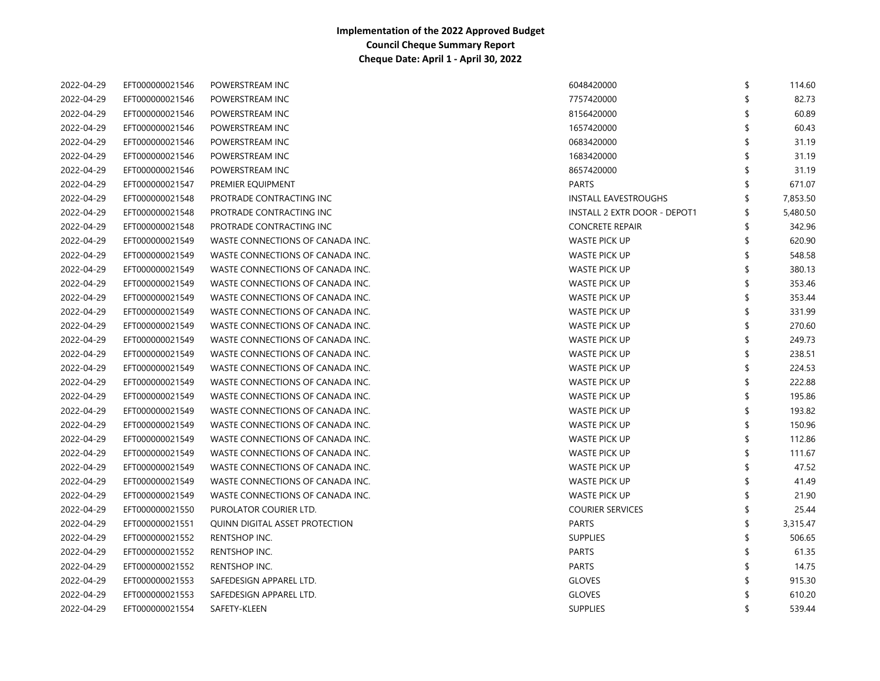**Implementation of the 2022 Approved Budget**
**Council Cheque Summary Report**
**Cheque Date: April 1 - April 30, 2022**

| | | | | | |
|---|---|---|---|---|---|
| 2022-04-29 | EFT000000021546 | POWERSTREAM INC | 6048420000 | $ | 114.60 |
| 2022-04-29 | EFT000000021546 | POWERSTREAM INC | 7757420000 | $ | 82.73 |
| 2022-04-29 | EFT000000021546 | POWERSTREAM INC | 8156420000 | $ | 60.89 |
| 2022-04-29 | EFT000000021546 | POWERSTREAM INC | 1657420000 | $ | 60.43 |
| 2022-04-29 | EFT000000021546 | POWERSTREAM INC | 0683420000 | $ | 31.19 |
| 2022-04-29 | EFT000000021546 | POWERSTREAM INC | 1683420000 | $ | 31.19 |
| 2022-04-29 | EFT000000021546 | POWERSTREAM INC | 8657420000 | $ | 31.19 |
| 2022-04-29 | EFT000000021547 | PREMIER EQUIPMENT | PARTS | $ | 671.07 |
| 2022-04-29 | EFT000000021548 | PROTRADE CONTRACTING INC | INSTALL EAVESTROUGHS | $ | 7,853.50 |
| 2022-04-29 | EFT000000021548 | PROTRADE CONTRACTING INC | INSTALL 2 EXTR DOOR - DEPOT1 | $ | 5,480.50 |
| 2022-04-29 | EFT000000021548 | PROTRADE CONTRACTING INC | CONCRETE REPAIR | $ | 342.96 |
| 2022-04-29 | EFT000000021549 | WASTE CONNECTIONS OF CANADA INC. | WASTE PICK UP | $ | 620.90 |
| 2022-04-29 | EFT000000021549 | WASTE CONNECTIONS OF CANADA INC. | WASTE PICK UP | $ | 548.58 |
| 2022-04-29 | EFT000000021549 | WASTE CONNECTIONS OF CANADA INC. | WASTE PICK UP | $ | 380.13 |
| 2022-04-29 | EFT000000021549 | WASTE CONNECTIONS OF CANADA INC. | WASTE PICK UP | $ | 353.46 |
| 2022-04-29 | EFT000000021549 | WASTE CONNECTIONS OF CANADA INC. | WASTE PICK UP | $ | 353.44 |
| 2022-04-29 | EFT000000021549 | WASTE CONNECTIONS OF CANADA INC. | WASTE PICK UP | $ | 331.99 |
| 2022-04-29 | EFT000000021549 | WASTE CONNECTIONS OF CANADA INC. | WASTE PICK UP | $ | 270.60 |
| 2022-04-29 | EFT000000021549 | WASTE CONNECTIONS OF CANADA INC. | WASTE PICK UP | $ | 249.73 |
| 2022-04-29 | EFT000000021549 | WASTE CONNECTIONS OF CANADA INC. | WASTE PICK UP | $ | 238.51 |
| 2022-04-29 | EFT000000021549 | WASTE CONNECTIONS OF CANADA INC. | WASTE PICK UP | $ | 224.53 |
| 2022-04-29 | EFT000000021549 | WASTE CONNECTIONS OF CANADA INC. | WASTE PICK UP | $ | 222.88 |
| 2022-04-29 | EFT000000021549 | WASTE CONNECTIONS OF CANADA INC. | WASTE PICK UP | $ | 195.86 |
| 2022-04-29 | EFT000000021549 | WASTE CONNECTIONS OF CANADA INC. | WASTE PICK UP | $ | 193.82 |
| 2022-04-29 | EFT000000021549 | WASTE CONNECTIONS OF CANADA INC. | WASTE PICK UP | $ | 150.96 |
| 2022-04-29 | EFT000000021549 | WASTE CONNECTIONS OF CANADA INC. | WASTE PICK UP | $ | 112.86 |
| 2022-04-29 | EFT000000021549 | WASTE CONNECTIONS OF CANADA INC. | WASTE PICK UP | $ | 111.67 |
| 2022-04-29 | EFT000000021549 | WASTE CONNECTIONS OF CANADA INC. | WASTE PICK UP | $ | 47.52 |
| 2022-04-29 | EFT000000021549 | WASTE CONNECTIONS OF CANADA INC. | WASTE PICK UP | $ | 41.49 |
| 2022-04-29 | EFT000000021549 | WASTE CONNECTIONS OF CANADA INC. | WASTE PICK UP | $ | 21.90 |
| 2022-04-29 | EFT000000021550 | PUROLATOR COURIER LTD. | COURIER SERVICES | $ | 25.44 |
| 2022-04-29 | EFT000000021551 | QUINN DIGITAL ASSET PROTECTION | PARTS | $ | 3,315.47 |
| 2022-04-29 | EFT000000021552 | RENTSHOP INC. | SUPPLIES | $ | 506.65 |
| 2022-04-29 | EFT000000021552 | RENTSHOP INC. | PARTS | $ | 61.35 |
| 2022-04-29 | EFT000000021552 | RENTSHOP INC. | PARTS | $ | 14.75 |
| 2022-04-29 | EFT000000021553 | SAFEDESIGN APPAREL LTD. | GLOVES | $ | 915.30 |
| 2022-04-29 | EFT000000021553 | SAFEDESIGN APPAREL LTD. | GLOVES | $ | 610.20 |
| 2022-04-29 | EFT000000021554 | SAFETY-KLEEN | SUPPLIES | $ | 539.44 |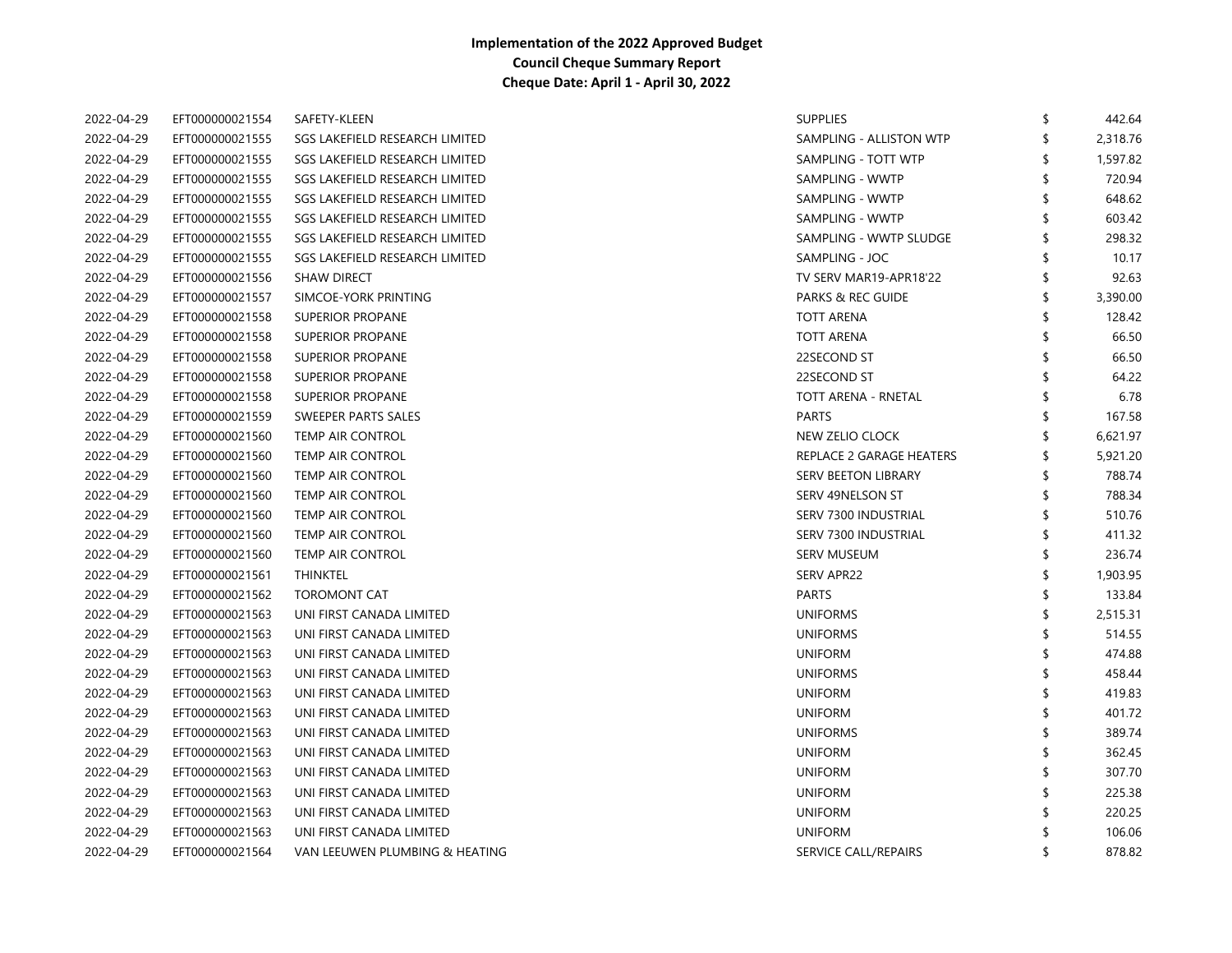**Implementation of the 2022 Approved Budget**
**Council Cheque Summary Report**
**Cheque Date: April 1 - April 30, 2022**

| | | | | |
|---|---|---|---|---|
| 2022-04-29 | EFT000000021554 | SAFETY-KLEEN | SUPPLIES | $ 442.64 |
| 2022-04-29 | EFT000000021555 | SGS LAKEFIELD RESEARCH LIMITED | SAMPLING - ALLISTON WTP | $ 2,318.76 |
| 2022-04-29 | EFT000000021555 | SGS LAKEFIELD RESEARCH LIMITED | SAMPLING - TOTT WTP | $ 1,597.82 |
| 2022-04-29 | EFT000000021555 | SGS LAKEFIELD RESEARCH LIMITED | SAMPLING - WWTP | $ 720.94 |
| 2022-04-29 | EFT000000021555 | SGS LAKEFIELD RESEARCH LIMITED | SAMPLING - WWTP | $ 648.62 |
| 2022-04-29 | EFT000000021555 | SGS LAKEFIELD RESEARCH LIMITED | SAMPLING - WWTP | $ 603.42 |
| 2022-04-29 | EFT000000021555 | SGS LAKEFIELD RESEARCH LIMITED | SAMPLING - WWTP SLUDGE | $ 298.32 |
| 2022-04-29 | EFT000000021555 | SGS LAKEFIELD RESEARCH LIMITED | SAMPLING - JOC | $ 10.17 |
| 2022-04-29 | EFT000000021556 | SHAW DIRECT | TV SERV MAR19-APR18'22 | $ 92.63 |
| 2022-04-29 | EFT000000021557 | SIMCOE-YORK PRINTING | PARKS & REC GUIDE | $ 3,390.00 |
| 2022-04-29 | EFT000000021558 | SUPERIOR PROPANE | TOTT ARENA | $ 128.42 |
| 2022-04-29 | EFT000000021558 | SUPERIOR PROPANE | TOTT ARENA | $ 66.50 |
| 2022-04-29 | EFT000000021558 | SUPERIOR PROPANE | 22SECOND ST | $ 66.50 |
| 2022-04-29 | EFT000000021558 | SUPERIOR PROPANE | 22SECOND ST | $ 64.22 |
| 2022-04-29 | EFT000000021558 | SUPERIOR PROPANE | TOTT ARENA - RNETAL | $ 6.78 |
| 2022-04-29 | EFT000000021559 | SWEEPER PARTS SALES | PARTS | $ 167.58 |
| 2022-04-29 | EFT000000021560 | TEMP AIR CONTROL | NEW ZELIO CLOCK | $ 6,621.97 |
| 2022-04-29 | EFT000000021560 | TEMP AIR CONTROL | REPLACE 2 GARAGE HEATERS | $ 5,921.20 |
| 2022-04-29 | EFT000000021560 | TEMP AIR CONTROL | SERV BEETON LIBRARY | $ 788.74 |
| 2022-04-29 | EFT000000021560 | TEMP AIR CONTROL | SERV 49NELSON ST | $ 788.34 |
| 2022-04-29 | EFT000000021560 | TEMP AIR CONTROL | SERV 7300 INDUSTRIAL | $ 510.76 |
| 2022-04-29 | EFT000000021560 | TEMP AIR CONTROL | SERV 7300 INDUSTRIAL | $ 411.32 |
| 2022-04-29 | EFT000000021560 | TEMP AIR CONTROL | SERV MUSEUM | $ 236.74 |
| 2022-04-29 | EFT000000021561 | THINKTEL | SERV APR22 | $ 1,903.95 |
| 2022-04-29 | EFT000000021562 | TOROMONT CAT | PARTS | $ 133.84 |
| 2022-04-29 | EFT000000021563 | UNI FIRST CANADA LIMITED | UNIFORMS | $ 2,515.31 |
| 2022-04-29 | EFT000000021563 | UNI FIRST CANADA LIMITED | UNIFORMS | $ 514.55 |
| 2022-04-29 | EFT000000021563 | UNI FIRST CANADA LIMITED | UNIFORM | $ 474.88 |
| 2022-04-29 | EFT000000021563 | UNI FIRST CANADA LIMITED | UNIFORMS | $ 458.44 |
| 2022-04-29 | EFT000000021563 | UNI FIRST CANADA LIMITED | UNIFORM | $ 419.83 |
| 2022-04-29 | EFT000000021563 | UNI FIRST CANADA LIMITED | UNIFORM | $ 401.72 |
| 2022-04-29 | EFT000000021563 | UNI FIRST CANADA LIMITED | UNIFORMS | $ 389.74 |
| 2022-04-29 | EFT000000021563 | UNI FIRST CANADA LIMITED | UNIFORM | $ 362.45 |
| 2022-04-29 | EFT000000021563 | UNI FIRST CANADA LIMITED | UNIFORM | $ 307.70 |
| 2022-04-29 | EFT000000021563 | UNI FIRST CANADA LIMITED | UNIFORM | $ 225.38 |
| 2022-04-29 | EFT000000021563 | UNI FIRST CANADA LIMITED | UNIFORM | $ 220.25 |
| 2022-04-29 | EFT000000021563 | UNI FIRST CANADA LIMITED | UNIFORM | $ 106.06 |
| 2022-04-29 | EFT000000021564 | VAN LEEUWEN PLUMBING & HEATING | SERVICE CALL/REPAIRS | $ 878.82 |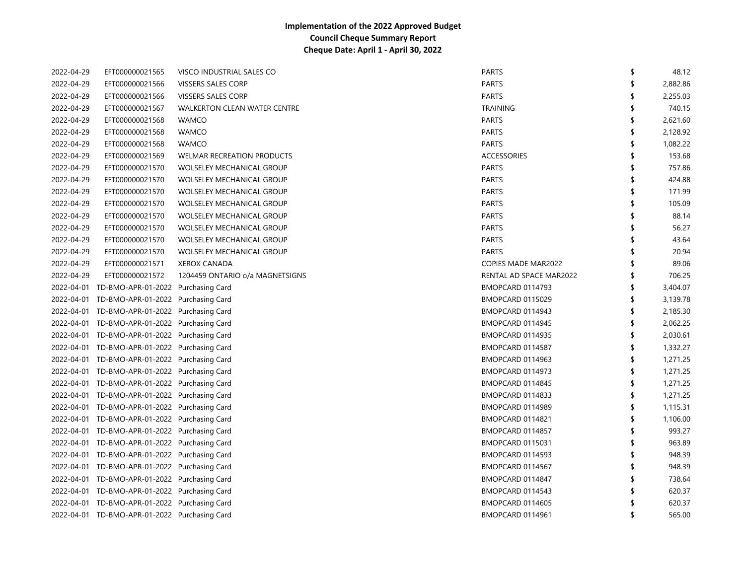**Implementation of the 2022 Approved Budget**
**Council Cheque Summary Report**
**Cheque Date: April 1 - April 30, 2022**

| | | | | |
|---|---|---|---|---|
| 2022-04-29 | EFT000000021565 | VISCO INDUSTRIAL SALES CO | PARTS | $ 48.12 |
| 2022-04-29 | EFT000000021566 | VISSERS SALES CORP | PARTS | $ 2,882.86 |
| 2022-04-29 | EFT000000021566 | VISSERS SALES CORP | PARTS | $ 2,255.03 |
| 2022-04-29 | EFT000000021567 | WALKERTON CLEAN WATER CENTRE | TRAINING | $ 740.15 |
| 2022-04-29 | EFT000000021568 | WAMCO | PARTS | $ 2,621.60 |
| 2022-04-29 | EFT000000021568 | WAMCO | PARTS | $ 2,128.92 |
| 2022-04-29 | EFT000000021568 | WAMCO | PARTS | $ 1,082.22 |
| 2022-04-29 | EFT000000021569 | WELMAR RECREATION PRODUCTS | ACCESSORIES | $ 153.68 |
| 2022-04-29 | EFT000000021570 | WOLSELEY MECHANICAL GROUP | PARTS | $ 757.86 |
| 2022-04-29 | EFT000000021570 | WOLSELEY MECHANICAL GROUP | PARTS | $ 424.88 |
| 2022-04-29 | EFT000000021570 | WOLSELEY MECHANICAL GROUP | PARTS | $ 171.99 |
| 2022-04-29 | EFT000000021570 | WOLSELEY MECHANICAL GROUP | PARTS | $ 105.09 |
| 2022-04-29 | EFT000000021570 | WOLSELEY MECHANICAL GROUP | PARTS | $ 88.14 |
| 2022-04-29 | EFT000000021570 | WOLSELEY MECHANICAL GROUP | PARTS | $ 56.27 |
| 2022-04-29 | EFT000000021570 | WOLSELEY MECHANICAL GROUP | PARTS | $ 43.64 |
| 2022-04-29 | EFT000000021570 | WOLSELEY MECHANICAL GROUP | PARTS | $ 20.94 |
| 2022-04-29 | EFT000000021571 | XEROX CANADA | COPIES MADE MAR2022 | $ 89.06 |
| 2022-04-29 | EFT000000021572 | 1204459 ONTARIO o/a MAGNETSIGNS | RENTAL AD SPACE MAR2022 | $ 706.25 |
| 2022-04-01 | TD-BMO-APR-01-2022 | Purchasing Card | BMOPCARD 0114793 | $ 3,404.07 |
| 2022-04-01 | TD-BMO-APR-01-2022 | Purchasing Card | BMOPCARD 0115029 | $ 3,139.78 |
| 2022-04-01 | TD-BMO-APR-01-2022 | Purchasing Card | BMOPCARD 0114943 | $ 2,185.30 |
| 2022-04-01 | TD-BMO-APR-01-2022 | Purchasing Card | BMOPCARD 0114945 | $ 2,062.25 |
| 2022-04-01 | TD-BMO-APR-01-2022 | Purchasing Card | BMOPCARD 0114935 | $ 2,030.61 |
| 2022-04-01 | TD-BMO-APR-01-2022 | Purchasing Card | BMOPCARD 0114587 | $ 1,332.27 |
| 2022-04-01 | TD-BMO-APR-01-2022 | Purchasing Card | BMOPCARD 0114963 | $ 1,271.25 |
| 2022-04-01 | TD-BMO-APR-01-2022 | Purchasing Card | BMOPCARD 0114973 | $ 1,271.25 |
| 2022-04-01 | TD-BMO-APR-01-2022 | Purchasing Card | BMOPCARD 0114845 | $ 1,271.25 |
| 2022-04-01 | TD-BMO-APR-01-2022 | Purchasing Card | BMOPCARD 0114833 | $ 1,271.25 |
| 2022-04-01 | TD-BMO-APR-01-2022 | Purchasing Card | BMOPCARD 0114989 | $ 1,115.31 |
| 2022-04-01 | TD-BMO-APR-01-2022 | Purchasing Card | BMOPCARD 0114821 | $ 1,106.00 |
| 2022-04-01 | TD-BMO-APR-01-2022 | Purchasing Card | BMOPCARD 0114857 | $ 993.27 |
| 2022-04-01 | TD-BMO-APR-01-2022 | Purchasing Card | BMOPCARD 0115031 | $ 963.89 |
| 2022-04-01 | TD-BMO-APR-01-2022 | Purchasing Card | BMOPCARD 0114593 | $ 948.39 |
| 2022-04-01 | TD-BMO-APR-01-2022 | Purchasing Card | BMOPCARD 0114567 | $ 948.39 |
| 2022-04-01 | TD-BMO-APR-01-2022 | Purchasing Card | BMOPCARD 0114847 | $ 738.64 |
| 2022-04-01 | TD-BMO-APR-01-2022 | Purchasing Card | BMOPCARD 0114543 | $ 620.37 |
| 2022-04-01 | TD-BMO-APR-01-2022 | Purchasing Card | BMOPCARD 0114605 | $ 620.37 |
| 2022-04-01 | TD-BMO-APR-01-2022 | Purchasing Card | BMOPCARD 0114961 | $ 565.00 |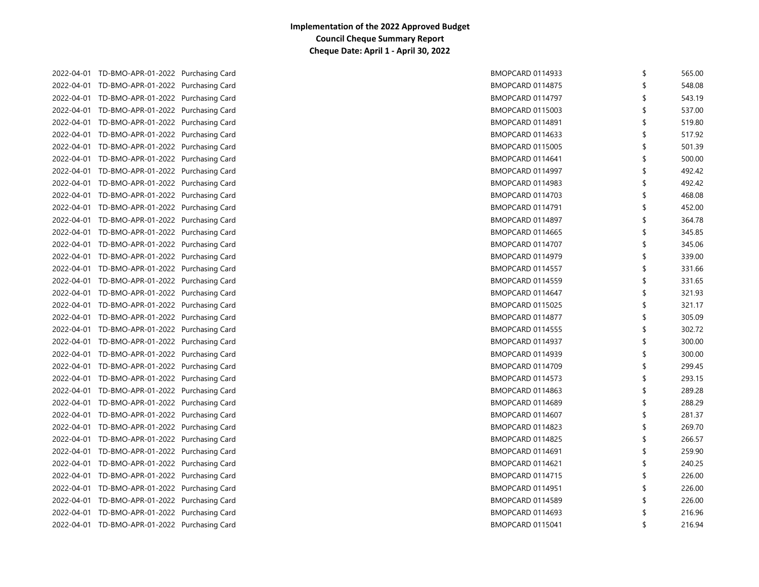**Implementation of the 2022 Approved Budget**
**Council Cheque Summary Report**
**Cheque Date: April 1 - April 30, 2022**

| | | | | | |
|---|---|---|---|---|---|
| 2022-04-01 | TD-BMO-APR-01-2022 | Purchasing Card | BMOPCARD 0114933 | $ | 565.00 |
| 2022-04-01 | TD-BMO-APR-01-2022 | Purchasing Card | BMOPCARD 0114875 | $ | 548.08 |
| 2022-04-01 | TD-BMO-APR-01-2022 | Purchasing Card | BMOPCARD 0114797 | $ | 543.19 |
| 2022-04-01 | TD-BMO-APR-01-2022 | Purchasing Card | BMOPCARD 0115003 | $ | 537.00 |
| 2022-04-01 | TD-BMO-APR-01-2022 | Purchasing Card | BMOPCARD 0114891 | $ | 519.80 |
| 2022-04-01 | TD-BMO-APR-01-2022 | Purchasing Card | BMOPCARD 0114633 | $ | 517.92 |
| 2022-04-01 | TD-BMO-APR-01-2022 | Purchasing Card | BMOPCARD 0115005 | $ | 501.39 |
| 2022-04-01 | TD-BMO-APR-01-2022 | Purchasing Card | BMOPCARD 0114641 | $ | 500.00 |
| 2022-04-01 | TD-BMO-APR-01-2022 | Purchasing Card | BMOPCARD 0114997 | $ | 492.42 |
| 2022-04-01 | TD-BMO-APR-01-2022 | Purchasing Card | BMOPCARD 0114983 | $ | 492.42 |
| 2022-04-01 | TD-BMO-APR-01-2022 | Purchasing Card | BMOPCARD 0114703 | $ | 468.08 |
| 2022-04-01 | TD-BMO-APR-01-2022 | Purchasing Card | BMOPCARD 0114791 | $ | 452.00 |
| 2022-04-01 | TD-BMO-APR-01-2022 | Purchasing Card | BMOPCARD 0114897 | $ | 364.78 |
| 2022-04-01 | TD-BMO-APR-01-2022 | Purchasing Card | BMOPCARD 0114665 | $ | 345.85 |
| 2022-04-01 | TD-BMO-APR-01-2022 | Purchasing Card | BMOPCARD 0114707 | $ | 345.06 |
| 2022-04-01 | TD-BMO-APR-01-2022 | Purchasing Card | BMOPCARD 0114979 | $ | 339.00 |
| 2022-04-01 | TD-BMO-APR-01-2022 | Purchasing Card | BMOPCARD 0114557 | $ | 331.66 |
| 2022-04-01 | TD-BMO-APR-01-2022 | Purchasing Card | BMOPCARD 0114559 | $ | 331.65 |
| 2022-04-01 | TD-BMO-APR-01-2022 | Purchasing Card | BMOPCARD 0114647 | $ | 321.93 |
| 2022-04-01 | TD-BMO-APR-01-2022 | Purchasing Card | BMOPCARD 0115025 | $ | 321.17 |
| 2022-04-01 | TD-BMO-APR-01-2022 | Purchasing Card | BMOPCARD 0114877 | $ | 305.09 |
| 2022-04-01 | TD-BMO-APR-01-2022 | Purchasing Card | BMOPCARD 0114555 | $ | 302.72 |
| 2022-04-01 | TD-BMO-APR-01-2022 | Purchasing Card | BMOPCARD 0114937 | $ | 300.00 |
| 2022-04-01 | TD-BMO-APR-01-2022 | Purchasing Card | BMOPCARD 0114939 | $ | 300.00 |
| 2022-04-01 | TD-BMO-APR-01-2022 | Purchasing Card | BMOPCARD 0114709 | $ | 299.45 |
| 2022-04-01 | TD-BMO-APR-01-2022 | Purchasing Card | BMOPCARD 0114573 | $ | 293.15 |
| 2022-04-01 | TD-BMO-APR-01-2022 | Purchasing Card | BMOPCARD 0114863 | $ | 289.28 |
| 2022-04-01 | TD-BMO-APR-01-2022 | Purchasing Card | BMOPCARD 0114689 | $ | 288.29 |
| 2022-04-01 | TD-BMO-APR-01-2022 | Purchasing Card | BMOPCARD 0114607 | $ | 281.37 |
| 2022-04-01 | TD-BMO-APR-01-2022 | Purchasing Card | BMOPCARD 0114823 | $ | 269.70 |
| 2022-04-01 | TD-BMO-APR-01-2022 | Purchasing Card | BMOPCARD 0114825 | $ | 266.57 |
| 2022-04-01 | TD-BMO-APR-01-2022 | Purchasing Card | BMOPCARD 0114691 | $ | 259.90 |
| 2022-04-01 | TD-BMO-APR-01-2022 | Purchasing Card | BMOPCARD 0114621 | $ | 240.25 |
| 2022-04-01 | TD-BMO-APR-01-2022 | Purchasing Card | BMOPCARD 0114715 | $ | 226.00 |
| 2022-04-01 | TD-BMO-APR-01-2022 | Purchasing Card | BMOPCARD 0114951 | $ | 226.00 |
| 2022-04-01 | TD-BMO-APR-01-2022 | Purchasing Card | BMOPCARD 0114589 | $ | 226.00 |
| 2022-04-01 | TD-BMO-APR-01-2022 | Purchasing Card | BMOPCARD 0114693 | $ | 216.96 |
| 2022-04-01 | TD-BMO-APR-01-2022 | Purchasing Card | BMOPCARD 0115041 | $ | 216.94 |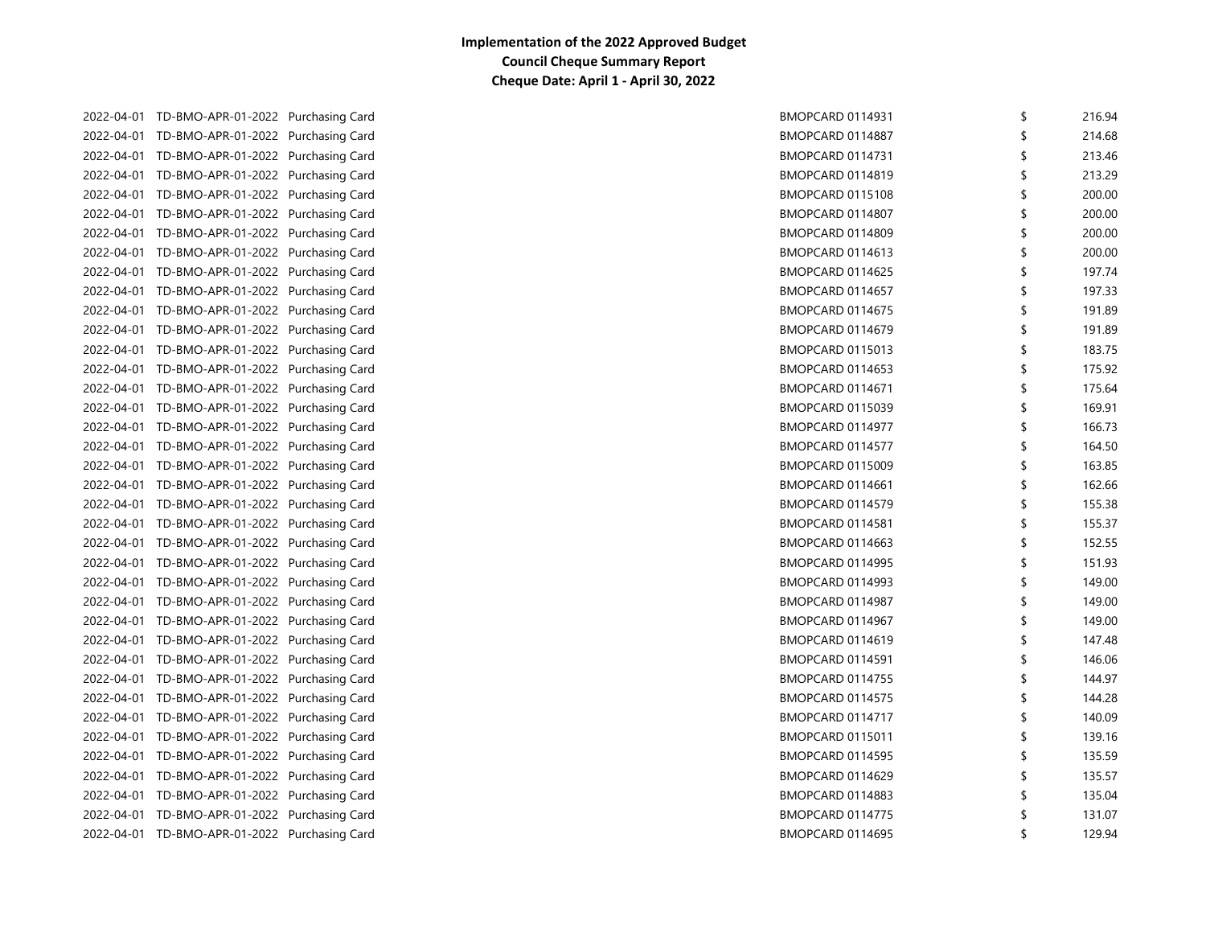**Implementation of the 2022 Approved Budget**
**Council Cheque Summary Report**
**Cheque Date: April 1 - April 30, 2022**

| | | | | | |
|---|---|---|---|---|---|
| 2022-04-01 | TD-BMO-APR-01-2022 | Purchasing Card | BMOPCARD 0114931 | $ | 216.94 |
| 2022-04-01 | TD-BMO-APR-01-2022 | Purchasing Card | BMOPCARD 0114887 | $ | 214.68 |
| 2022-04-01 | TD-BMO-APR-01-2022 | Purchasing Card | BMOPCARD 0114731 | $ | 213.46 |
| 2022-04-01 | TD-BMO-APR-01-2022 | Purchasing Card | BMOPCARD 0114819 | $ | 213.29 |
| 2022-04-01 | TD-BMO-APR-01-2022 | Purchasing Card | BMOPCARD 0115108 | $ | 200.00 |
| 2022-04-01 | TD-BMO-APR-01-2022 | Purchasing Card | BMOPCARD 0114807 | $ | 200.00 |
| 2022-04-01 | TD-BMO-APR-01-2022 | Purchasing Card | BMOPCARD 0114809 | $ | 200.00 |
| 2022-04-01 | TD-BMO-APR-01-2022 | Purchasing Card | BMOPCARD 0114613 | $ | 200.00 |
| 2022-04-01 | TD-BMO-APR-01-2022 | Purchasing Card | BMOPCARD 0114625 | $ | 197.74 |
| 2022-04-01 | TD-BMO-APR-01-2022 | Purchasing Card | BMOPCARD 0114657 | $ | 197.33 |
| 2022-04-01 | TD-BMO-APR-01-2022 | Purchasing Card | BMOPCARD 0114675 | $ | 191.89 |
| 2022-04-01 | TD-BMO-APR-01-2022 | Purchasing Card | BMOPCARD 0114679 | $ | 191.89 |
| 2022-04-01 | TD-BMO-APR-01-2022 | Purchasing Card | BMOPCARD 0115013 | $ | 183.75 |
| 2022-04-01 | TD-BMO-APR-01-2022 | Purchasing Card | BMOPCARD 0114653 | $ | 175.92 |
| 2022-04-01 | TD-BMO-APR-01-2022 | Purchasing Card | BMOPCARD 0114671 | $ | 175.64 |
| 2022-04-01 | TD-BMO-APR-01-2022 | Purchasing Card | BMOPCARD 0115039 | $ | 169.91 |
| 2022-04-01 | TD-BMO-APR-01-2022 | Purchasing Card | BMOPCARD 0114977 | $ | 166.73 |
| 2022-04-01 | TD-BMO-APR-01-2022 | Purchasing Card | BMOPCARD 0114577 | $ | 164.50 |
| 2022-04-01 | TD-BMO-APR-01-2022 | Purchasing Card | BMOPCARD 0115009 | $ | 163.85 |
| 2022-04-01 | TD-BMO-APR-01-2022 | Purchasing Card | BMOPCARD 0114661 | $ | 162.66 |
| 2022-04-01 | TD-BMO-APR-01-2022 | Purchasing Card | BMOPCARD 0114579 | $ | 155.38 |
| 2022-04-01 | TD-BMO-APR-01-2022 | Purchasing Card | BMOPCARD 0114581 | $ | 155.37 |
| 2022-04-01 | TD-BMO-APR-01-2022 | Purchasing Card | BMOPCARD 0114663 | $ | 152.55 |
| 2022-04-01 | TD-BMO-APR-01-2022 | Purchasing Card | BMOPCARD 0114995 | $ | 151.93 |
| 2022-04-01 | TD-BMO-APR-01-2022 | Purchasing Card | BMOPCARD 0114993 | $ | 149.00 |
| 2022-04-01 | TD-BMO-APR-01-2022 | Purchasing Card | BMOPCARD 0114987 | $ | 149.00 |
| 2022-04-01 | TD-BMO-APR-01-2022 | Purchasing Card | BMOPCARD 0114967 | $ | 149.00 |
| 2022-04-01 | TD-BMO-APR-01-2022 | Purchasing Card | BMOPCARD 0114619 | $ | 147.48 |
| 2022-04-01 | TD-BMO-APR-01-2022 | Purchasing Card | BMOPCARD 0114591 | $ | 146.06 |
| 2022-04-01 | TD-BMO-APR-01-2022 | Purchasing Card | BMOPCARD 0114755 | $ | 144.97 |
| 2022-04-01 | TD-BMO-APR-01-2022 | Purchasing Card | BMOPCARD 0114575 | $ | 144.28 |
| 2022-04-01 | TD-BMO-APR-01-2022 | Purchasing Card | BMOPCARD 0114717 | $ | 140.09 |
| 2022-04-01 | TD-BMO-APR-01-2022 | Purchasing Card | BMOPCARD 0115011 | $ | 139.16 |
| 2022-04-01 | TD-BMO-APR-01-2022 | Purchasing Card | BMOPCARD 0114595 | $ | 135.59 |
| 2022-04-01 | TD-BMO-APR-01-2022 | Purchasing Card | BMOPCARD 0114629 | $ | 135.57 |
| 2022-04-01 | TD-BMO-APR-01-2022 | Purchasing Card | BMOPCARD 0114883 | $ | 135.04 |
| 2022-04-01 | TD-BMO-APR-01-2022 | Purchasing Card | BMOPCARD 0114775 | $ | 131.07 |
| 2022-04-01 | TD-BMO-APR-01-2022 | Purchasing Card | BMOPCARD 0114695 | $ | 129.94 |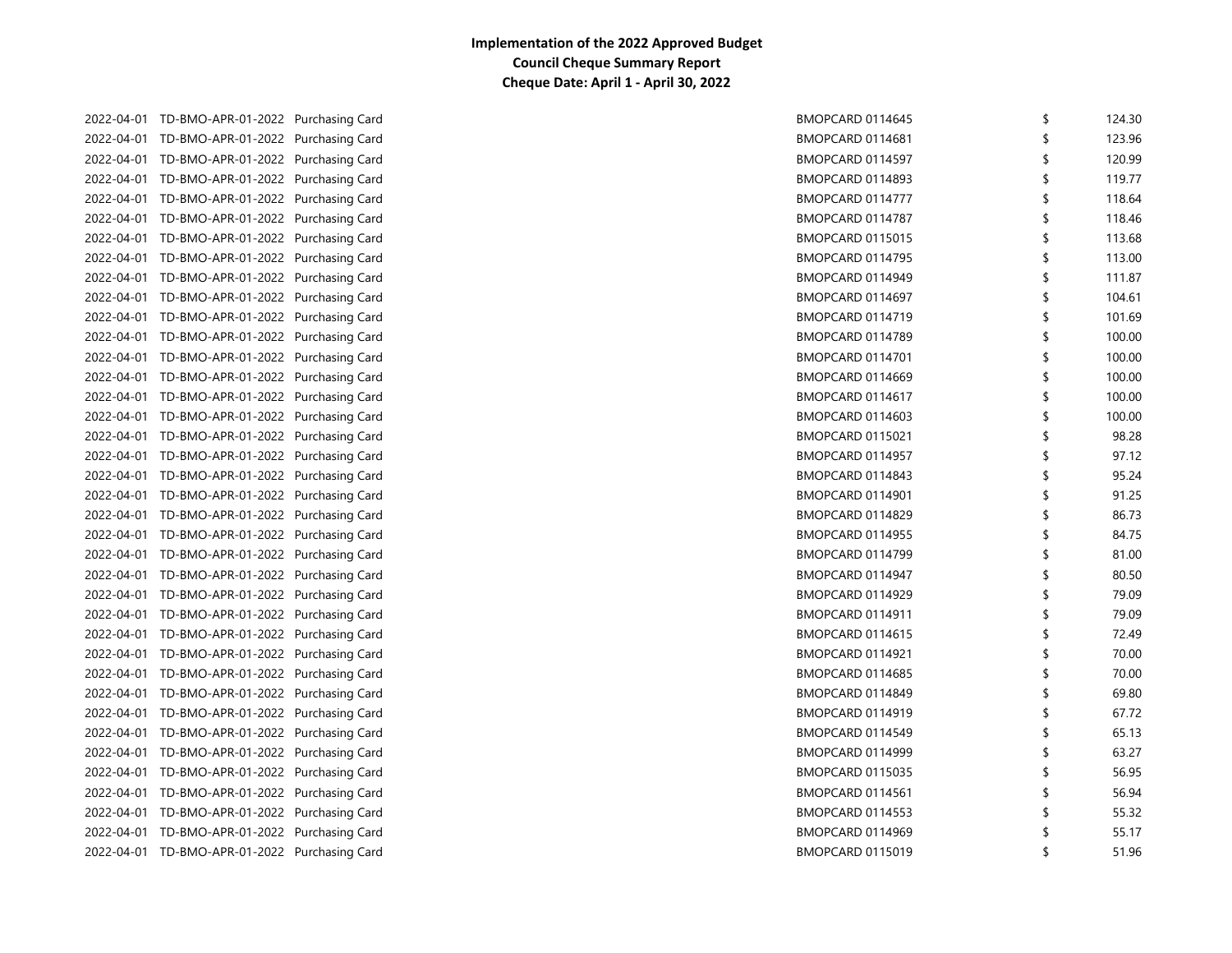**Implementation of the 2022 Approved Budget**
**Council Cheque Summary Report**
**Cheque Date: April 1 - April 30, 2022**

| | | | | | |
|---|---|---|---|---|---|
| 2022-04-01 | TD-BMO-APR-01-2022 | Purchasing Card | BMOPCARD 0114645 | $ | 124.30 |
| 2022-04-01 | TD-BMO-APR-01-2022 | Purchasing Card | BMOPCARD 0114681 | $ | 123.96 |
| 2022-04-01 | TD-BMO-APR-01-2022 | Purchasing Card | BMOPCARD 0114597 | $ | 120.99 |
| 2022-04-01 | TD-BMO-APR-01-2022 | Purchasing Card | BMOPCARD 0114893 | $ | 119.77 |
| 2022-04-01 | TD-BMO-APR-01-2022 | Purchasing Card | BMOPCARD 0114777 | $ | 118.64 |
| 2022-04-01 | TD-BMO-APR-01-2022 | Purchasing Card | BMOPCARD 0114787 | $ | 118.46 |
| 2022-04-01 | TD-BMO-APR-01-2022 | Purchasing Card | BMOPCARD 0115015 | $ | 113.68 |
| 2022-04-01 | TD-BMO-APR-01-2022 | Purchasing Card | BMOPCARD 0114795 | $ | 113.00 |
| 2022-04-01 | TD-BMO-APR-01-2022 | Purchasing Card | BMOPCARD 0114949 | $ | 111.87 |
| 2022-04-01 | TD-BMO-APR-01-2022 | Purchasing Card | BMOPCARD 0114697 | $ | 104.61 |
| 2022-04-01 | TD-BMO-APR-01-2022 | Purchasing Card | BMOPCARD 0114719 | $ | 101.69 |
| 2022-04-01 | TD-BMO-APR-01-2022 | Purchasing Card | BMOPCARD 0114789 | $ | 100.00 |
| 2022-04-01 | TD-BMO-APR-01-2022 | Purchasing Card | BMOPCARD 0114701 | $ | 100.00 |
| 2022-04-01 | TD-BMO-APR-01-2022 | Purchasing Card | BMOPCARD 0114669 | $ | 100.00 |
| 2022-04-01 | TD-BMO-APR-01-2022 | Purchasing Card | BMOPCARD 0114617 | $ | 100.00 |
| 2022-04-01 | TD-BMO-APR-01-2022 | Purchasing Card | BMOPCARD 0114603 | $ | 100.00 |
| 2022-04-01 | TD-BMO-APR-01-2022 | Purchasing Card | BMOPCARD 0115021 | $ | 98.28 |
| 2022-04-01 | TD-BMO-APR-01-2022 | Purchasing Card | BMOPCARD 0114957 | $ | 97.12 |
| 2022-04-01 | TD-BMO-APR-01-2022 | Purchasing Card | BMOPCARD 0114843 | $ | 95.24 |
| 2022-04-01 | TD-BMO-APR-01-2022 | Purchasing Card | BMOPCARD 0114901 | $ | 91.25 |
| 2022-04-01 | TD-BMO-APR-01-2022 | Purchasing Card | BMOPCARD 0114829 | $ | 86.73 |
| 2022-04-01 | TD-BMO-APR-01-2022 | Purchasing Card | BMOPCARD 0114955 | $ | 84.75 |
| 2022-04-01 | TD-BMO-APR-01-2022 | Purchasing Card | BMOPCARD 0114799 | $ | 81.00 |
| 2022-04-01 | TD-BMO-APR-01-2022 | Purchasing Card | BMOPCARD 0114947 | $ | 80.50 |
| 2022-04-01 | TD-BMO-APR-01-2022 | Purchasing Card | BMOPCARD 0114929 | $ | 79.09 |
| 2022-04-01 | TD-BMO-APR-01-2022 | Purchasing Card | BMOPCARD 0114911 | $ | 79.09 |
| 2022-04-01 | TD-BMO-APR-01-2022 | Purchasing Card | BMOPCARD 0114615 | $ | 72.49 |
| 2022-04-01 | TD-BMO-APR-01-2022 | Purchasing Card | BMOPCARD 0114921 | $ | 70.00 |
| 2022-04-01 | TD-BMO-APR-01-2022 | Purchasing Card | BMOPCARD 0114685 | $ | 70.00 |
| 2022-04-01 | TD-BMO-APR-01-2022 | Purchasing Card | BMOPCARD 0114849 | $ | 69.80 |
| 2022-04-01 | TD-BMO-APR-01-2022 | Purchasing Card | BMOPCARD 0114919 | $ | 67.72 |
| 2022-04-01 | TD-BMO-APR-01-2022 | Purchasing Card | BMOPCARD 0114549 | $ | 65.13 |
| 2022-04-01 | TD-BMO-APR-01-2022 | Purchasing Card | BMOPCARD 0114999 | $ | 63.27 |
| 2022-04-01 | TD-BMO-APR-01-2022 | Purchasing Card | BMOPCARD 0115035 | $ | 56.95 |
| 2022-04-01 | TD-BMO-APR-01-2022 | Purchasing Card | BMOPCARD 0114561 | $ | 56.94 |
| 2022-04-01 | TD-BMO-APR-01-2022 | Purchasing Card | BMOPCARD 0114553 | $ | 55.32 |
| 2022-04-01 | TD-BMO-APR-01-2022 | Purchasing Card | BMOPCARD 0114969 | $ | 55.17 |
| 2022-04-01 | TD-BMO-APR-01-2022 | Purchasing Card | BMOPCARD 0115019 | $ | 51.96 |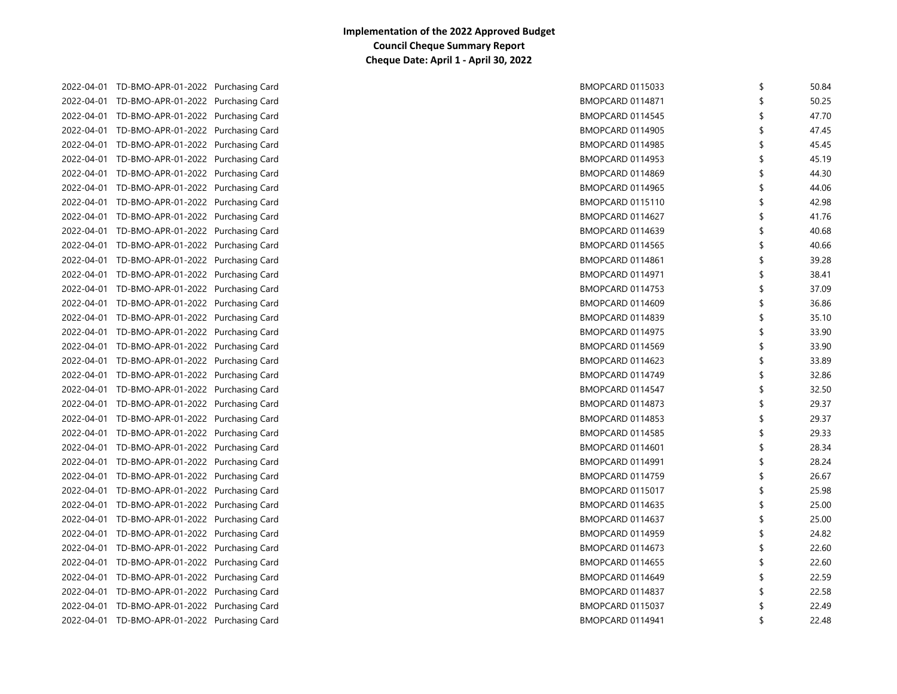**Implementation of the 2022 Approved Budget**
**Council Cheque Summary Report**
**Cheque Date: April 1 - April 30, 2022**

| | | | | | |
|---|---|---|---|---|---|
| 2022-04-01 | TD-BMO-APR-01-2022 | Purchasing Card | BMOPCARD 0115033 | $ | 50.84 |
| 2022-04-01 | TD-BMO-APR-01-2022 | Purchasing Card | BMOPCARD 0114871 | $ | 50.25 |
| 2022-04-01 | TD-BMO-APR-01-2022 | Purchasing Card | BMOPCARD 0114545 | $ | 47.70 |
| 2022-04-01 | TD-BMO-APR-01-2022 | Purchasing Card | BMOPCARD 0114905 | $ | 47.45 |
| 2022-04-01 | TD-BMO-APR-01-2022 | Purchasing Card | BMOPCARD 0114985 | $ | 45.45 |
| 2022-04-01 | TD-BMO-APR-01-2022 | Purchasing Card | BMOPCARD 0114953 | $ | 45.19 |
| 2022-04-01 | TD-BMO-APR-01-2022 | Purchasing Card | BMOPCARD 0114869 | $ | 44.30 |
| 2022-04-01 | TD-BMO-APR-01-2022 | Purchasing Card | BMOPCARD 0114965 | $ | 44.06 |
| 2022-04-01 | TD-BMO-APR-01-2022 | Purchasing Card | BMOPCARD 0115110 | $ | 42.98 |
| 2022-04-01 | TD-BMO-APR-01-2022 | Purchasing Card | BMOPCARD 0114627 | $ | 41.76 |
| 2022-04-01 | TD-BMO-APR-01-2022 | Purchasing Card | BMOPCARD 0114639 | $ | 40.68 |
| 2022-04-01 | TD-BMO-APR-01-2022 | Purchasing Card | BMOPCARD 0114565 | $ | 40.66 |
| 2022-04-01 | TD-BMO-APR-01-2022 | Purchasing Card | BMOPCARD 0114861 | $ | 39.28 |
| 2022-04-01 | TD-BMO-APR-01-2022 | Purchasing Card | BMOPCARD 0114971 | $ | 38.41 |
| 2022-04-01 | TD-BMO-APR-01-2022 | Purchasing Card | BMOPCARD 0114753 | $ | 37.09 |
| 2022-04-01 | TD-BMO-APR-01-2022 | Purchasing Card | BMOPCARD 0114609 | $ | 36.86 |
| 2022-04-01 | TD-BMO-APR-01-2022 | Purchasing Card | BMOPCARD 0114839 | $ | 35.10 |
| 2022-04-01 | TD-BMO-APR-01-2022 | Purchasing Card | BMOPCARD 0114975 | $ | 33.90 |
| 2022-04-01 | TD-BMO-APR-01-2022 | Purchasing Card | BMOPCARD 0114569 | $ | 33.90 |
| 2022-04-01 | TD-BMO-APR-01-2022 | Purchasing Card | BMOPCARD 0114623 | $ | 33.89 |
| 2022-04-01 | TD-BMO-APR-01-2022 | Purchasing Card | BMOPCARD 0114749 | $ | 32.86 |
| 2022-04-01 | TD-BMO-APR-01-2022 | Purchasing Card | BMOPCARD 0114547 | $ | 32.50 |
| 2022-04-01 | TD-BMO-APR-01-2022 | Purchasing Card | BMOPCARD 0114873 | $ | 29.37 |
| 2022-04-01 | TD-BMO-APR-01-2022 | Purchasing Card | BMOPCARD 0114853 | $ | 29.37 |
| 2022-04-01 | TD-BMO-APR-01-2022 | Purchasing Card | BMOPCARD 0114585 | $ | 29.33 |
| 2022-04-01 | TD-BMO-APR-01-2022 | Purchasing Card | BMOPCARD 0114601 | $ | 28.34 |
| 2022-04-01 | TD-BMO-APR-01-2022 | Purchasing Card | BMOPCARD 0114991 | $ | 28.24 |
| 2022-04-01 | TD-BMO-APR-01-2022 | Purchasing Card | BMOPCARD 0114759 | $ | 26.67 |
| 2022-04-01 | TD-BMO-APR-01-2022 | Purchasing Card | BMOPCARD 0115017 | $ | 25.98 |
| 2022-04-01 | TD-BMO-APR-01-2022 | Purchasing Card | BMOPCARD 0114635 | $ | 25.00 |
| 2022-04-01 | TD-BMO-APR-01-2022 | Purchasing Card | BMOPCARD 0114637 | $ | 25.00 |
| 2022-04-01 | TD-BMO-APR-01-2022 | Purchasing Card | BMOPCARD 0114959 | $ | 24.82 |
| 2022-04-01 | TD-BMO-APR-01-2022 | Purchasing Card | BMOPCARD 0114673 | $ | 22.60 |
| 2022-04-01 | TD-BMO-APR-01-2022 | Purchasing Card | BMOPCARD 0114655 | $ | 22.60 |
| 2022-04-01 | TD-BMO-APR-01-2022 | Purchasing Card | BMOPCARD 0114649 | $ | 22.59 |
| 2022-04-01 | TD-BMO-APR-01-2022 | Purchasing Card | BMOPCARD 0114837 | $ | 22.58 |
| 2022-04-01 | TD-BMO-APR-01-2022 | Purchasing Card | BMOPCARD 0115037 | $ | 22.49 |
| 2022-04-01 | TD-BMO-APR-01-2022 | Purchasing Card | BMOPCARD 0114941 | $ | 22.48 |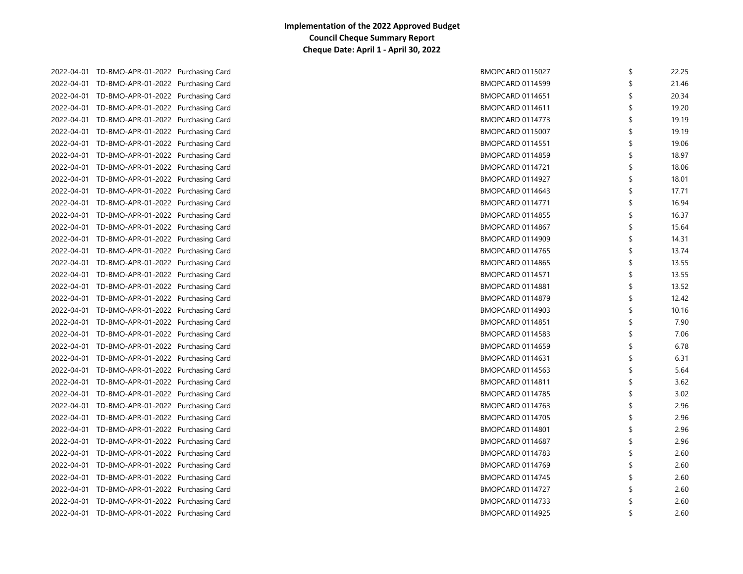**Implementation of the 2022 Approved Budget**
**Council Cheque Summary Report**
**Cheque Date: April 1 - April 30, 2022**

| | | | | | |
|---|---|---|---|---|---|
| 2022-04-01 | TD-BMO-APR-01-2022 | Purchasing Card | BMOPCARD 0115027 | $ | 22.25 |
| 2022-04-01 | TD-BMO-APR-01-2022 | Purchasing Card | BMOPCARD 0114599 | $ | 21.46 |
| 2022-04-01 | TD-BMO-APR-01-2022 | Purchasing Card | BMOPCARD 0114651 | $ | 20.34 |
| 2022-04-01 | TD-BMO-APR-01-2022 | Purchasing Card | BMOPCARD 0114611 | $ | 19.20 |
| 2022-04-01 | TD-BMO-APR-01-2022 | Purchasing Card | BMOPCARD 0114773 | $ | 19.19 |
| 2022-04-01 | TD-BMO-APR-01-2022 | Purchasing Card | BMOPCARD 0115007 | $ | 19.19 |
| 2022-04-01 | TD-BMO-APR-01-2022 | Purchasing Card | BMOPCARD 0114551 | $ | 19.06 |
| 2022-04-01 | TD-BMO-APR-01-2022 | Purchasing Card | BMOPCARD 0114859 | $ | 18.97 |
| 2022-04-01 | TD-BMO-APR-01-2022 | Purchasing Card | BMOPCARD 0114721 | $ | 18.06 |
| 2022-04-01 | TD-BMO-APR-01-2022 | Purchasing Card | BMOPCARD 0114927 | $ | 18.01 |
| 2022-04-01 | TD-BMO-APR-01-2022 | Purchasing Card | BMOPCARD 0114643 | $ | 17.71 |
| 2022-04-01 | TD-BMO-APR-01-2022 | Purchasing Card | BMOPCARD 0114771 | $ | 16.94 |
| 2022-04-01 | TD-BMO-APR-01-2022 | Purchasing Card | BMOPCARD 0114855 | $ | 16.37 |
| 2022-04-01 | TD-BMO-APR-01-2022 | Purchasing Card | BMOPCARD 0114867 | $ | 15.64 |
| 2022-04-01 | TD-BMO-APR-01-2022 | Purchasing Card | BMOPCARD 0114909 | $ | 14.31 |
| 2022-04-01 | TD-BMO-APR-01-2022 | Purchasing Card | BMOPCARD 0114765 | $ | 13.74 |
| 2022-04-01 | TD-BMO-APR-01-2022 | Purchasing Card | BMOPCARD 0114865 | $ | 13.55 |
| 2022-04-01 | TD-BMO-APR-01-2022 | Purchasing Card | BMOPCARD 0114571 | $ | 13.55 |
| 2022-04-01 | TD-BMO-APR-01-2022 | Purchasing Card | BMOPCARD 0114881 | $ | 13.52 |
| 2022-04-01 | TD-BMO-APR-01-2022 | Purchasing Card | BMOPCARD 0114879 | $ | 12.42 |
| 2022-04-01 | TD-BMO-APR-01-2022 | Purchasing Card | BMOPCARD 0114903 | $ | 10.16 |
| 2022-04-01 | TD-BMO-APR-01-2022 | Purchasing Card | BMOPCARD 0114851 | $ | 7.90 |
| 2022-04-01 | TD-BMO-APR-01-2022 | Purchasing Card | BMOPCARD 0114583 | $ | 7.06 |
| 2022-04-01 | TD-BMO-APR-01-2022 | Purchasing Card | BMOPCARD 0114659 | $ | 6.78 |
| 2022-04-01 | TD-BMO-APR-01-2022 | Purchasing Card | BMOPCARD 0114631 | $ | 6.31 |
| 2022-04-01 | TD-BMO-APR-01-2022 | Purchasing Card | BMOPCARD 0114563 | $ | 5.64 |
| 2022-04-01 | TD-BMO-APR-01-2022 | Purchasing Card | BMOPCARD 0114811 | $ | 3.62 |
| 2022-04-01 | TD-BMO-APR-01-2022 | Purchasing Card | BMOPCARD 0114785 | $ | 3.02 |
| 2022-04-01 | TD-BMO-APR-01-2022 | Purchasing Card | BMOPCARD 0114763 | $ | 2.96 |
| 2022-04-01 | TD-BMO-APR-01-2022 | Purchasing Card | BMOPCARD 0114705 | $ | 2.96 |
| 2022-04-01 | TD-BMO-APR-01-2022 | Purchasing Card | BMOPCARD 0114801 | $ | 2.96 |
| 2022-04-01 | TD-BMO-APR-01-2022 | Purchasing Card | BMOPCARD 0114687 | $ | 2.96 |
| 2022-04-01 | TD-BMO-APR-01-2022 | Purchasing Card | BMOPCARD 0114783 | $ | 2.60 |
| 2022-04-01 | TD-BMO-APR-01-2022 | Purchasing Card | BMOPCARD 0114769 | $ | 2.60 |
| 2022-04-01 | TD-BMO-APR-01-2022 | Purchasing Card | BMOPCARD 0114745 | $ | 2.60 |
| 2022-04-01 | TD-BMO-APR-01-2022 | Purchasing Card | BMOPCARD 0114727 | $ | 2.60 |
| 2022-04-01 | TD-BMO-APR-01-2022 | Purchasing Card | BMOPCARD 0114733 | $ | 2.60 |
| 2022-04-01 | TD-BMO-APR-01-2022 | Purchasing Card | BMOPCARD 0114925 | $ | 2.60 |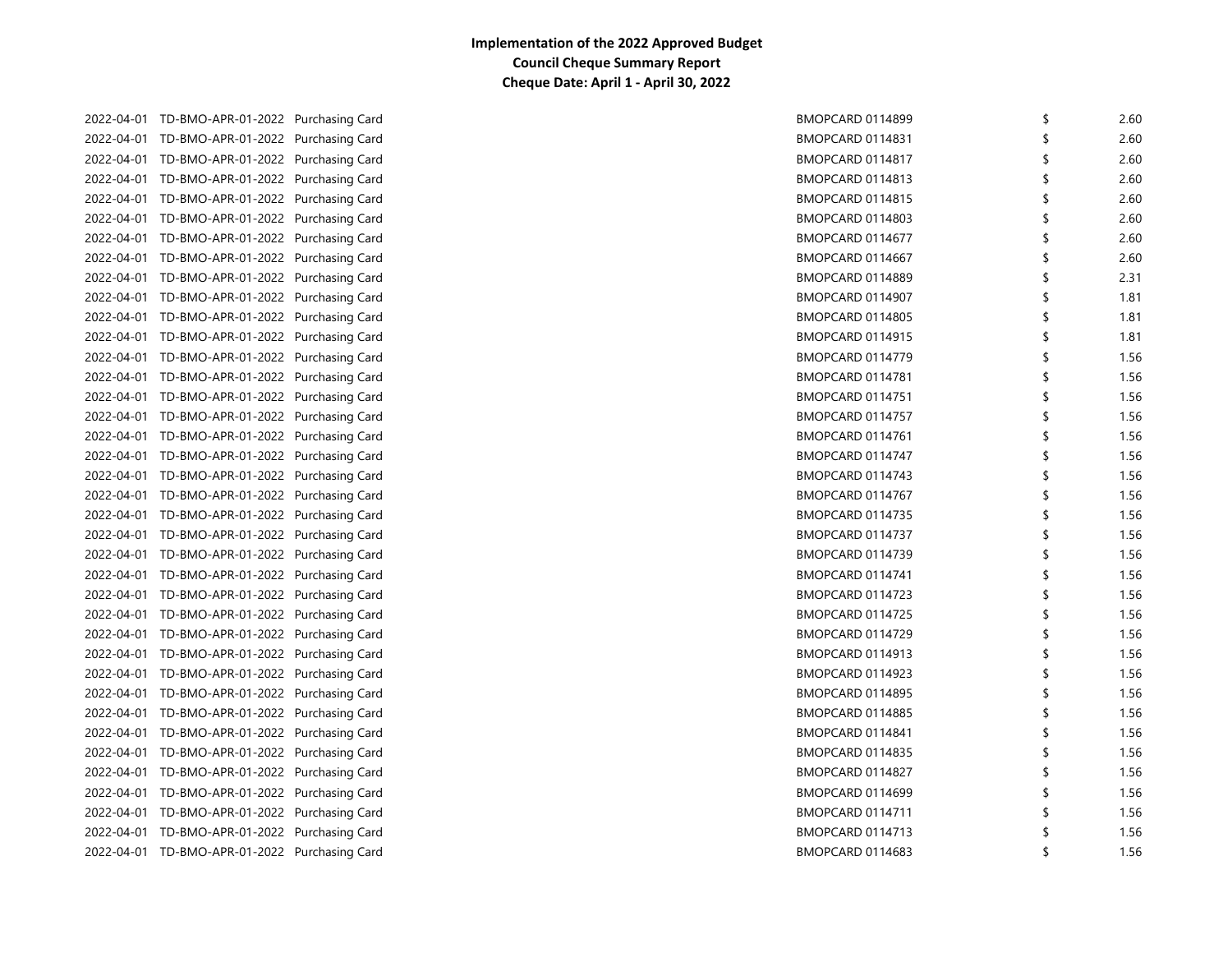**Implementation of the 2022 Approved Budget**
**Council Cheque Summary Report**
**Cheque Date: April 1 - April 30, 2022**

| | | | | | |
|---|---|---|---|---|---|
| 2022-04-01 | TD-BMO-APR-01-2022 | Purchasing Card | BMOPCARD 0114899 | $ | 2.60 |
| 2022-04-01 | TD-BMO-APR-01-2022 | Purchasing Card | BMOPCARD 0114831 | $ | 2.60 |
| 2022-04-01 | TD-BMO-APR-01-2022 | Purchasing Card | BMOPCARD 0114817 | $ | 2.60 |
| 2022-04-01 | TD-BMO-APR-01-2022 | Purchasing Card | BMOPCARD 0114813 | $ | 2.60 |
| 2022-04-01 | TD-BMO-APR-01-2022 | Purchasing Card | BMOPCARD 0114815 | $ | 2.60 |
| 2022-04-01 | TD-BMO-APR-01-2022 | Purchasing Card | BMOPCARD 0114803 | $ | 2.60 |
| 2022-04-01 | TD-BMO-APR-01-2022 | Purchasing Card | BMOPCARD 0114677 | $ | 2.60 |
| 2022-04-01 | TD-BMO-APR-01-2022 | Purchasing Card | BMOPCARD 0114667 | $ | 2.60 |
| 2022-04-01 | TD-BMO-APR-01-2022 | Purchasing Card | BMOPCARD 0114889 | $ | 2.31 |
| 2022-04-01 | TD-BMO-APR-01-2022 | Purchasing Card | BMOPCARD 0114907 | $ | 1.81 |
| 2022-04-01 | TD-BMO-APR-01-2022 | Purchasing Card | BMOPCARD 0114805 | $ | 1.81 |
| 2022-04-01 | TD-BMO-APR-01-2022 | Purchasing Card | BMOPCARD 0114915 | $ | 1.81 |
| 2022-04-01 | TD-BMO-APR-01-2022 | Purchasing Card | BMOPCARD 0114779 | $ | 1.56 |
| 2022-04-01 | TD-BMO-APR-01-2022 | Purchasing Card | BMOPCARD 0114781 | $ | 1.56 |
| 2022-04-01 | TD-BMO-APR-01-2022 | Purchasing Card | BMOPCARD 0114751 | $ | 1.56 |
| 2022-04-01 | TD-BMO-APR-01-2022 | Purchasing Card | BMOPCARD 0114757 | $ | 1.56 |
| 2022-04-01 | TD-BMO-APR-01-2022 | Purchasing Card | BMOPCARD 0114761 | $ | 1.56 |
| 2022-04-01 | TD-BMO-APR-01-2022 | Purchasing Card | BMOPCARD 0114747 | $ | 1.56 |
| 2022-04-01 | TD-BMO-APR-01-2022 | Purchasing Card | BMOPCARD 0114743 | $ | 1.56 |
| 2022-04-01 | TD-BMO-APR-01-2022 | Purchasing Card | BMOPCARD 0114767 | $ | 1.56 |
| 2022-04-01 | TD-BMO-APR-01-2022 | Purchasing Card | BMOPCARD 0114735 | $ | 1.56 |
| 2022-04-01 | TD-BMO-APR-01-2022 | Purchasing Card | BMOPCARD 0114737 | $ | 1.56 |
| 2022-04-01 | TD-BMO-APR-01-2022 | Purchasing Card | BMOPCARD 0114739 | $ | 1.56 |
| 2022-04-01 | TD-BMO-APR-01-2022 | Purchasing Card | BMOPCARD 0114741 | $ | 1.56 |
| 2022-04-01 | TD-BMO-APR-01-2022 | Purchasing Card | BMOPCARD 0114723 | $ | 1.56 |
| 2022-04-01 | TD-BMO-APR-01-2022 | Purchasing Card | BMOPCARD 0114725 | $ | 1.56 |
| 2022-04-01 | TD-BMO-APR-01-2022 | Purchasing Card | BMOPCARD 0114729 | $ | 1.56 |
| 2022-04-01 | TD-BMO-APR-01-2022 | Purchasing Card | BMOPCARD 0114913 | $ | 1.56 |
| 2022-04-01 | TD-BMO-APR-01-2022 | Purchasing Card | BMOPCARD 0114923 | $ | 1.56 |
| 2022-04-01 | TD-BMO-APR-01-2022 | Purchasing Card | BMOPCARD 0114895 | $ | 1.56 |
| 2022-04-01 | TD-BMO-APR-01-2022 | Purchasing Card | BMOPCARD 0114885 | $ | 1.56 |
| 2022-04-01 | TD-BMO-APR-01-2022 | Purchasing Card | BMOPCARD 0114841 | $ | 1.56 |
| 2022-04-01 | TD-BMO-APR-01-2022 | Purchasing Card | BMOPCARD 0114835 | $ | 1.56 |
| 2022-04-01 | TD-BMO-APR-01-2022 | Purchasing Card | BMOPCARD 0114827 | $ | 1.56 |
| 2022-04-01 | TD-BMO-APR-01-2022 | Purchasing Card | BMOPCARD 0114699 | $ | 1.56 |
| 2022-04-01 | TD-BMO-APR-01-2022 | Purchasing Card | BMOPCARD 0114711 | $ | 1.56 |
| 2022-04-01 | TD-BMO-APR-01-2022 | Purchasing Card | BMOPCARD 0114713 | $ | 1.56 |
| 2022-04-01 | TD-BMO-APR-01-2022 | Purchasing Card | BMOPCARD 0114683 | $ | 1.56 |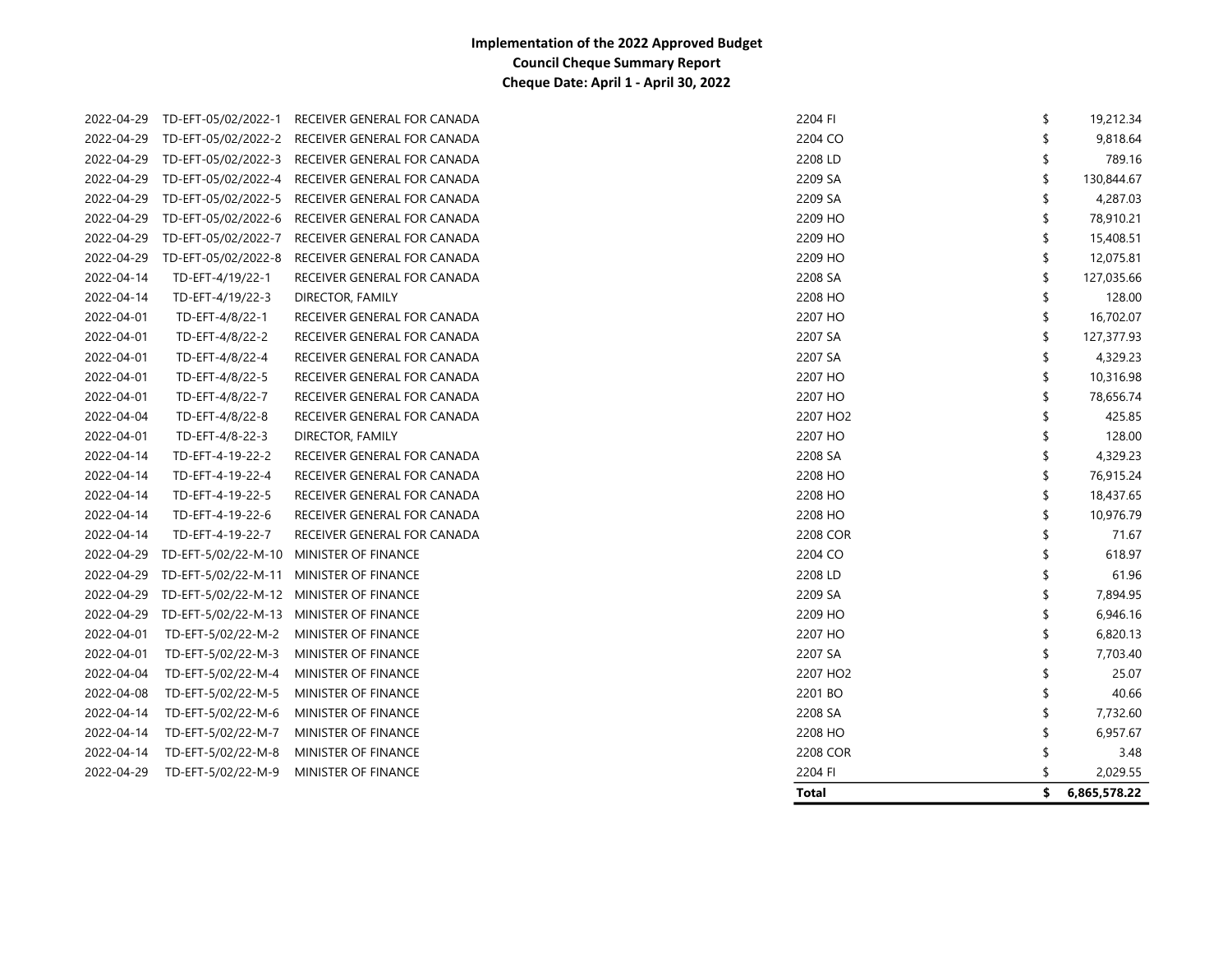**Implementation of the 2022 Approved Budget**
**Council Cheque Summary Report**
**Cheque Date: April 1 - April 30, 2022**

| | | | | |
|---|---|---|---|---|
| 2022-04-29 | TD-EFT-05/02/2022-1 | RECEIVER GENERAL FOR CANADA | 2204 FI | $ 19,212.34 |
| 2022-04-29 | TD-EFT-05/02/2022-2 | RECEIVER GENERAL FOR CANADA | 2204 CO | $ 9,818.64 |
| 2022-04-29 | TD-EFT-05/02/2022-3 | RECEIVER GENERAL FOR CANADA | 2208 LD | $ 789.16 |
| 2022-04-29 | TD-EFT-05/02/2022-4 | RECEIVER GENERAL FOR CANADA | 2209 SA | $ 130,844.67 |
| 2022-04-29 | TD-EFT-05/02/2022-5 | RECEIVER GENERAL FOR CANADA | 2209 SA | $ 4,287.03 |
| 2022-04-29 | TD-EFT-05/02/2022-6 | RECEIVER GENERAL FOR CANADA | 2209 HO | $ 78,910.21 |
| 2022-04-29 | TD-EFT-05/02/2022-7 | RECEIVER GENERAL FOR CANADA | 2209 HO | $ 15,408.51 |
| 2022-04-29 | TD-EFT-05/02/2022-8 | RECEIVER GENERAL FOR CANADA | 2209 HO | $ 12,075.81 |
| 2022-04-14 | TD-EFT-4/19/22-1 | RECEIVER GENERAL FOR CANADA | 2208 SA | $ 127,035.66 |
| 2022-04-14 | TD-EFT-4/19/22-3 | DIRECTOR, FAMILY | 2208 HO | $ 128.00 |
| 2022-04-01 | TD-EFT-4/8/22-1 | RECEIVER GENERAL FOR CANADA | 2207 HO | $ 16,702.07 |
| 2022-04-01 | TD-EFT-4/8/22-2 | RECEIVER GENERAL FOR CANADA | 2207 SA | $ 127,377.93 |
| 2022-04-01 | TD-EFT-4/8/22-4 | RECEIVER GENERAL FOR CANADA | 2207 SA | $ 4,329.23 |
| 2022-04-01 | TD-EFT-4/8/22-5 | RECEIVER GENERAL FOR CANADA | 2207 HO | $ 10,316.98 |
| 2022-04-01 | TD-EFT-4/8/22-7 | RECEIVER GENERAL FOR CANADA | 2207 HO | $ 78,656.74 |
| 2022-04-04 | TD-EFT-4/8/22-8 | RECEIVER GENERAL FOR CANADA | 2207 HO2 | $ 425.85 |
| 2022-04-01 | TD-EFT-4/8-22-3 | DIRECTOR, FAMILY | 2207 HO | $ 128.00 |
| 2022-04-14 | TD-EFT-4-19-22-2 | RECEIVER GENERAL FOR CANADA | 2208 SA | $ 4,329.23 |
| 2022-04-14 | TD-EFT-4-19-22-4 | RECEIVER GENERAL FOR CANADA | 2208 HO | $ 76,915.24 |
| 2022-04-14 | TD-EFT-4-19-22-5 | RECEIVER GENERAL FOR CANADA | 2208 HO | $ 18,437.65 |
| 2022-04-14 | TD-EFT-4-19-22-6 | RECEIVER GENERAL FOR CANADA | 2208 HO | $ 10,976.79 |
| 2022-04-14 | TD-EFT-4-19-22-7 | RECEIVER GENERAL FOR CANADA | 2208 COR | $ 71.67 |
| 2022-04-29 | TD-EFT-5/02/22-M-10 | MINISTER OF FINANCE | 2204 CO | $ 618.97 |
| 2022-04-29 | TD-EFT-5/02/22-M-11 | MINISTER OF FINANCE | 2208 LD | $ 61.96 |
| 2022-04-29 | TD-EFT-5/02/22-M-12 | MINISTER OF FINANCE | 2209 SA | $ 7,894.95 |
| 2022-04-29 | TD-EFT-5/02/22-M-13 | MINISTER OF FINANCE | 2209 HO | $ 6,946.16 |
| 2022-04-01 | TD-EFT-5/02/22-M-2 | MINISTER OF FINANCE | 2207 HO | $ 6,820.13 |
| 2022-04-01 | TD-EFT-5/02/22-M-3 | MINISTER OF FINANCE | 2207 SA | $ 7,703.40 |
| 2022-04-04 | TD-EFT-5/02/22-M-4 | MINISTER OF FINANCE | 2207 HO2 | $ 25.07 |
| 2022-04-08 | TD-EFT-5/02/22-M-5 | MINISTER OF FINANCE | 2201 BO | $ 40.66 |
| 2022-04-14 | TD-EFT-5/02/22-M-6 | MINISTER OF FINANCE | 2208 SA | $ 7,732.60 |
| 2022-04-14 | TD-EFT-5/02/22-M-7 | MINISTER OF FINANCE | 2208 HO | $ 6,957.67 |
| 2022-04-14 | TD-EFT-5/02/22-M-8 | MINISTER OF FINANCE | 2208 COR | $ 3.48 |
| 2022-04-29 | TD-EFT-5/02/22-M-9 | MINISTER OF FINANCE | 2204 FI | $ 2,029.55 |
| | | | **Total** | **$ 6,865,578.22** |